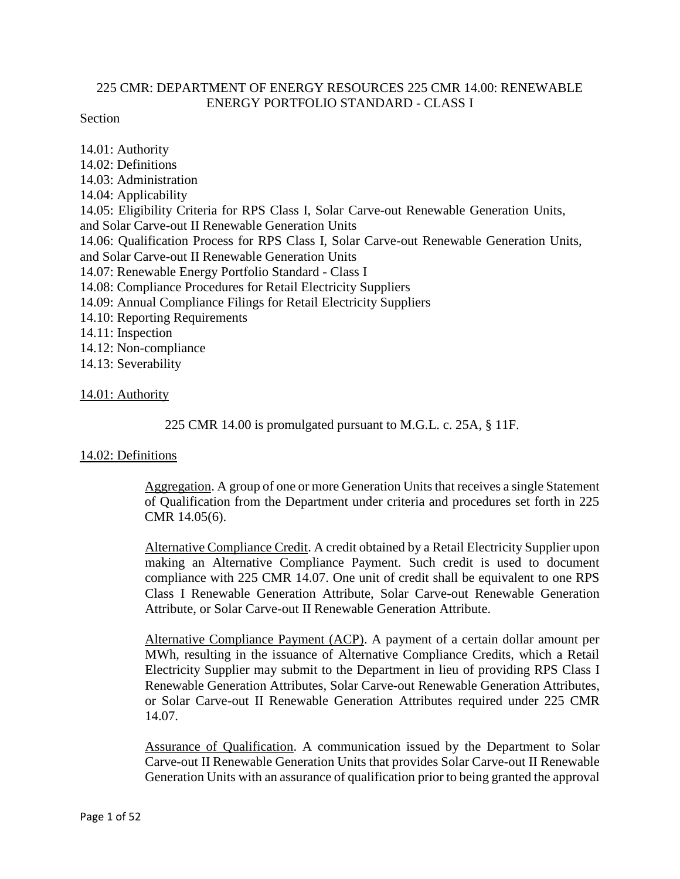# 225 CMR: DEPARTMENT OF ENERGY RESOURCES 225 CMR 14.00: RENEWABLE ENERGY PORTFOLIO STANDARD - CLASS I

Section

14.01: Authority
14.02: Definitions
14.03: Administration
14.04: Applicability
14.05: Eligibility Criteria for RPS Class I, Solar Carve-out Renewable Generation Units, and Solar Carve-out II Renewable Generation Units
14.06: Qualification Process for RPS Class I, Solar Carve-out Renewable Generation Units, and Solar Carve-out II Renewable Generation Units
14.07: Renewable Energy Portfolio Standard - Class I
14.08: Compliance Procedures for Retail Electricity Suppliers
14.09: Annual Compliance Filings for Retail Electricity Suppliers
14.10: Reporting Requirements
14.11: Inspection
14.12: Non-compliance
14.13: Severability

## 14.01: Authority

225 CMR 14.00 is promulgated pursuant to M.G.L. c. 25A, § 11F.

## 14.02: Definitions

Aggregation. A group of one or more Generation Units that receives a single Statement of Qualification from the Department under criteria and procedures set forth in 225 CMR 14.05(6).

Alternative Compliance Credit. A credit obtained by a Retail Electricity Supplier upon making an Alternative Compliance Payment. Such credit is used to document compliance with 225 CMR 14.07. One unit of credit shall be equivalent to one RPS Class I Renewable Generation Attribute, Solar Carve-out Renewable Generation Attribute, or Solar Carve-out II Renewable Generation Attribute.

Alternative Compliance Payment (ACP). A payment of a certain dollar amount per MWh, resulting in the issuance of Alternative Compliance Credits, which a Retail Electricity Supplier may submit to the Department in lieu of providing RPS Class I Renewable Generation Attributes, Solar Carve-out Renewable Generation Attributes, or Solar Carve-out II Renewable Generation Attributes required under 225 CMR 14.07.

Assurance of Qualification. A communication issued by the Department to Solar Carve-out II Renewable Generation Units that provides Solar Carve-out II Renewable Generation Units with an assurance of qualification prior to being granted the approval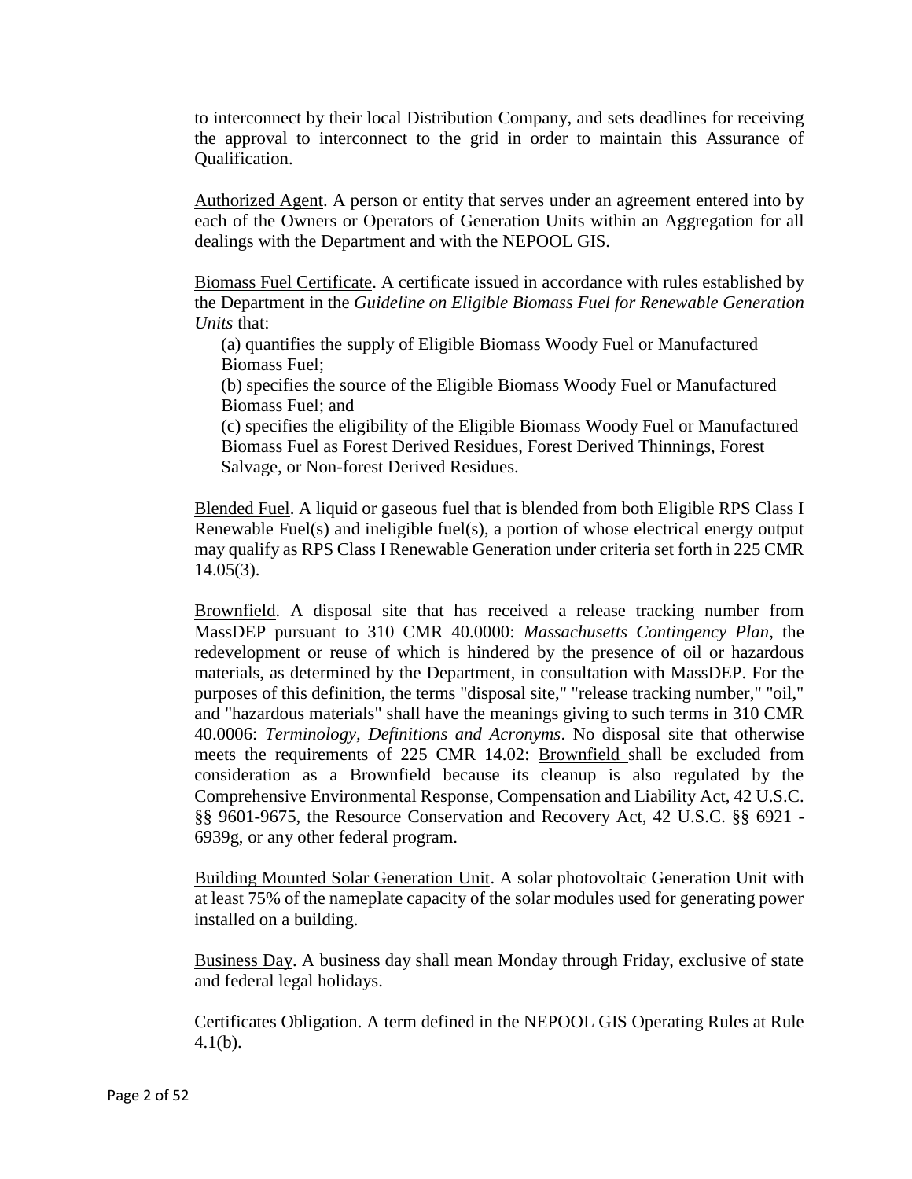to interconnect by their local Distribution Company, and sets deadlines for receiving the approval to interconnect to the grid in order to maintain this Assurance of Qualification.

Authorized Agent. A person or entity that serves under an agreement entered into by each of the Owners or Operators of Generation Units within an Aggregation for all dealings with the Department and with the NEPOOL GIS.

Biomass Fuel Certificate. A certificate issued in accordance with rules established by the Department in the *Guideline on Eligible Biomass Fuel for Renewable Generation Units* that:

(a) quantifies the supply of Eligible Biomass Woody Fuel or Manufactured Biomass Fuel;

(b) specifies the source of the Eligible Biomass Woody Fuel or Manufactured Biomass Fuel; and

(c) specifies the eligibility of the Eligible Biomass Woody Fuel or Manufactured Biomass Fuel as Forest Derived Residues, Forest Derived Thinnings, Forest Salvage, or Non-forest Derived Residues.

Blended Fuel. A liquid or gaseous fuel that is blended from both Eligible RPS Class I Renewable Fuel(s) and ineligible fuel(s), a portion of whose electrical energy output may qualify as RPS Class I Renewable Generation under criteria set forth in 225 CMR 14.05(3).

Brownfield. A disposal site that has received a release tracking number from MassDEP pursuant to 310 CMR 40.0000: *Massachusetts Contingency Plan*, the redevelopment or reuse of which is hindered by the presence of oil or hazardous materials, as determined by the Department, in consultation with MassDEP. For the purposes of this definition, the terms "disposal site," "release tracking number," "oil," and "hazardous materials" shall have the meanings giving to such terms in 310 CMR 40.0006: *Terminology, Definitions and Acronyms*. No disposal site that otherwise meets the requirements of 225 CMR 14.02: Brownfield shall be excluded from consideration as a Brownfield because its cleanup is also regulated by the Comprehensive Environmental Response, Compensation and Liability Act, 42 U.S.C. §§ 9601-9675, the Resource Conservation and Recovery Act, 42 U.S.C. §§ 6921 - 6939g, or any other federal program.

Building Mounted Solar Generation Unit. A solar photovoltaic Generation Unit with at least 75% of the nameplate capacity of the solar modules used for generating power installed on a building.

Business Day. A business day shall mean Monday through Friday, exclusive of state and federal legal holidays.

Certificates Obligation. A term defined in the NEPOOL GIS Operating Rules at Rule 4.1(b).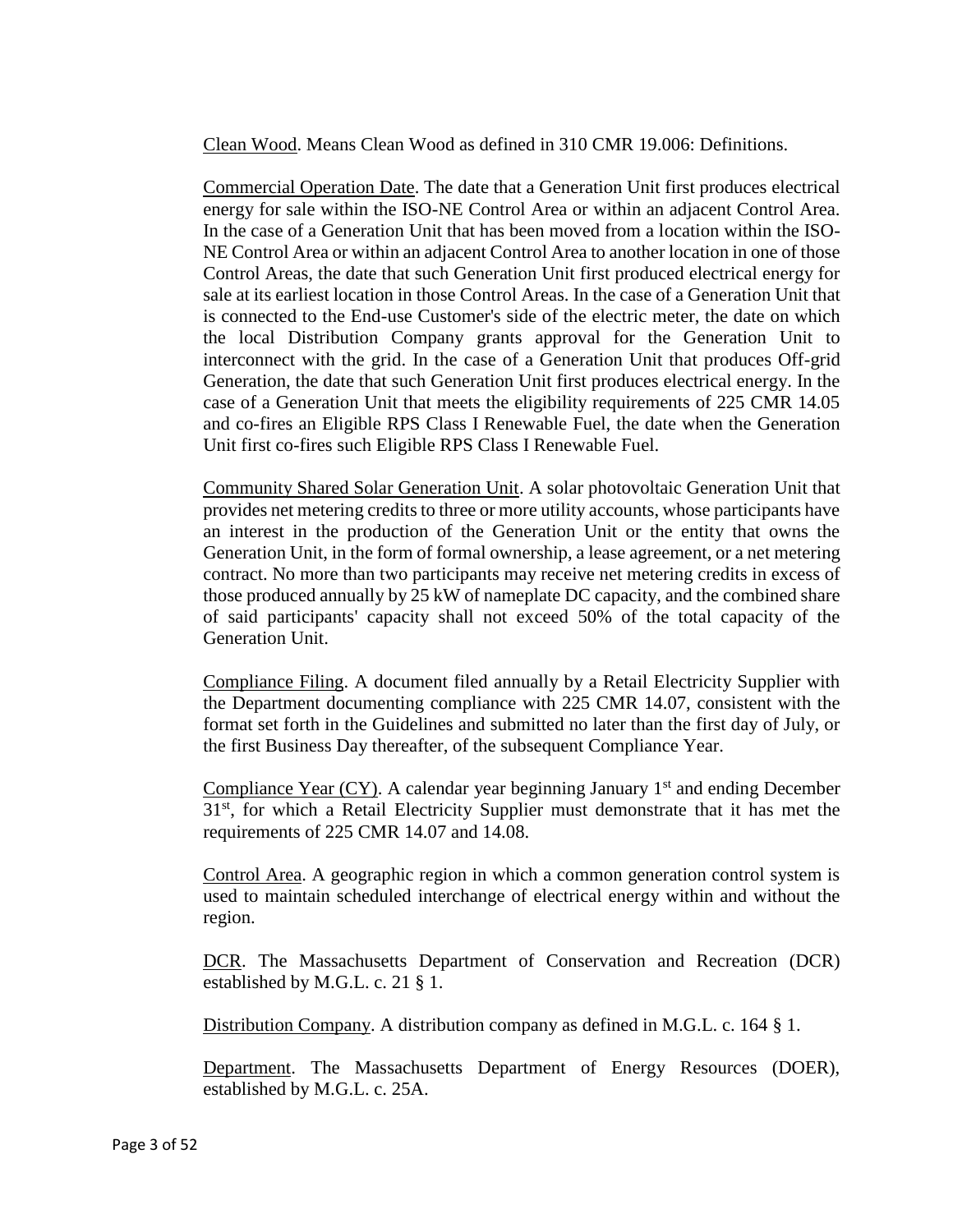Clean Wood. Means Clean Wood as defined in 310 CMR 19.006: Definitions.

Commercial Operation Date. The date that a Generation Unit first produces electrical energy for sale within the ISO-NE Control Area or within an adjacent Control Area. In the case of a Generation Unit that has been moved from a location within the ISO-NE Control Area or within an adjacent Control Area to another location in one of those Control Areas, the date that such Generation Unit first produced electrical energy for sale at its earliest location in those Control Areas. In the case of a Generation Unit that is connected to the End-use Customer's side of the electric meter, the date on which the local Distribution Company grants approval for the Generation Unit to interconnect with the grid. In the case of a Generation Unit that produces Off-grid Generation, the date that such Generation Unit first produces electrical energy. In the case of a Generation Unit that meets the eligibility requirements of 225 CMR 14.05 and co-fires an Eligible RPS Class I Renewable Fuel, the date when the Generation Unit first co-fires such Eligible RPS Class I Renewable Fuel.

Community Shared Solar Generation Unit. A solar photovoltaic Generation Unit that provides net metering credits to three or more utility accounts, whose participants have an interest in the production of the Generation Unit or the entity that owns the Generation Unit, in the form of formal ownership, a lease agreement, or a net metering contract. No more than two participants may receive net metering credits in excess of those produced annually by 25 kW of nameplate DC capacity, and the combined share of said participants' capacity shall not exceed 50% of the total capacity of the Generation Unit.

Compliance Filing. A document filed annually by a Retail Electricity Supplier with the Department documenting compliance with 225 CMR 14.07, consistent with the format set forth in the Guidelines and submitted no later than the first day of July, or the first Business Day thereafter, of the subsequent Compliance Year.

Compliance Year (CY). A calendar year beginning January 1st and ending December 31st, for which a Retail Electricity Supplier must demonstrate that it has met the requirements of 225 CMR 14.07 and 14.08.

Control Area. A geographic region in which a common generation control system is used to maintain scheduled interchange of electrical energy within and without the region.

DCR. The Massachusetts Department of Conservation and Recreation (DCR) established by M.G.L. c. 21 § 1.

Distribution Company. A distribution company as defined in M.G.L. c. 164 § 1.

Department. The Massachusetts Department of Energy Resources (DOER), established by M.G.L. c. 25A.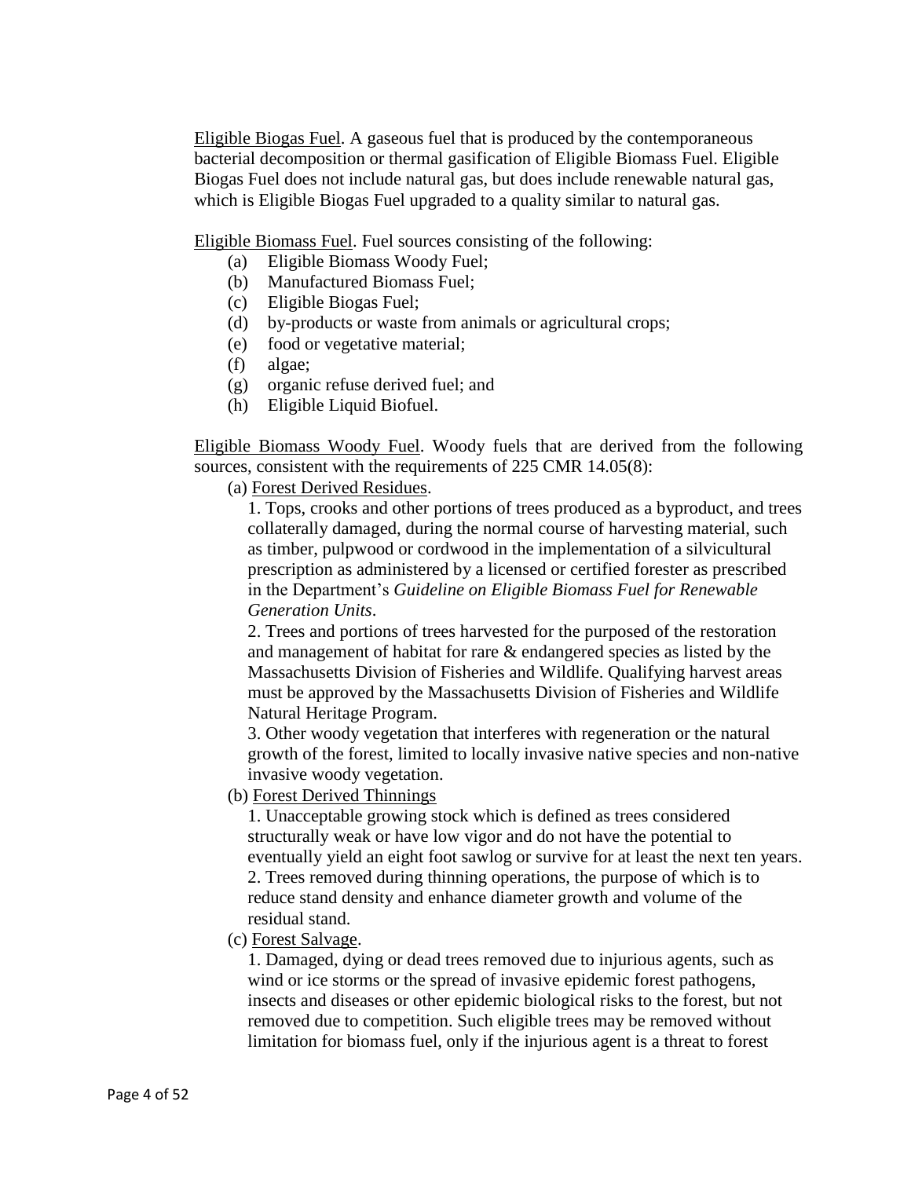Eligible Biogas Fuel. A gaseous fuel that is produced by the contemporaneous bacterial decomposition or thermal gasification of Eligible Biomass Fuel. Eligible Biogas Fuel does not include natural gas, but does include renewable natural gas, which is Eligible Biogas Fuel upgraded to a quality similar to natural gas.

Eligible Biomass Fuel. Fuel sources consisting of the following:

(a) Eligible Biomass Woody Fuel;
(b) Manufactured Biomass Fuel;
(c) Eligible Biogas Fuel;
(d) by-products or waste from animals or agricultural crops;
(e) food or vegetative material;
(f) algae;
(g) organic refuse derived fuel; and
(h) Eligible Liquid Biofuel.

Eligible Biomass Woody Fuel. Woody fuels that are derived from the following sources, consistent with the requirements of 225 CMR 14.05(8):

(a) Forest Derived Residues.

1. Tops, crooks and other portions of trees produced as a byproduct, and trees collaterally damaged, during the normal course of harvesting material, such as timber, pulpwood or cordwood in the implementation of a silvicultural prescription as administered by a licensed or certified forester as prescribed in the Department's *Guideline on Eligible Biomass Fuel for Renewable Generation Units*.

2. Trees and portions of trees harvested for the purposed of the restoration and management of habitat for rare & endangered species as listed by the Massachusetts Division of Fisheries and Wildlife. Qualifying harvest areas must be approved by the Massachusetts Division of Fisheries and Wildlife Natural Heritage Program.

3. Other woody vegetation that interferes with regeneration or the natural growth of the forest, limited to locally invasive native species and non-native invasive woody vegetation.

(b) Forest Derived Thinnings

1. Unacceptable growing stock which is defined as trees considered structurally weak or have low vigor and do not have the potential to eventually yield an eight foot sawlog or survive for at least the next ten years.

2. Trees removed during thinning operations, the purpose of which is to reduce stand density and enhance diameter growth and volume of the residual stand.

(c) Forest Salvage.

1. Damaged, dying or dead trees removed due to injurious agents, such as wind or ice storms or the spread of invasive epidemic forest pathogens, insects and diseases or other epidemic biological risks to the forest, but not removed due to competition. Such eligible trees may be removed without limitation for biomass fuel, only if the injurious agent is a threat to forest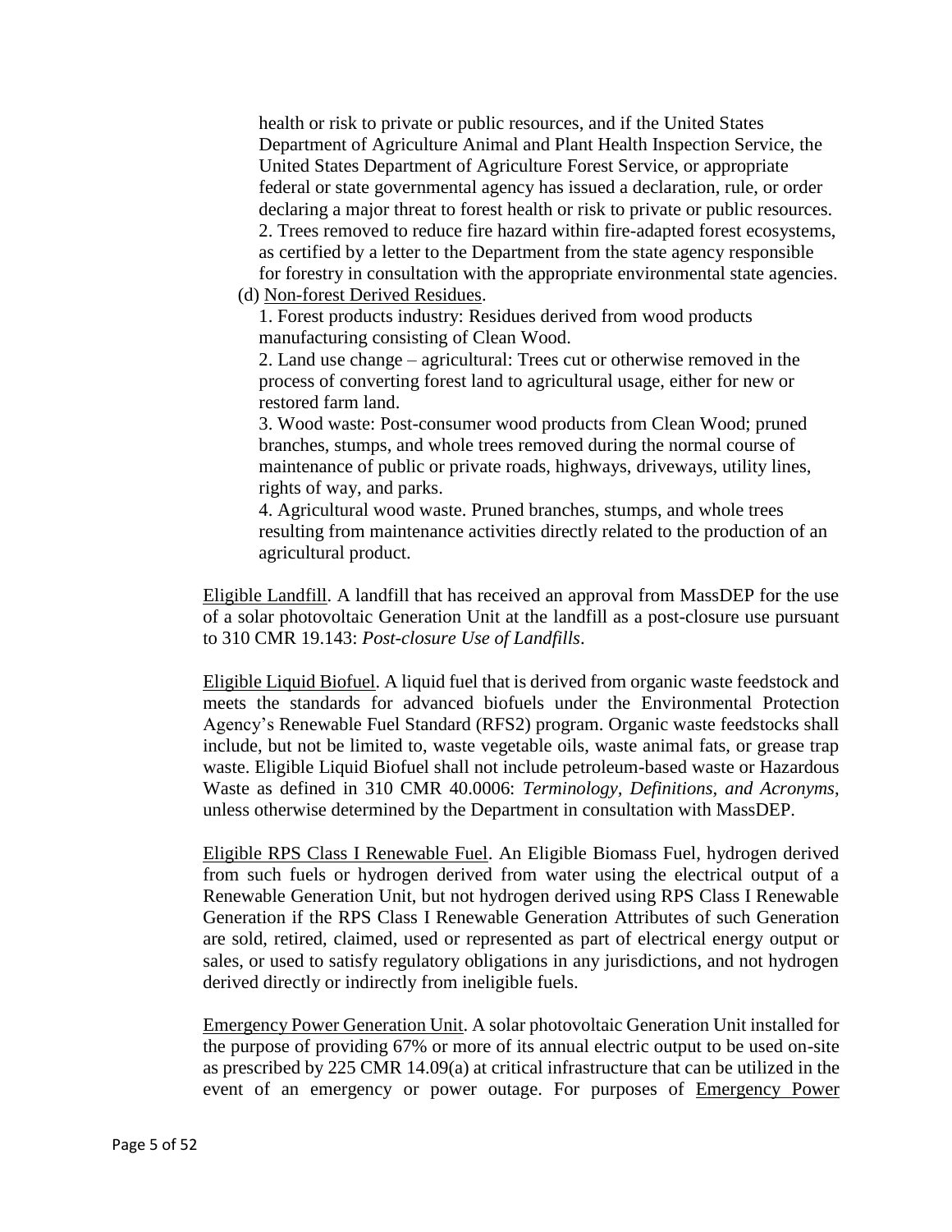health or risk to private or public resources, and if the United States Department of Agriculture Animal and Plant Health Inspection Service, the United States Department of Agriculture Forest Service, or appropriate federal or state governmental agency has issued a declaration, rule, or order declaring a major threat to forest health or risk to private or public resources.

2. Trees removed to reduce fire hazard within fire-adapted forest ecosystems, as certified by a letter to the Department from the state agency responsible for forestry in consultation with the appropriate environmental state agencies.

(d) Non-forest Derived Residues.

1. Forest products industry: Residues derived from wood products manufacturing consisting of Clean Wood.

2. Land use change – agricultural: Trees cut or otherwise removed in the process of converting forest land to agricultural usage, either for new or restored farm land.

3. Wood waste: Post-consumer wood products from Clean Wood; pruned branches, stumps, and whole trees removed during the normal course of maintenance of public or private roads, highways, driveways, utility lines, rights of way, and parks.

4. Agricultural wood waste. Pruned branches, stumps, and whole trees resulting from maintenance activities directly related to the production of an agricultural product.

Eligible Landfill. A landfill that has received an approval from MassDEP for the use of a solar photovoltaic Generation Unit at the landfill as a post-closure use pursuant to 310 CMR 19.143: *Post-closure Use of Landfills*.

Eligible Liquid Biofuel. A liquid fuel that is derived from organic waste feedstock and meets the standards for advanced biofuels under the Environmental Protection Agency's Renewable Fuel Standard (RFS2) program. Organic waste feedstocks shall include, but not be limited to, waste vegetable oils, waste animal fats, or grease trap waste. Eligible Liquid Biofuel shall not include petroleum-based waste or Hazardous Waste as defined in 310 CMR 40.0006: *Terminology, Definitions, and Acronyms*, unless otherwise determined by the Department in consultation with MassDEP.

Eligible RPS Class I Renewable Fuel. An Eligible Biomass Fuel, hydrogen derived from such fuels or hydrogen derived from water using the electrical output of a Renewable Generation Unit, but not hydrogen derived using RPS Class I Renewable Generation if the RPS Class I Renewable Generation Attributes of such Generation are sold, retired, claimed, used or represented as part of electrical energy output or sales, or used to satisfy regulatory obligations in any jurisdictions, and not hydrogen derived directly or indirectly from ineligible fuels.

Emergency Power Generation Unit. A solar photovoltaic Generation Unit installed for the purpose of providing 67% or more of its annual electric output to be used on-site as prescribed by 225 CMR 14.09(a) at critical infrastructure that can be utilized in the event of an emergency or power outage. For purposes of Emergency Power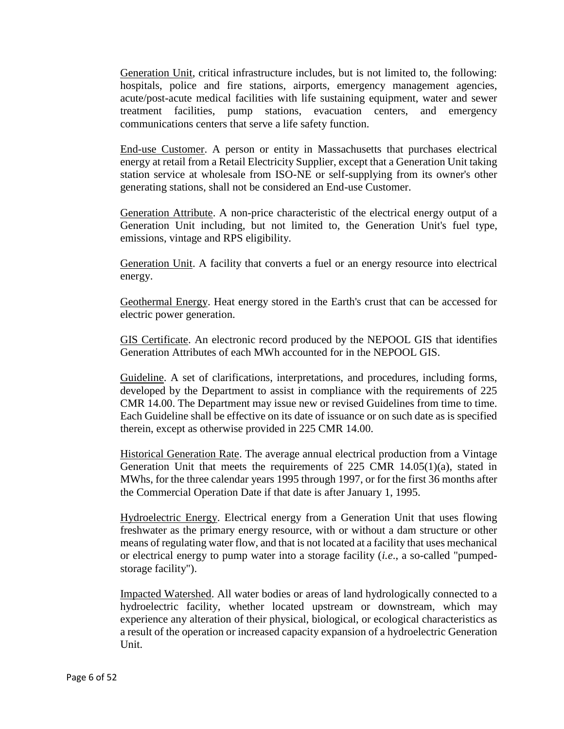Generation Unit, critical infrastructure includes, but is not limited to, the following: hospitals, police and fire stations, airports, emergency management agencies, acute/post-acute medical facilities with life sustaining equipment, water and sewer treatment facilities, pump stations, evacuation centers, and emergency communications centers that serve a life safety function.

<u>End-use Customer</u>. A person or entity in Massachusetts that purchases electrical energy at retail from a Retail Electricity Supplier, except that a Generation Unit taking station service at wholesale from ISO-NE or self-supplying from its owner's other generating stations, shall not be considered an End-use Customer.

<u>Generation Attribute</u>. A non-price characteristic of the electrical energy output of a Generation Unit including, but not limited to, the Generation Unit's fuel type, emissions, vintage and RPS eligibility.

<u>Generation Unit</u>. A facility that converts a fuel or an energy resource into electrical energy.

<u>Geothermal Energy</u>. Heat energy stored in the Earth's crust that can be accessed for electric power generation.

<u>GIS Certificate</u>. An electronic record produced by the NEPOOL GIS that identifies Generation Attributes of each MWh accounted for in the NEPOOL GIS.

<u>Guideline</u>. A set of clarifications, interpretations, and procedures, including forms, developed by the Department to assist in compliance with the requirements of 225 CMR 14.00. The Department may issue new or revised Guidelines from time to time. Each Guideline shall be effective on its date of issuance or on such date as is specified therein, except as otherwise provided in 225 CMR 14.00.

<u>Historical Generation Rate</u>. The average annual electrical production from a Vintage Generation Unit that meets the requirements of 225 CMR 14.05(1)(a), stated in MWhs, for the three calendar years 1995 through 1997, or for the first 36 months after the Commercial Operation Date if that date is after January 1, 1995.

<u>Hydroelectric Energy</u>. Electrical energy from a Generation Unit that uses flowing freshwater as the primary energy resource, with or without a dam structure or other means of regulating water flow, and that is not located at a facility that uses mechanical or electrical energy to pump water into a storage facility (*i.e*., a so-called "pumped-storage facility").

<u>Impacted Watershed</u>. All water bodies or areas of land hydrologically connected to a hydroelectric facility, whether located upstream or downstream, which may experience any alteration of their physical, biological, or ecological characteristics as a result of the operation or increased capacity expansion of a hydroelectric Generation Unit.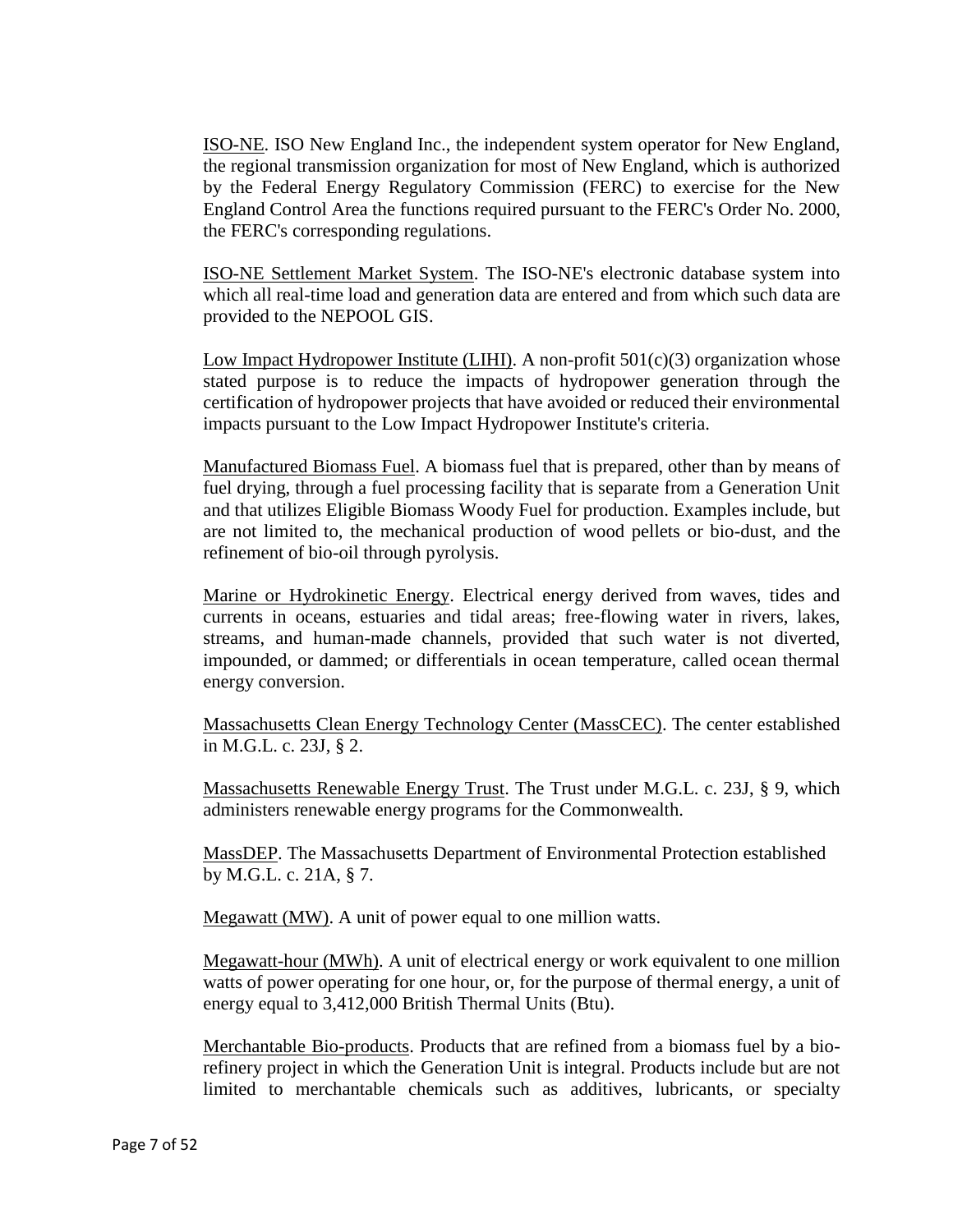ISO-NE. ISO New England Inc., the independent system operator for New England, the regional transmission organization for most of New England, which is authorized by the Federal Energy Regulatory Commission (FERC) to exercise for the New England Control Area the functions required pursuant to the FERC's Order No. 2000, the FERC's corresponding regulations.

ISO-NE Settlement Market System. The ISO-NE's electronic database system into which all real-time load and generation data are entered and from which such data are provided to the NEPOOL GIS.

Low Impact Hydropower Institute (LIHI). A non-profit 501(c)(3) organization whose stated purpose is to reduce the impacts of hydropower generation through the certification of hydropower projects that have avoided or reduced their environmental impacts pursuant to the Low Impact Hydropower Institute's criteria.

Manufactured Biomass Fuel. A biomass fuel that is prepared, other than by means of fuel drying, through a fuel processing facility that is separate from a Generation Unit and that utilizes Eligible Biomass Woody Fuel for production. Examples include, but are not limited to, the mechanical production of wood pellets or bio-dust, and the refinement of bio-oil through pyrolysis.

Marine or Hydrokinetic Energy. Electrical energy derived from waves, tides and currents in oceans, estuaries and tidal areas; free-flowing water in rivers, lakes, streams, and human-made channels, provided that such water is not diverted, impounded, or dammed; or differentials in ocean temperature, called ocean thermal energy conversion.

Massachusetts Clean Energy Technology Center (MassCEC). The center established in M.G.L. c. 23J, § 2.

Massachusetts Renewable Energy Trust. The Trust under M.G.L. c. 23J, § 9, which administers renewable energy programs for the Commonwealth.

MassDEP. The Massachusetts Department of Environmental Protection established by M.G.L. c. 21A, § 7.

Megawatt (MW). A unit of power equal to one million watts.

Megawatt-hour (MWh). A unit of electrical energy or work equivalent to one million watts of power operating for one hour, or, for the purpose of thermal energy, a unit of energy equal to 3,412,000 British Thermal Units (Btu).

Merchantable Bio-products. Products that are refined from a biomass fuel by a bio-refinery project in which the Generation Unit is integral. Products include but are not limited to merchantable chemicals such as additives, lubricants, or specialty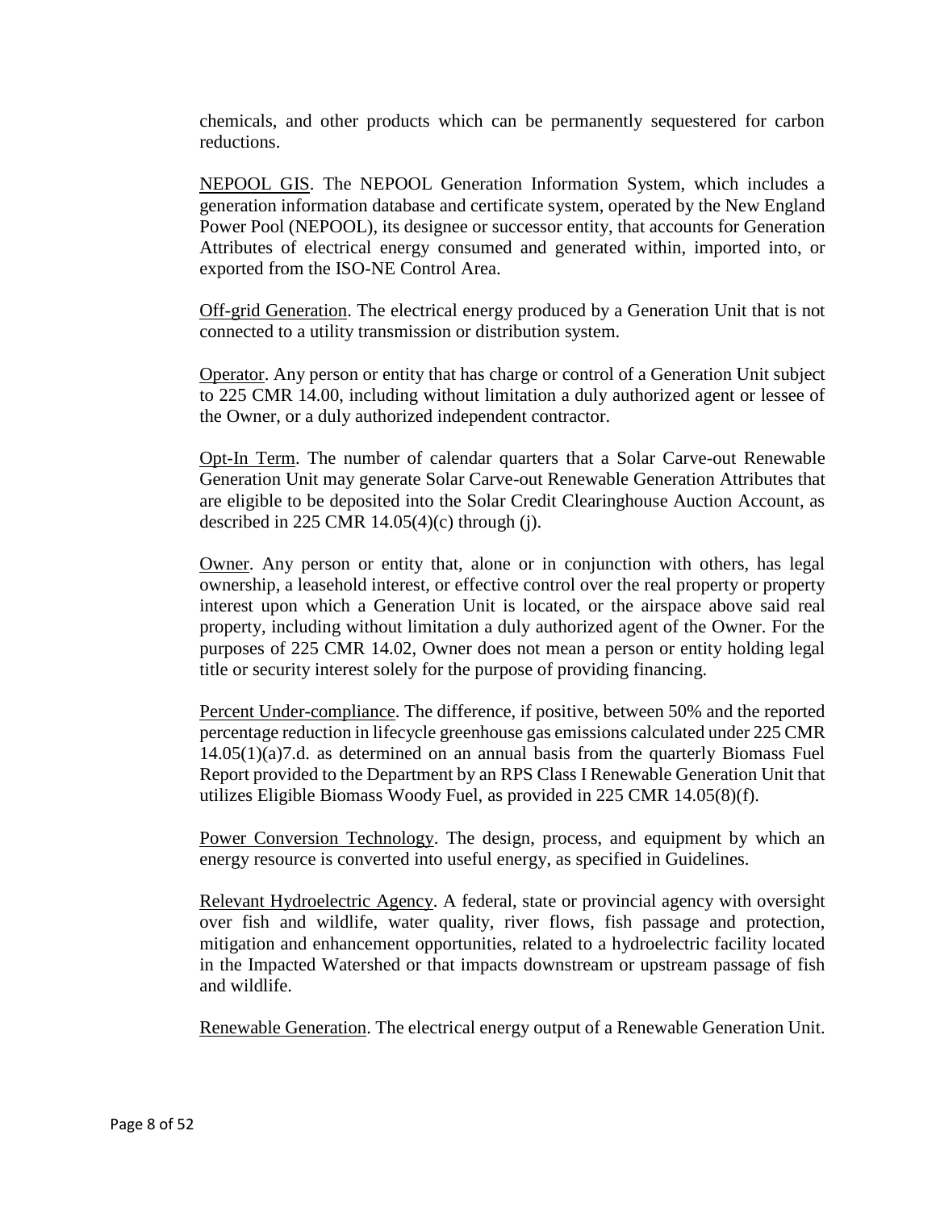chemicals, and other products which can be permanently sequestered for carbon reductions.

NEPOOL GIS. The NEPOOL Generation Information System, which includes a generation information database and certificate system, operated by the New England Power Pool (NEPOOL), its designee or successor entity, that accounts for Generation Attributes of electrical energy consumed and generated within, imported into, or exported from the ISO-NE Control Area.

Off-grid Generation. The electrical energy produced by a Generation Unit that is not connected to a utility transmission or distribution system.

Operator. Any person or entity that has charge or control of a Generation Unit subject to 225 CMR 14.00, including without limitation a duly authorized agent or lessee of the Owner, or a duly authorized independent contractor.

Opt-In Term. The number of calendar quarters that a Solar Carve-out Renewable Generation Unit may generate Solar Carve-out Renewable Generation Attributes that are eligible to be deposited into the Solar Credit Clearinghouse Auction Account, as described in 225 CMR 14.05(4)(c) through (j).

Owner. Any person or entity that, alone or in conjunction with others, has legal ownership, a leasehold interest, or effective control over the real property or property interest upon which a Generation Unit is located, or the airspace above said real property, including without limitation a duly authorized agent of the Owner. For the purposes of 225 CMR 14.02, Owner does not mean a person or entity holding legal title or security interest solely for the purpose of providing financing.

Percent Under-compliance. The difference, if positive, between 50% and the reported percentage reduction in lifecycle greenhouse gas emissions calculated under 225 CMR 14.05(1)(a)7.d. as determined on an annual basis from the quarterly Biomass Fuel Report provided to the Department by an RPS Class I Renewable Generation Unit that utilizes Eligible Biomass Woody Fuel, as provided in 225 CMR 14.05(8)(f).

Power Conversion Technology. The design, process, and equipment by which an energy resource is converted into useful energy, as specified in Guidelines.

Relevant Hydroelectric Agency. A federal, state or provincial agency with oversight over fish and wildlife, water quality, river flows, fish passage and protection, mitigation and enhancement opportunities, related to a hydroelectric facility located in the Impacted Watershed or that impacts downstream or upstream passage of fish and wildlife.

Renewable Generation. The electrical energy output of a Renewable Generation Unit.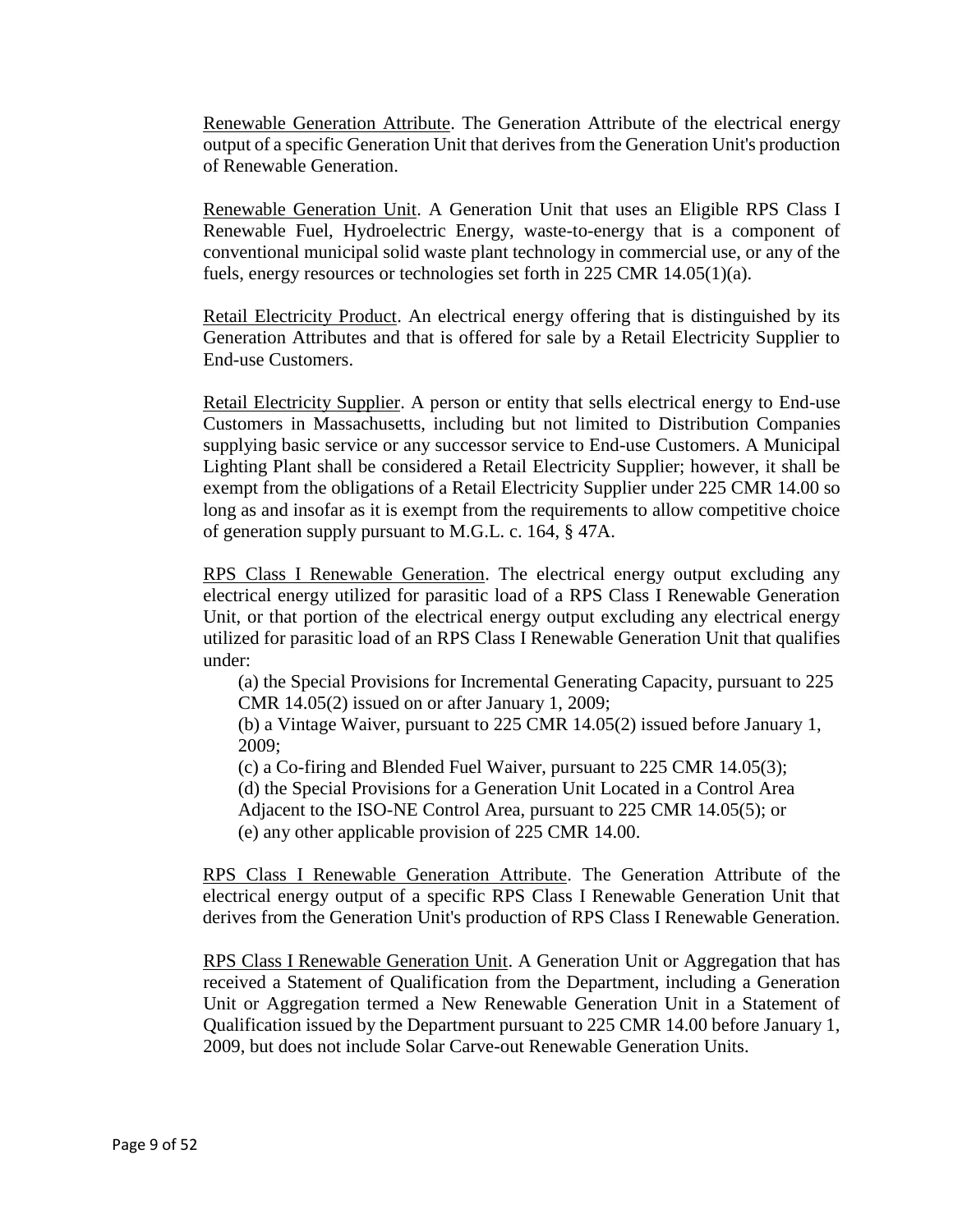<u>Renewable Generation Attribute</u>. The Generation Attribute of the electrical energy output of a specific Generation Unit that derives from the Generation Unit's production of Renewable Generation.

<u>Renewable Generation Unit</u>. A Generation Unit that uses an Eligible RPS Class I Renewable Fuel, Hydroelectric Energy, waste-to-energy that is a component of conventional municipal solid waste plant technology in commercial use, or any of the fuels, energy resources or technologies set forth in 225 CMR 14.05(1)(a).

<u>Retail Electricity Product</u>. An electrical energy offering that is distinguished by its Generation Attributes and that is offered for sale by a Retail Electricity Supplier to End-use Customers.

<u>Retail Electricity Supplier</u>. A person or entity that sells electrical energy to End-use Customers in Massachusetts, including but not limited to Distribution Companies supplying basic service or any successor service to End-use Customers. A Municipal Lighting Plant shall be considered a Retail Electricity Supplier; however, it shall be exempt from the obligations of a Retail Electricity Supplier under 225 CMR 14.00 so long as and insofar as it is exempt from the requirements to allow competitive choice of generation supply pursuant to M.G.L. c. 164, § 47A.

<u>RPS Class I Renewable Generation</u>. The electrical energy output excluding any electrical energy utilized for parasitic load of a RPS Class I Renewable Generation Unit, or that portion of the electrical energy output excluding any electrical energy utilized for parasitic load of an RPS Class I Renewable Generation Unit that qualifies under:

(a) the Special Provisions for Incremental Generating Capacity, pursuant to 225 CMR 14.05(2) issued on or after January 1, 2009;
(b) a Vintage Waiver, pursuant to 225 CMR 14.05(2) issued before January 1, 2009;
(c) a Co-firing and Blended Fuel Waiver, pursuant to 225 CMR 14.05(3);
(d) the Special Provisions for a Generation Unit Located in a Control Area Adjacent to the ISO-NE Control Area, pursuant to 225 CMR 14.05(5); or
(e) any other applicable provision of 225 CMR 14.00.

<u>RPS Class I Renewable Generation Attribute</u>. The Generation Attribute of the electrical energy output of a specific RPS Class I Renewable Generation Unit that derives from the Generation Unit's production of RPS Class I Renewable Generation.

<u>RPS Class I Renewable Generation Unit</u>. A Generation Unit or Aggregation that has received a Statement of Qualification from the Department, including a Generation Unit or Aggregation termed a New Renewable Generation Unit in a Statement of Qualification issued by the Department pursuant to 225 CMR 14.00 before January 1, 2009, but does not include Solar Carve-out Renewable Generation Units.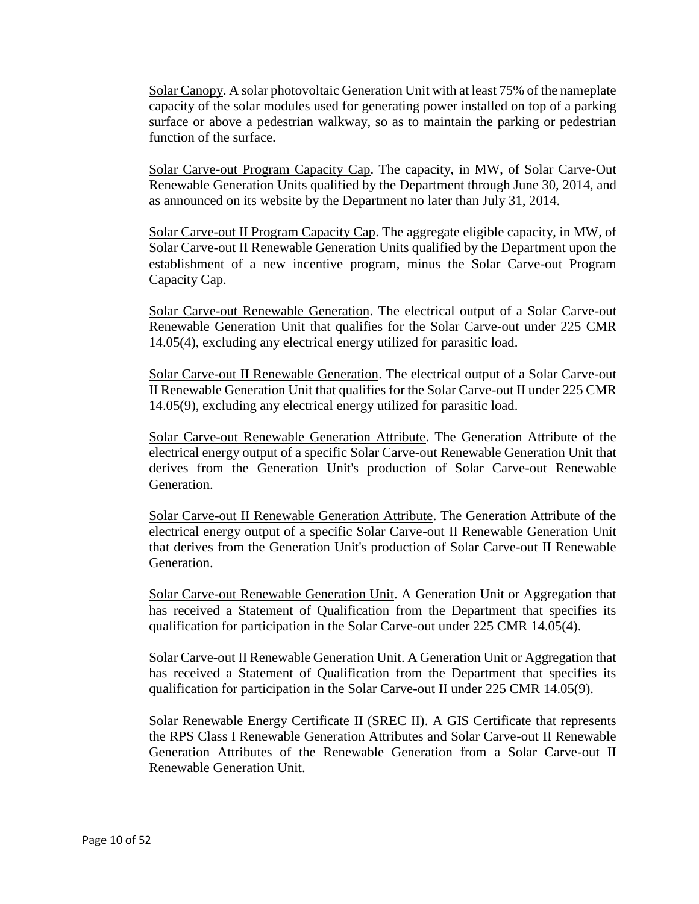Solar Canopy. A solar photovoltaic Generation Unit with at least 75% of the nameplate capacity of the solar modules used for generating power installed on top of a parking surface or above a pedestrian walkway, so as to maintain the parking or pedestrian function of the surface.

Solar Carve-out Program Capacity Cap. The capacity, in MW, of Solar Carve-Out Renewable Generation Units qualified by the Department through June 30, 2014, and as announced on its website by the Department no later than July 31, 2014.

Solar Carve-out II Program Capacity Cap. The aggregate eligible capacity, in MW, of Solar Carve-out II Renewable Generation Units qualified by the Department upon the establishment of a new incentive program, minus the Solar Carve-out Program Capacity Cap.

Solar Carve-out Renewable Generation. The electrical output of a Solar Carve-out Renewable Generation Unit that qualifies for the Solar Carve-out under 225 CMR 14.05(4), excluding any electrical energy utilized for parasitic load.

Solar Carve-out II Renewable Generation. The electrical output of a Solar Carve-out II Renewable Generation Unit that qualifies for the Solar Carve-out II under 225 CMR 14.05(9), excluding any electrical energy utilized for parasitic load.

Solar Carve-out Renewable Generation Attribute. The Generation Attribute of the electrical energy output of a specific Solar Carve-out Renewable Generation Unit that derives from the Generation Unit's production of Solar Carve-out Renewable Generation.

Solar Carve-out II Renewable Generation Attribute. The Generation Attribute of the electrical energy output of a specific Solar Carve-out II Renewable Generation Unit that derives from the Generation Unit's production of Solar Carve-out II Renewable Generation.

Solar Carve-out Renewable Generation Unit. A Generation Unit or Aggregation that has received a Statement of Qualification from the Department that specifies its qualification for participation in the Solar Carve-out under 225 CMR 14.05(4).

Solar Carve-out II Renewable Generation Unit. A Generation Unit or Aggregation that has received a Statement of Qualification from the Department that specifies its qualification for participation in the Solar Carve-out II under 225 CMR 14.05(9).

Solar Renewable Energy Certificate II (SREC II). A GIS Certificate that represents the RPS Class I Renewable Generation Attributes and Solar Carve-out II Renewable Generation Attributes of the Renewable Generation from a Solar Carve-out II Renewable Generation Unit.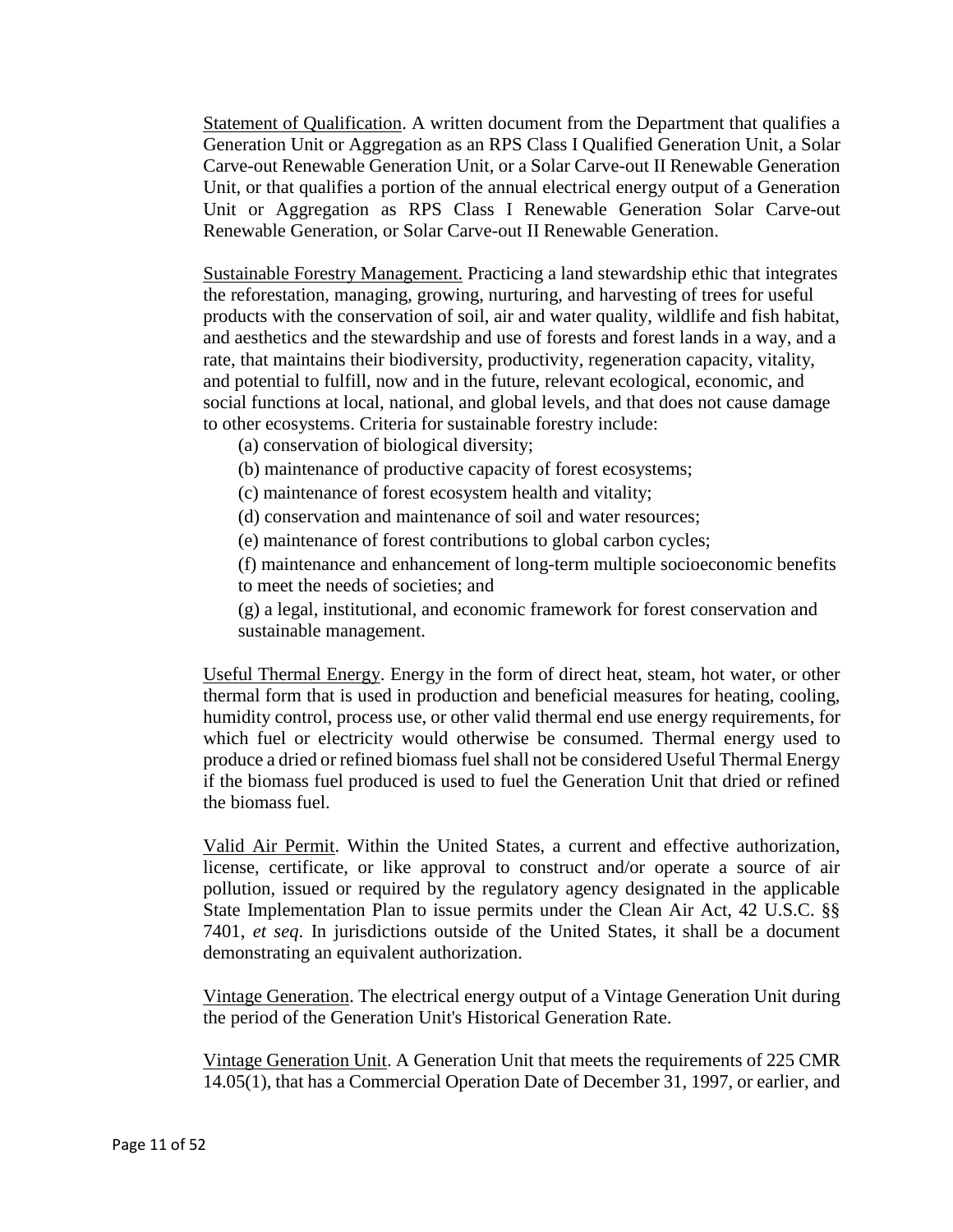Statement of Qualification. A written document from the Department that qualifies a Generation Unit or Aggregation as an RPS Class I Qualified Generation Unit, a Solar Carve-out Renewable Generation Unit, or a Solar Carve-out II Renewable Generation Unit, or that qualifies a portion of the annual electrical energy output of a Generation Unit or Aggregation as RPS Class I Renewable Generation Solar Carve-out Renewable Generation, or Solar Carve-out II Renewable Generation.

Sustainable Forestry Management. Practicing a land stewardship ethic that integrates the reforestation, managing, growing, nurturing, and harvesting of trees for useful products with the conservation of soil, air and water quality, wildlife and fish habitat, and aesthetics and the stewardship and use of forests and forest lands in a way, and a rate, that maintains their biodiversity, productivity, regeneration capacity, vitality, and potential to fulfill, now and in the future, relevant ecological, economic, and social functions at local, national, and global levels, and that does not cause damage to other ecosystems. Criteria for sustainable forestry include:

(a) conservation of biological diversity;

(b) maintenance of productive capacity of forest ecosystems;

(c) maintenance of forest ecosystem health and vitality;

(d) conservation and maintenance of soil and water resources;

(e) maintenance of forest contributions to global carbon cycles;

(f) maintenance and enhancement of long-term multiple socioeconomic benefits to meet the needs of societies; and

(g) a legal, institutional, and economic framework for forest conservation and sustainable management.

Useful Thermal Energy. Energy in the form of direct heat, steam, hot water, or other thermal form that is used in production and beneficial measures for heating, cooling, humidity control, process use, or other valid thermal end use energy requirements, for which fuel or electricity would otherwise be consumed. Thermal energy used to produce a dried or refined biomass fuel shall not be considered Useful Thermal Energy if the biomass fuel produced is used to fuel the Generation Unit that dried or refined the biomass fuel.

Valid Air Permit. Within the United States, a current and effective authorization, license, certificate, or like approval to construct and/or operate a source of air pollution, issued or required by the regulatory agency designated in the applicable State Implementation Plan to issue permits under the Clean Air Act, 42 U.S.C. §§ 7401, *et seq*. In jurisdictions outside of the United States, it shall be a document demonstrating an equivalent authorization.

Vintage Generation. The electrical energy output of a Vintage Generation Unit during the period of the Generation Unit's Historical Generation Rate.

Vintage Generation Unit. A Generation Unit that meets the requirements of 225 CMR 14.05(1), that has a Commercial Operation Date of December 31, 1997, or earlier, and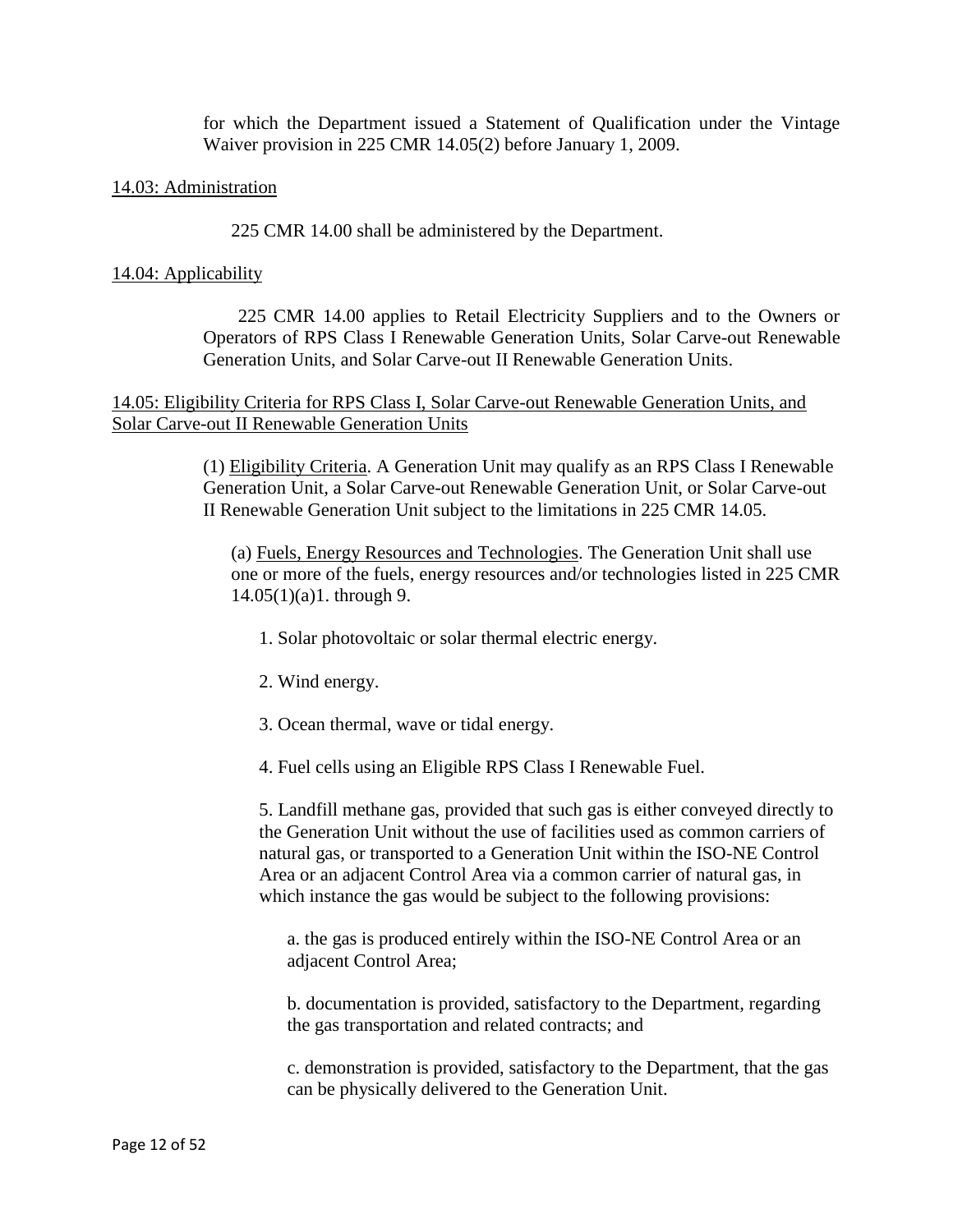for which the Department issued a Statement of Qualification under the Vintage Waiver provision in 225 CMR 14.05(2) before January 1, 2009.

<u>14.03: Administration</u>

225 CMR 14.00 shall be administered by the Department.

<u>14.04: Applicability</u>

225 CMR 14.00 applies to Retail Electricity Suppliers and to the Owners or Operators of RPS Class I Renewable Generation Units, Solar Carve-out Renewable Generation Units, and Solar Carve-out II Renewable Generation Units.

<u>14.05: Eligibility Criteria for RPS Class I, Solar Carve-out Renewable Generation Units, and Solar Carve-out II Renewable Generation Units</u>

(1) <u>Eligibility Criteria</u>. A Generation Unit may qualify as an RPS Class I Renewable Generation Unit, a Solar Carve-out Renewable Generation Unit, or Solar Carve-out II Renewable Generation Unit subject to the limitations in 225 CMR 14.05.

(a) <u>Fuels, Energy Resources and Technologies</u>. The Generation Unit shall use one or more of the fuels, energy resources and/or technologies listed in 225 CMR 14.05(1)(a)1. through 9.

1. Solar photovoltaic or solar thermal electric energy.

2. Wind energy.

3. Ocean thermal, wave or tidal energy.

4. Fuel cells using an Eligible RPS Class I Renewable Fuel.

5. Landfill methane gas, provided that such gas is either conveyed directly to the Generation Unit without the use of facilities used as common carriers of natural gas, or transported to a Generation Unit within the ISO-NE Control Area or an adjacent Control Area via a common carrier of natural gas, in which instance the gas would be subject to the following provisions:

a. the gas is produced entirely within the ISO-NE Control Area or an adjacent Control Area;

b. documentation is provided, satisfactory to the Department, regarding the gas transportation and related contracts; and

c. demonstration is provided, satisfactory to the Department, that the gas can be physically delivered to the Generation Unit.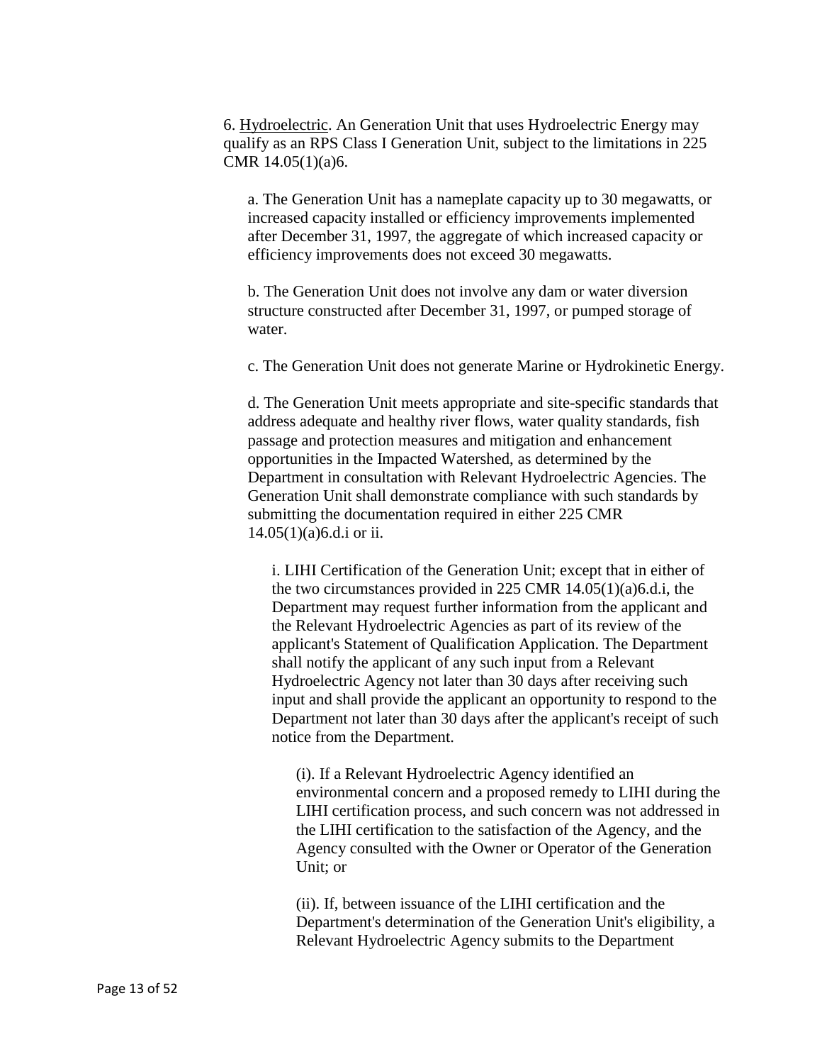6. Hydroelectric. An Generation Unit that uses Hydroelectric Energy may qualify as an RPS Class I Generation Unit, subject to the limitations in 225 CMR 14.05(1)(a)6.

a. The Generation Unit has a nameplate capacity up to 30 megawatts, or increased capacity installed or efficiency improvements implemented after December 31, 1997, the aggregate of which increased capacity or efficiency improvements does not exceed 30 megawatts.

b. The Generation Unit does not involve any dam or water diversion structure constructed after December 31, 1997, or pumped storage of water.

c. The Generation Unit does not generate Marine or Hydrokinetic Energy.

d. The Generation Unit meets appropriate and site-specific standards that address adequate and healthy river flows, water quality standards, fish passage and protection measures and mitigation and enhancement opportunities in the Impacted Watershed, as determined by the Department in consultation with Relevant Hydroelectric Agencies. The Generation Unit shall demonstrate compliance with such standards by submitting the documentation required in either 225 CMR 14.05(1)(a)6.d.i or ii.

i. LIHI Certification of the Generation Unit; except that in either of the two circumstances provided in 225 CMR 14.05(1)(a)6.d.i, the Department may request further information from the applicant and the Relevant Hydroelectric Agencies as part of its review of the applicant's Statement of Qualification Application. The Department shall notify the applicant of any such input from a Relevant Hydroelectric Agency not later than 30 days after receiving such input and shall provide the applicant an opportunity to respond to the Department not later than 30 days after the applicant's receipt of such notice from the Department.

(i). If a Relevant Hydroelectric Agency identified an environmental concern and a proposed remedy to LIHI during the LIHI certification process, and such concern was not addressed in the LIHI certification to the satisfaction of the Agency, and the Agency consulted with the Owner or Operator of the Generation Unit; or

(ii). If, between issuance of the LIHI certification and the Department's determination of the Generation Unit's eligibility, a Relevant Hydroelectric Agency submits to the Department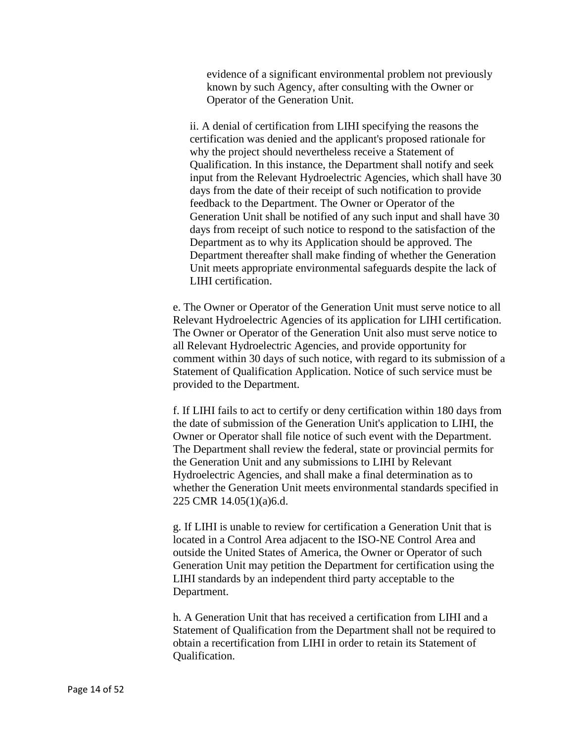evidence of a significant environmental problem not previously known by such Agency, after consulting with the Owner or Operator of the Generation Unit.

ii. A denial of certification from LIHI specifying the reasons the certification was denied and the applicant's proposed rationale for why the project should nevertheless receive a Statement of Qualification. In this instance, the Department shall notify and seek input from the Relevant Hydroelectric Agencies, which shall have 30 days from the date of their receipt of such notification to provide feedback to the Department. The Owner or Operator of the Generation Unit shall be notified of any such input and shall have 30 days from receipt of such notice to respond to the satisfaction of the Department as to why its Application should be approved. The Department thereafter shall make finding of whether the Generation Unit meets appropriate environmental safeguards despite the lack of LIHI certification.

e. The Owner or Operator of the Generation Unit must serve notice to all Relevant Hydroelectric Agencies of its application for LIHI certification. The Owner or Operator of the Generation Unit also must serve notice to all Relevant Hydroelectric Agencies, and provide opportunity for comment within 30 days of such notice, with regard to its submission of a Statement of Qualification Application. Notice of such service must be provided to the Department.

f. If LIHI fails to act to certify or deny certification within 180 days from the date of submission of the Generation Unit's application to LIHI, the Owner or Operator shall file notice of such event with the Department. The Department shall review the federal, state or provincial permits for the Generation Unit and any submissions to LIHI by Relevant Hydroelectric Agencies, and shall make a final determination as to whether the Generation Unit meets environmental standards specified in 225 CMR 14.05(1)(a)6.d.

g. If LIHI is unable to review for certification a Generation Unit that is located in a Control Area adjacent to the ISO-NE Control Area and outside the United States of America, the Owner or Operator of such Generation Unit may petition the Department for certification using the LIHI standards by an independent third party acceptable to the Department.

h. A Generation Unit that has received a certification from LIHI and a Statement of Qualification from the Department shall not be required to obtain a recertification from LIHI in order to retain its Statement of Qualification.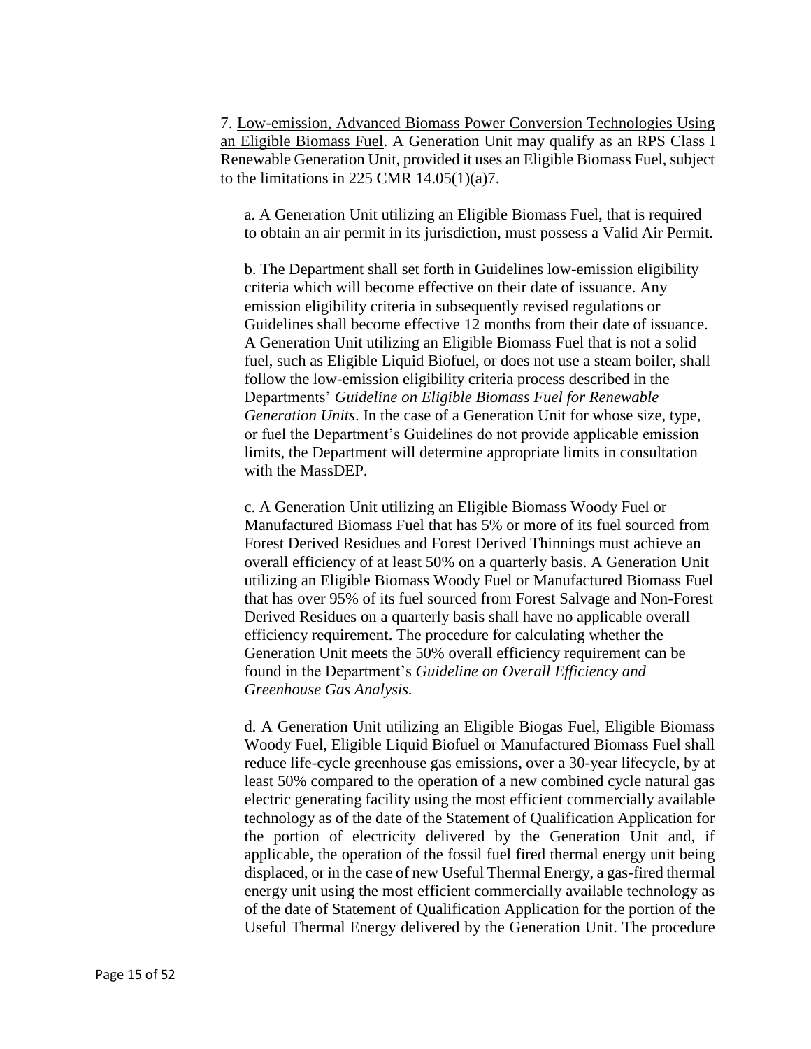7. <u>Low-emission, Advanced Biomass Power Conversion Technologies Using an Eligible Biomass Fuel</u>. A Generation Unit may qualify as an RPS Class I Renewable Generation Unit, provided it uses an Eligible Biomass Fuel, subject to the limitations in 225 CMR 14.05(1)(a)7.

a. A Generation Unit utilizing an Eligible Biomass Fuel, that is required to obtain an air permit in its jurisdiction, must possess a Valid Air Permit.

b. The Department shall set forth in Guidelines low-emission eligibility criteria which will become effective on their date of issuance. Any emission eligibility criteria in subsequently revised regulations or Guidelines shall become effective 12 months from their date of issuance. A Generation Unit utilizing an Eligible Biomass Fuel that is not a solid fuel, such as Eligible Liquid Biofuel, or does not use a steam boiler, shall follow the low-emission eligibility criteria process described in the Departments' *Guideline on Eligible Biomass Fuel for Renewable Generation Units*. In the case of a Generation Unit for whose size, type, or fuel the Department's Guidelines do not provide applicable emission limits, the Department will determine appropriate limits in consultation with the MassDEP.

c. A Generation Unit utilizing an Eligible Biomass Woody Fuel or Manufactured Biomass Fuel that has 5% or more of its fuel sourced from Forest Derived Residues and Forest Derived Thinnings must achieve an overall efficiency of at least 50% on a quarterly basis. A Generation Unit utilizing an Eligible Biomass Woody Fuel or Manufactured Biomass Fuel that has over 95% of its fuel sourced from Forest Salvage and Non-Forest Derived Residues on a quarterly basis shall have no applicable overall efficiency requirement. The procedure for calculating whether the Generation Unit meets the 50% overall efficiency requirement can be found in the Department's *Guideline on Overall Efficiency and Greenhouse Gas Analysis.*

d. A Generation Unit utilizing an Eligible Biogas Fuel, Eligible Biomass Woody Fuel, Eligible Liquid Biofuel or Manufactured Biomass Fuel shall reduce life-cycle greenhouse gas emissions, over a 30-year lifecycle, by at least 50% compared to the operation of a new combined cycle natural gas electric generating facility using the most efficient commercially available technology as of the date of the Statement of Qualification Application for the portion of electricity delivered by the Generation Unit and, if applicable, the operation of the fossil fuel fired thermal energy unit being displaced, or in the case of new Useful Thermal Energy, a gas-fired thermal energy unit using the most efficient commercially available technology as of the date of Statement of Qualification Application for the portion of the Useful Thermal Energy delivered by the Generation Unit. The procedure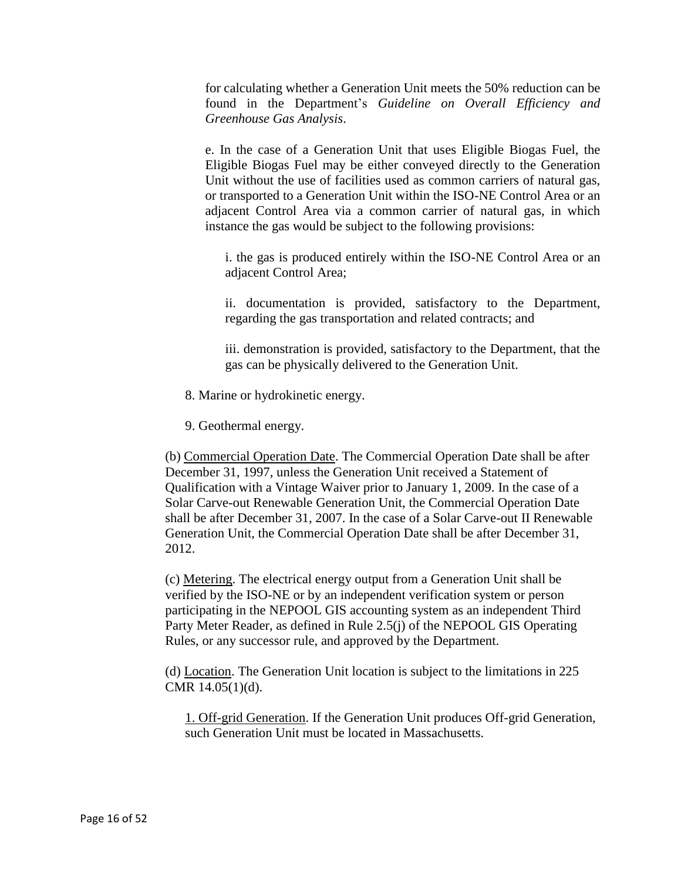for calculating whether a Generation Unit meets the 50% reduction can be found in the Department's *Guideline on Overall Efficiency and Greenhouse Gas Analysis*.

e. In the case of a Generation Unit that uses Eligible Biogas Fuel, the Eligible Biogas Fuel may be either conveyed directly to the Generation Unit without the use of facilities used as common carriers of natural gas, or transported to a Generation Unit within the ISO-NE Control Area or an adjacent Control Area via a common carrier of natural gas, in which instance the gas would be subject to the following provisions:

i. the gas is produced entirely within the ISO-NE Control Area or an adjacent Control Area;

ii. documentation is provided, satisfactory to the Department, regarding the gas transportation and related contracts; and

iii. demonstration is provided, satisfactory to the Department, that the gas can be physically delivered to the Generation Unit.

8. Marine or hydrokinetic energy.

9. Geothermal energy.

(b) <u>Commercial Operation Date</u>. The Commercial Operation Date shall be after December 31, 1997, unless the Generation Unit received a Statement of Qualification with a Vintage Waiver prior to January 1, 2009. In the case of a Solar Carve-out Renewable Generation Unit, the Commercial Operation Date shall be after December 31, 2007. In the case of a Solar Carve-out II Renewable Generation Unit, the Commercial Operation Date shall be after December 31, 2012.

(c) <u>Metering</u>. The electrical energy output from a Generation Unit shall be verified by the ISO-NE or by an independent verification system or person participating in the NEPOOL GIS accounting system as an independent Third Party Meter Reader, as defined in Rule 2.5(j) of the NEPOOL GIS Operating Rules, or any successor rule, and approved by the Department.

(d) <u>Location</u>. The Generation Unit location is subject to the limitations in 225 CMR 14.05(1)(d).

1. <u>Off-grid Generation</u>. If the Generation Unit produces Off-grid Generation, such Generation Unit must be located in Massachusetts.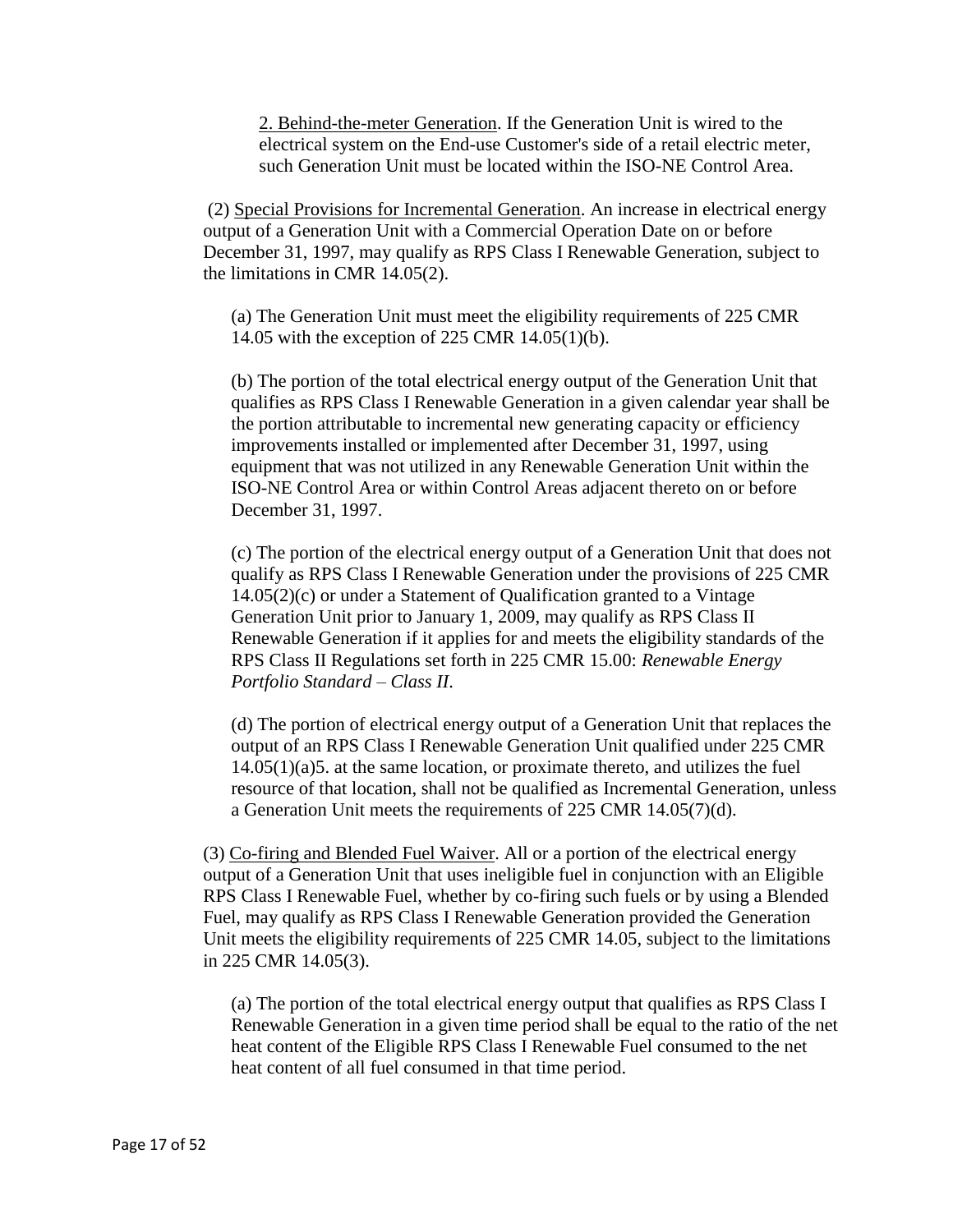2. Behind-the-meter Generation. If the Generation Unit is wired to the electrical system on the End-use Customer's side of a retail electric meter, such Generation Unit must be located within the ISO-NE Control Area.

(2) Special Provisions for Incremental Generation. An increase in electrical energy output of a Generation Unit with a Commercial Operation Date on or before December 31, 1997, may qualify as RPS Class I Renewable Generation, subject to the limitations in CMR 14.05(2).

(a) The Generation Unit must meet the eligibility requirements of 225 CMR 14.05 with the exception of 225 CMR 14.05(1)(b).

(b) The portion of the total electrical energy output of the Generation Unit that qualifies as RPS Class I Renewable Generation in a given calendar year shall be the portion attributable to incremental new generating capacity or efficiency improvements installed or implemented after December 31, 1997, using equipment that was not utilized in any Renewable Generation Unit within the ISO-NE Control Area or within Control Areas adjacent thereto on or before December 31, 1997.

(c) The portion of the electrical energy output of a Generation Unit that does not qualify as RPS Class I Renewable Generation under the provisions of 225 CMR 14.05(2)(c) or under a Statement of Qualification granted to a Vintage Generation Unit prior to January 1, 2009, may qualify as RPS Class II Renewable Generation if it applies for and meets the eligibility standards of the RPS Class II Regulations set forth in 225 CMR 15.00: *Renewable Energy Portfolio Standard – Class II*.

(d) The portion of electrical energy output of a Generation Unit that replaces the output of an RPS Class I Renewable Generation Unit qualified under 225 CMR 14.05(1)(a)5. at the same location, or proximate thereto, and utilizes the fuel resource of that location, shall not be qualified as Incremental Generation, unless a Generation Unit meets the requirements of 225 CMR 14.05(7)(d).

(3) Co-firing and Blended Fuel Waiver. All or a portion of the electrical energy output of a Generation Unit that uses ineligible fuel in conjunction with an Eligible RPS Class I Renewable Fuel, whether by co-firing such fuels or by using a Blended Fuel, may qualify as RPS Class I Renewable Generation provided the Generation Unit meets the eligibility requirements of 225 CMR 14.05, subject to the limitations in 225 CMR 14.05(3).

(a) The portion of the total electrical energy output that qualifies as RPS Class I Renewable Generation in a given time period shall be equal to the ratio of the net heat content of the Eligible RPS Class I Renewable Fuel consumed to the net heat content of all fuel consumed in that time period.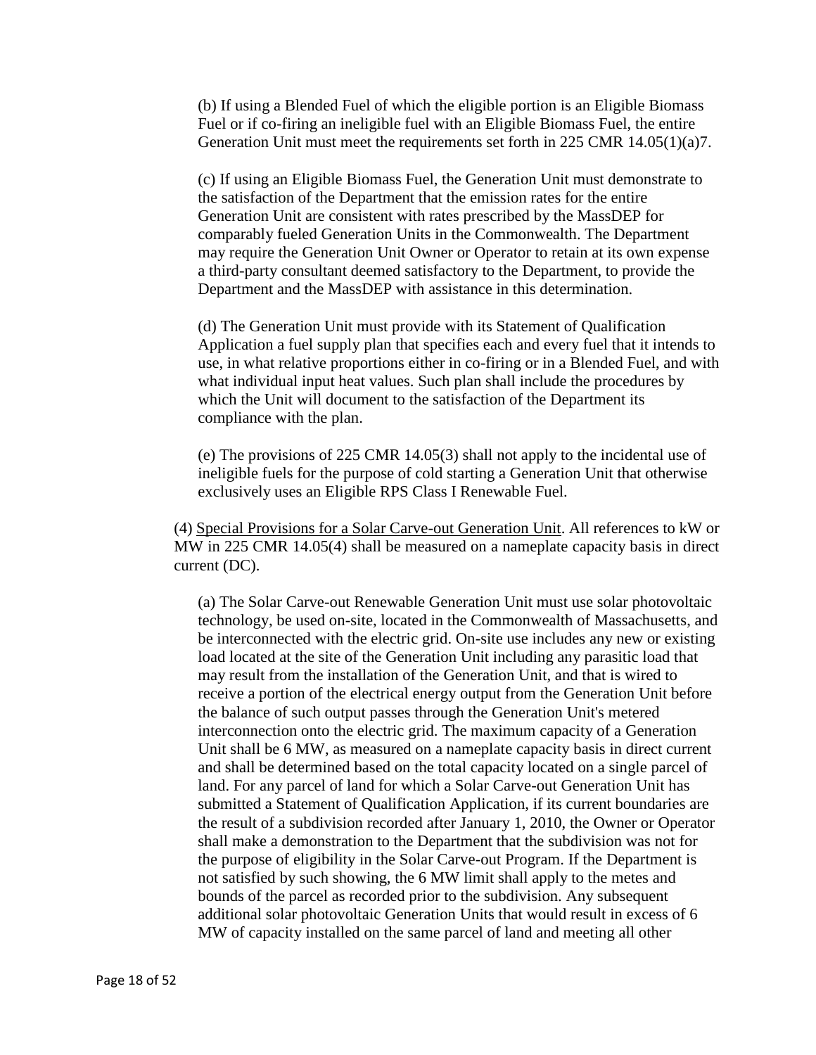(b) If using a Blended Fuel of which the eligible portion is an Eligible Biomass Fuel or if co-firing an ineligible fuel with an Eligible Biomass Fuel, the entire Generation Unit must meet the requirements set forth in 225 CMR 14.05(1)(a)7.

(c) If using an Eligible Biomass Fuel, the Generation Unit must demonstrate to the satisfaction of the Department that the emission rates for the entire Generation Unit are consistent with rates prescribed by the MassDEP for comparably fueled Generation Units in the Commonwealth. The Department may require the Generation Unit Owner or Operator to retain at its own expense a third-party consultant deemed satisfactory to the Department, to provide the Department and the MassDEP with assistance in this determination.

(d) The Generation Unit must provide with its Statement of Qualification Application a fuel supply plan that specifies each and every fuel that it intends to use, in what relative proportions either in co-firing or in a Blended Fuel, and with what individual input heat values. Such plan shall include the procedures by which the Unit will document to the satisfaction of the Department its compliance with the plan.

(e) The provisions of 225 CMR 14.05(3) shall not apply to the incidental use of ineligible fuels for the purpose of cold starting a Generation Unit that otherwise exclusively uses an Eligible RPS Class I Renewable Fuel.

(4) Special Provisions for a Solar Carve-out Generation Unit. All references to kW or MW in 225 CMR 14.05(4) shall be measured on a nameplate capacity basis in direct current (DC).

(a) The Solar Carve-out Renewable Generation Unit must use solar photovoltaic technology, be used on-site, located in the Commonwealth of Massachusetts, and be interconnected with the electric grid. On-site use includes any new or existing load located at the site of the Generation Unit including any parasitic load that may result from the installation of the Generation Unit, and that is wired to receive a portion of the electrical energy output from the Generation Unit before the balance of such output passes through the Generation Unit's metered interconnection onto the electric grid. The maximum capacity of a Generation Unit shall be 6 MW, as measured on a nameplate capacity basis in direct current and shall be determined based on the total capacity located on a single parcel of land. For any parcel of land for which a Solar Carve-out Generation Unit has submitted a Statement of Qualification Application, if its current boundaries are the result of a subdivision recorded after January 1, 2010, the Owner or Operator shall make a demonstration to the Department that the subdivision was not for the purpose of eligibility in the Solar Carve-out Program. If the Department is not satisfied by such showing, the 6 MW limit shall apply to the metes and bounds of the parcel as recorded prior to the subdivision. Any subsequent additional solar photovoltaic Generation Units that would result in excess of 6 MW of capacity installed on the same parcel of land and meeting all other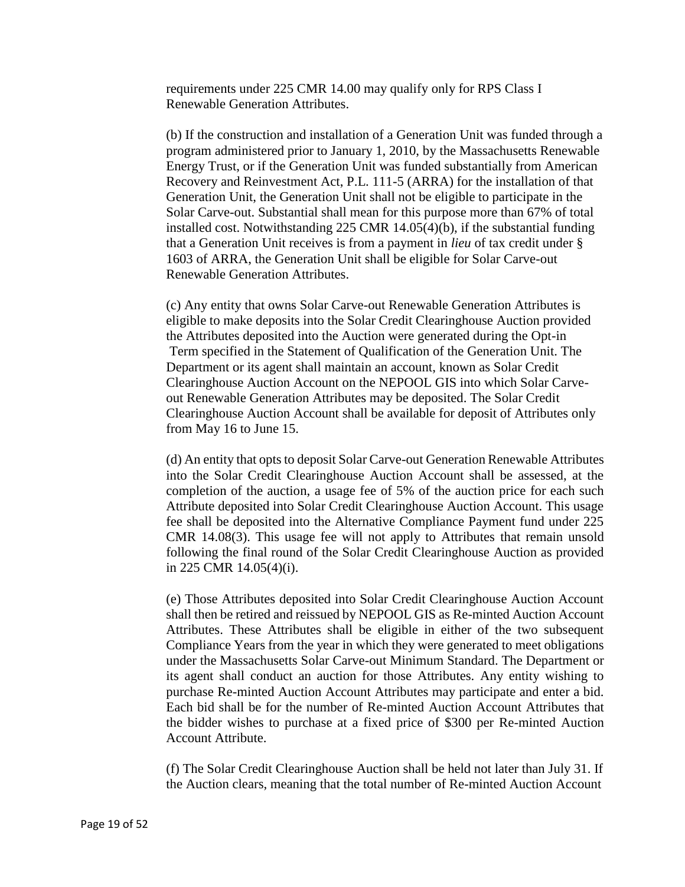requirements under 225 CMR 14.00 may qualify only for RPS Class I Renewable Generation Attributes.

(b) If the construction and installation of a Generation Unit was funded through a program administered prior to January 1, 2010, by the Massachusetts Renewable Energy Trust, or if the Generation Unit was funded substantially from American Recovery and Reinvestment Act, P.L. 111-5 (ARRA) for the installation of that Generation Unit, the Generation Unit shall not be eligible to participate in the Solar Carve-out. Substantial shall mean for this purpose more than 67% of total installed cost. Notwithstanding 225 CMR 14.05(4)(b), if the substantial funding that a Generation Unit receives is from a payment in *lieu* of tax credit under § 1603 of ARRA, the Generation Unit shall be eligible for Solar Carve-out Renewable Generation Attributes.

(c) Any entity that owns Solar Carve-out Renewable Generation Attributes is eligible to make deposits into the Solar Credit Clearinghouse Auction provided the Attributes deposited into the Auction were generated during the Opt-in Term specified in the Statement of Qualification of the Generation Unit. The Department or its agent shall maintain an account, known as Solar Credit Clearinghouse Auction Account on the NEPOOL GIS into which Solar Carve-out Renewable Generation Attributes may be deposited. The Solar Credit Clearinghouse Auction Account shall be available for deposit of Attributes only from May 16 to June 15.

(d) An entity that opts to deposit Solar Carve-out Generation Renewable Attributes into the Solar Credit Clearinghouse Auction Account shall be assessed, at the completion of the auction, a usage fee of 5% of the auction price for each such Attribute deposited into Solar Credit Clearinghouse Auction Account. This usage fee shall be deposited into the Alternative Compliance Payment fund under 225 CMR 14.08(3). This usage fee will not apply to Attributes that remain unsold following the final round of the Solar Credit Clearinghouse Auction as provided in 225 CMR 14.05(4)(i).

(e) Those Attributes deposited into Solar Credit Clearinghouse Auction Account shall then be retired and reissued by NEPOOL GIS as Re-minted Auction Account Attributes. These Attributes shall be eligible in either of the two subsequent Compliance Years from the year in which they were generated to meet obligations under the Massachusetts Solar Carve-out Minimum Standard. The Department or its agent shall conduct an auction for those Attributes. Any entity wishing to purchase Re-minted Auction Account Attributes may participate and enter a bid. Each bid shall be for the number of Re-minted Auction Account Attributes that the bidder wishes to purchase at a fixed price of $300 per Re-minted Auction Account Attribute.

(f) The Solar Credit Clearinghouse Auction shall be held not later than July 31. If the Auction clears, meaning that the total number of Re-minted Auction Account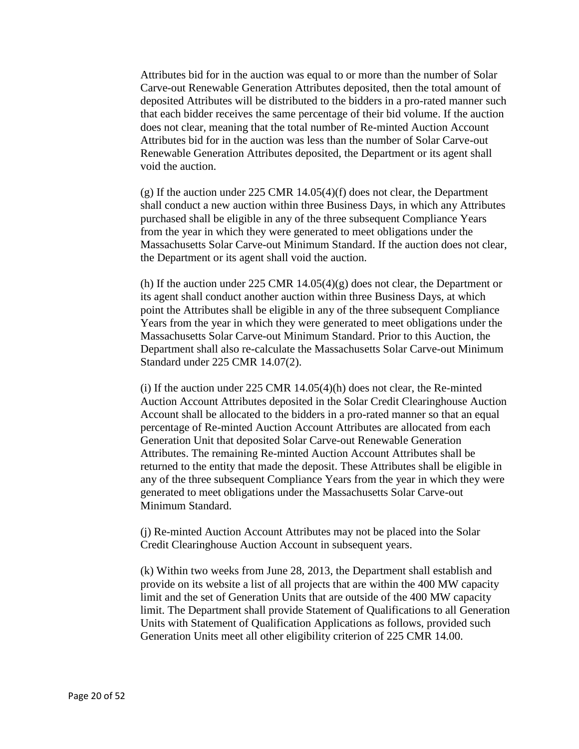Attributes bid for in the auction was equal to or more than the number of Solar Carve-out Renewable Generation Attributes deposited, then the total amount of deposited Attributes will be distributed to the bidders in a pro-rated manner such that each bidder receives the same percentage of their bid volume. If the auction does not clear, meaning that the total number of Re-minted Auction Account Attributes bid for in the auction was less than the number of Solar Carve-out Renewable Generation Attributes deposited, the Department or its agent shall void the auction.

(g) If the auction under 225 CMR 14.05(4)(f) does not clear, the Department shall conduct a new auction within three Business Days, in which any Attributes purchased shall be eligible in any of the three subsequent Compliance Years from the year in which they were generated to meet obligations under the Massachusetts Solar Carve-out Minimum Standard. If the auction does not clear, the Department or its agent shall void the auction.

(h) If the auction under 225 CMR 14.05(4)(g) does not clear, the Department or its agent shall conduct another auction within three Business Days, at which point the Attributes shall be eligible in any of the three subsequent Compliance Years from the year in which they were generated to meet obligations under the Massachusetts Solar Carve-out Minimum Standard. Prior to this Auction, the Department shall also re-calculate the Massachusetts Solar Carve-out Minimum Standard under 225 CMR 14.07(2).

(i) If the auction under 225 CMR 14.05(4)(h) does not clear, the Re-minted Auction Account Attributes deposited in the Solar Credit Clearinghouse Auction Account shall be allocated to the bidders in a pro-rated manner so that an equal percentage of Re-minted Auction Account Attributes are allocated from each Generation Unit that deposited Solar Carve-out Renewable Generation Attributes. The remaining Re-minted Auction Account Attributes shall be returned to the entity that made the deposit. These Attributes shall be eligible in any of the three subsequent Compliance Years from the year in which they were generated to meet obligations under the Massachusetts Solar Carve-out Minimum Standard.

(j) Re-minted Auction Account Attributes may not be placed into the Solar Credit Clearinghouse Auction Account in subsequent years.

(k) Within two weeks from June 28, 2013, the Department shall establish and provide on its website a list of all projects that are within the 400 MW capacity limit and the set of Generation Units that are outside of the 400 MW capacity limit. The Department shall provide Statement of Qualifications to all Generation Units with Statement of Qualification Applications as follows, provided such Generation Units meet all other eligibility criterion of 225 CMR 14.00.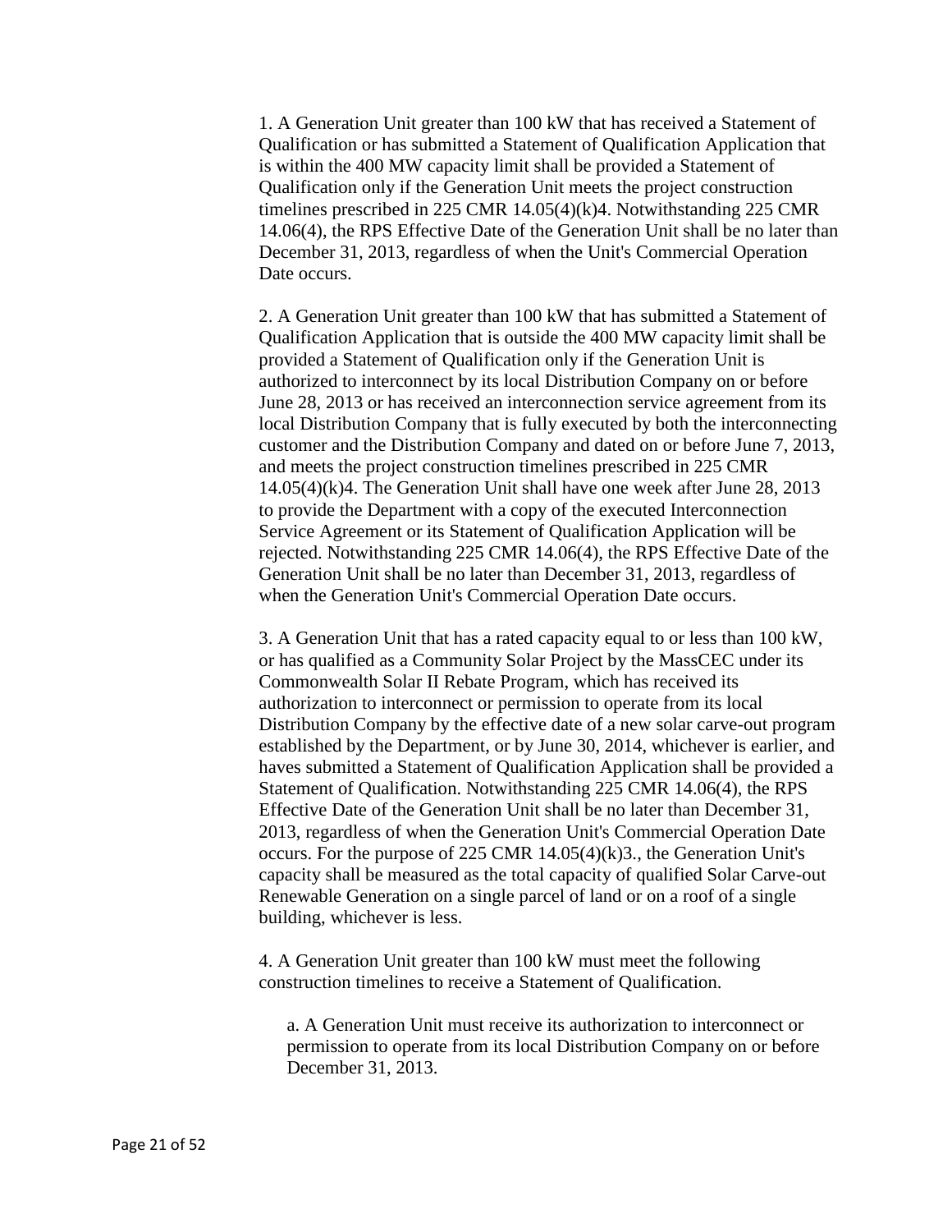1. A Generation Unit greater than 100 kW that has received a Statement of Qualification or has submitted a Statement of Qualification Application that is within the 400 MW capacity limit shall be provided a Statement of Qualification only if the Generation Unit meets the project construction timelines prescribed in 225 CMR 14.05(4)(k)4. Notwithstanding 225 CMR 14.06(4), the RPS Effective Date of the Generation Unit shall be no later than December 31, 2013, regardless of when the Unit's Commercial Operation Date occurs.

2. A Generation Unit greater than 100 kW that has submitted a Statement of Qualification Application that is outside the 400 MW capacity limit shall be provided a Statement of Qualification only if the Generation Unit is authorized to interconnect by its local Distribution Company on or before June 28, 2013 or has received an interconnection service agreement from its local Distribution Company that is fully executed by both the interconnecting customer and the Distribution Company and dated on or before June 7, 2013, and meets the project construction timelines prescribed in 225 CMR 14.05(4)(k)4. The Generation Unit shall have one week after June 28, 2013 to provide the Department with a copy of the executed Interconnection Service Agreement or its Statement of Qualification Application will be rejected. Notwithstanding 225 CMR 14.06(4), the RPS Effective Date of the Generation Unit shall be no later than December 31, 2013, regardless of when the Generation Unit's Commercial Operation Date occurs.

3. A Generation Unit that has a rated capacity equal to or less than 100 kW, or has qualified as a Community Solar Project by the MassCEC under its Commonwealth Solar II Rebate Program, which has received its authorization to interconnect or permission to operate from its local Distribution Company by the effective date of a new solar carve-out program established by the Department, or by June 30, 2014, whichever is earlier, and haves submitted a Statement of Qualification Application shall be provided a Statement of Qualification. Notwithstanding 225 CMR 14.06(4), the RPS Effective Date of the Generation Unit shall be no later than December 31, 2013, regardless of when the Generation Unit's Commercial Operation Date occurs. For the purpose of 225 CMR 14.05(4)(k)3., the Generation Unit's capacity shall be measured as the total capacity of qualified Solar Carve-out Renewable Generation on a single parcel of land or on a roof of a single building, whichever is less.

4. A Generation Unit greater than 100 kW must meet the following construction timelines to receive a Statement of Qualification.

   a. A Generation Unit must receive its authorization to interconnect or permission to operate from its local Distribution Company on or before December 31, 2013.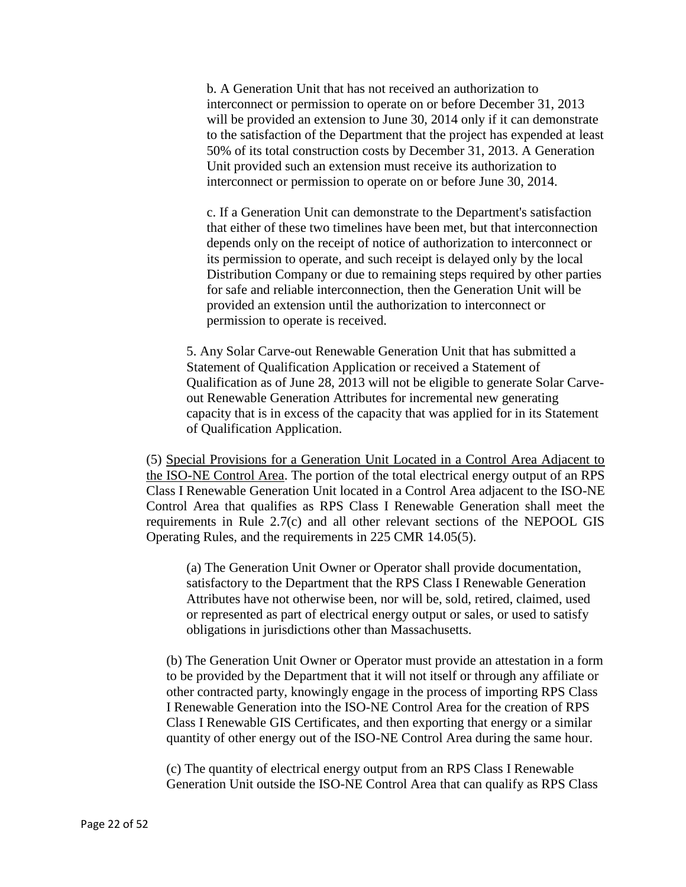b. A Generation Unit that has not received an authorization to interconnect or permission to operate on or before December 31, 2013 will be provided an extension to June 30, 2014 only if it can demonstrate to the satisfaction of the Department that the project has expended at least 50% of its total construction costs by December 31, 2013. A Generation Unit provided such an extension must receive its authorization to interconnect or permission to operate on or before June 30, 2014.

c. If a Generation Unit can demonstrate to the Department's satisfaction that either of these two timelines have been met, but that interconnection depends only on the receipt of notice of authorization to interconnect or its permission to operate, and such receipt is delayed only by the local Distribution Company or due to remaining steps required by other parties for safe and reliable interconnection, then the Generation Unit will be provided an extension until the authorization to interconnect or permission to operate is received.

5. Any Solar Carve-out Renewable Generation Unit that has submitted a Statement of Qualification Application or received a Statement of Qualification as of June 28, 2013 will not be eligible to generate Solar Carve-out Renewable Generation Attributes for incremental new generating capacity that is in excess of the capacity that was applied for in its Statement of Qualification Application.

(5) Special Provisions for a Generation Unit Located in a Control Area Adjacent to the ISO-NE Control Area. The portion of the total electrical energy output of an RPS Class I Renewable Generation Unit located in a Control Area adjacent to the ISO-NE Control Area that qualifies as RPS Class I Renewable Generation shall meet the requirements in Rule 2.7(c) and all other relevant sections of the NEPOOL GIS Operating Rules, and the requirements in 225 CMR 14.05(5).

(a) The Generation Unit Owner or Operator shall provide documentation, satisfactory to the Department that the RPS Class I Renewable Generation Attributes have not otherwise been, nor will be, sold, retired, claimed, used or represented as part of electrical energy output or sales, or used to satisfy obligations in jurisdictions other than Massachusetts.

(b) The Generation Unit Owner or Operator must provide an attestation in a form to be provided by the Department that it will not itself or through any affiliate or other contracted party, knowingly engage in the process of importing RPS Class I Renewable Generation into the ISO-NE Control Area for the creation of RPS Class I Renewable GIS Certificates, and then exporting that energy or a similar quantity of other energy out of the ISO-NE Control Area during the same hour.

(c) The quantity of electrical energy output from an RPS Class I Renewable Generation Unit outside the ISO-NE Control Area that can qualify as RPS Class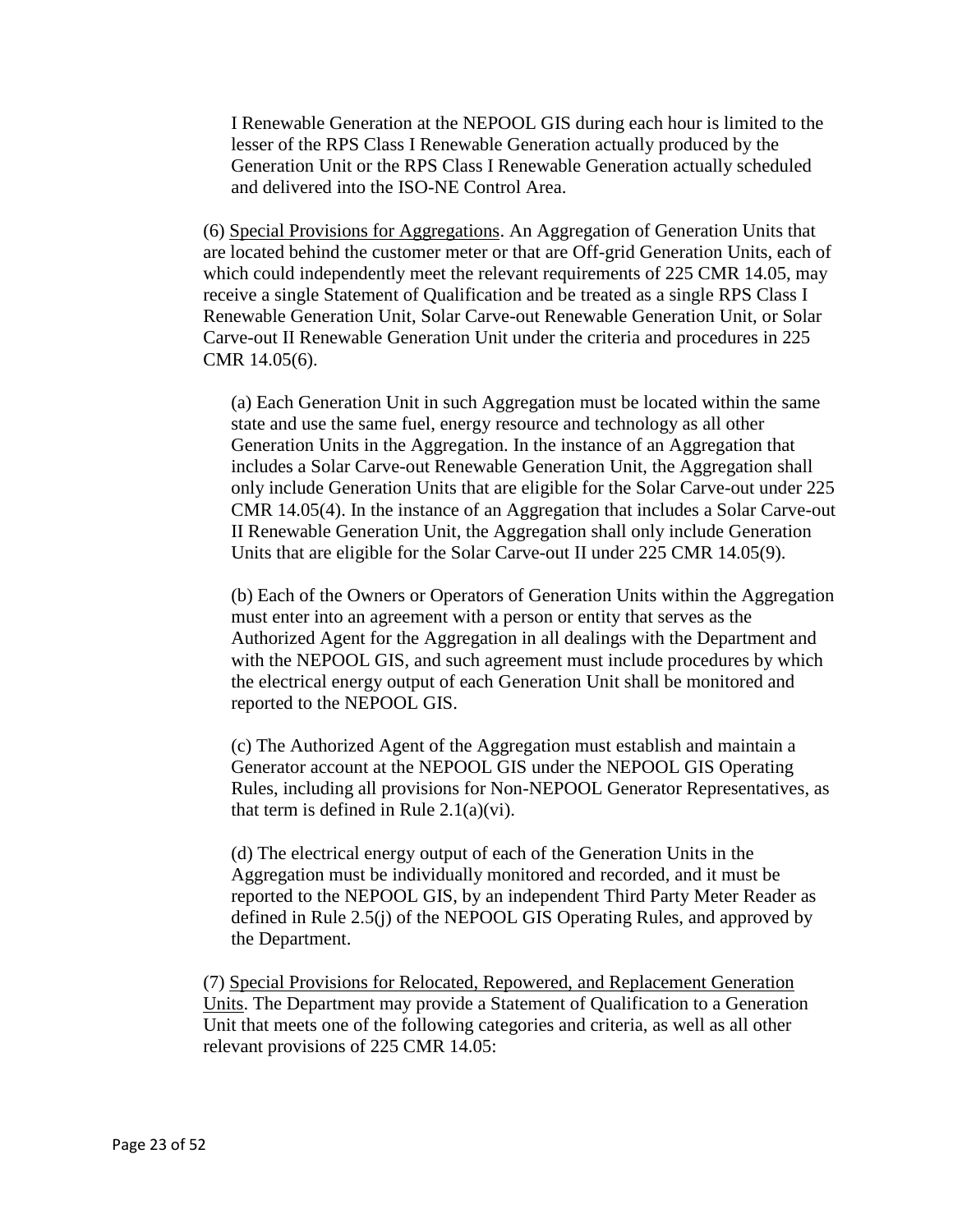I Renewable Generation at the NEPOOL GIS during each hour is limited to the lesser of the RPS Class I Renewable Generation actually produced by the Generation Unit or the RPS Class I Renewable Generation actually scheduled and delivered into the ISO-NE Control Area.

(6) Special Provisions for Aggregations. An Aggregation of Generation Units that are located behind the customer meter or that are Off-grid Generation Units, each of which could independently meet the relevant requirements of 225 CMR 14.05, may receive a single Statement of Qualification and be treated as a single RPS Class I Renewable Generation Unit, Solar Carve-out Renewable Generation Unit, or Solar Carve-out II Renewable Generation Unit under the criteria and procedures in 225 CMR 14.05(6).

(a) Each Generation Unit in such Aggregation must be located within the same state and use the same fuel, energy resource and technology as all other Generation Units in the Aggregation. In the instance of an Aggregation that includes a Solar Carve-out Renewable Generation Unit, the Aggregation shall only include Generation Units that are eligible for the Solar Carve-out under 225 CMR 14.05(4). In the instance of an Aggregation that includes a Solar Carve-out II Renewable Generation Unit, the Aggregation shall only include Generation Units that are eligible for the Solar Carve-out II under 225 CMR 14.05(9).

(b) Each of the Owners or Operators of Generation Units within the Aggregation must enter into an agreement with a person or entity that serves as the Authorized Agent for the Aggregation in all dealings with the Department and with the NEPOOL GIS, and such agreement must include procedures by which the electrical energy output of each Generation Unit shall be monitored and reported to the NEPOOL GIS.

(c) The Authorized Agent of the Aggregation must establish and maintain a Generator account at the NEPOOL GIS under the NEPOOL GIS Operating Rules, including all provisions for Non-NEPOOL Generator Representatives, as that term is defined in Rule 2.1(a)(vi).

(d) The electrical energy output of each of the Generation Units in the Aggregation must be individually monitored and recorded, and it must be reported to the NEPOOL GIS, by an independent Third Party Meter Reader as defined in Rule 2.5(j) of the NEPOOL GIS Operating Rules, and approved by the Department.

(7) Special Provisions for Relocated, Repowered, and Replacement Generation Units. The Department may provide a Statement of Qualification to a Generation Unit that meets one of the following categories and criteria, as well as all other relevant provisions of 225 CMR 14.05: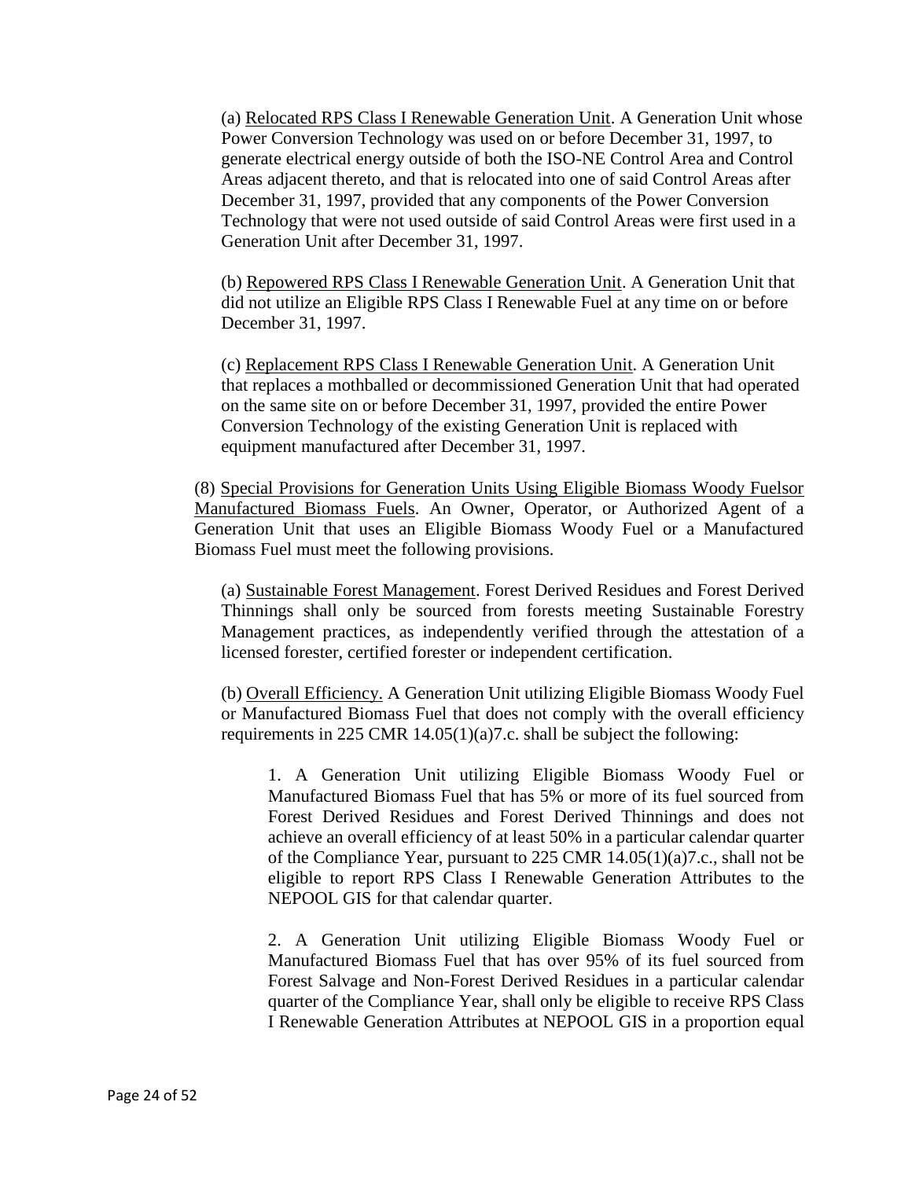(a) Relocated RPS Class I Renewable Generation Unit. A Generation Unit whose Power Conversion Technology was used on or before December 31, 1997, to generate electrical energy outside of both the ISO-NE Control Area and Control Areas adjacent thereto, and that is relocated into one of said Control Areas after December 31, 1997, provided that any components of the Power Conversion Technology that were not used outside of said Control Areas were first used in a Generation Unit after December 31, 1997.

(b) Repowered RPS Class I Renewable Generation Unit. A Generation Unit that did not utilize an Eligible RPS Class I Renewable Fuel at any time on or before December 31, 1997.

(c) Replacement RPS Class I Renewable Generation Unit. A Generation Unit that replaces a mothballed or decommissioned Generation Unit that had operated on the same site on or before December 31, 1997, provided the entire Power Conversion Technology of the existing Generation Unit is replaced with equipment manufactured after December 31, 1997.

(8) Special Provisions for Generation Units Using Eligible Biomass Woody Fuelsor Manufactured Biomass Fuels. An Owner, Operator, or Authorized Agent of a Generation Unit that uses an Eligible Biomass Woody Fuel or a Manufactured Biomass Fuel must meet the following provisions.

(a) Sustainable Forest Management. Forest Derived Residues and Forest Derived Thinnings shall only be sourced from forests meeting Sustainable Forestry Management practices, as independently verified through the attestation of a licensed forester, certified forester or independent certification.

(b) Overall Efficiency. A Generation Unit utilizing Eligible Biomass Woody Fuel or Manufactured Biomass Fuel that does not comply with the overall efficiency requirements in 225 CMR 14.05(1)(a)7.c. shall be subject the following:

1. A Generation Unit utilizing Eligible Biomass Woody Fuel or Manufactured Biomass Fuel that has 5% or more of its fuel sourced from Forest Derived Residues and Forest Derived Thinnings and does not achieve an overall efficiency of at least 50% in a particular calendar quarter of the Compliance Year, pursuant to 225 CMR 14.05(1)(a)7.c., shall not be eligible to report RPS Class I Renewable Generation Attributes to the NEPOOL GIS for that calendar quarter.

2. A Generation Unit utilizing Eligible Biomass Woody Fuel or Manufactured Biomass Fuel that has over 95% of its fuel sourced from Forest Salvage and Non-Forest Derived Residues in a particular calendar quarter of the Compliance Year, shall only be eligible to receive RPS Class I Renewable Generation Attributes at NEPOOL GIS in a proportion equal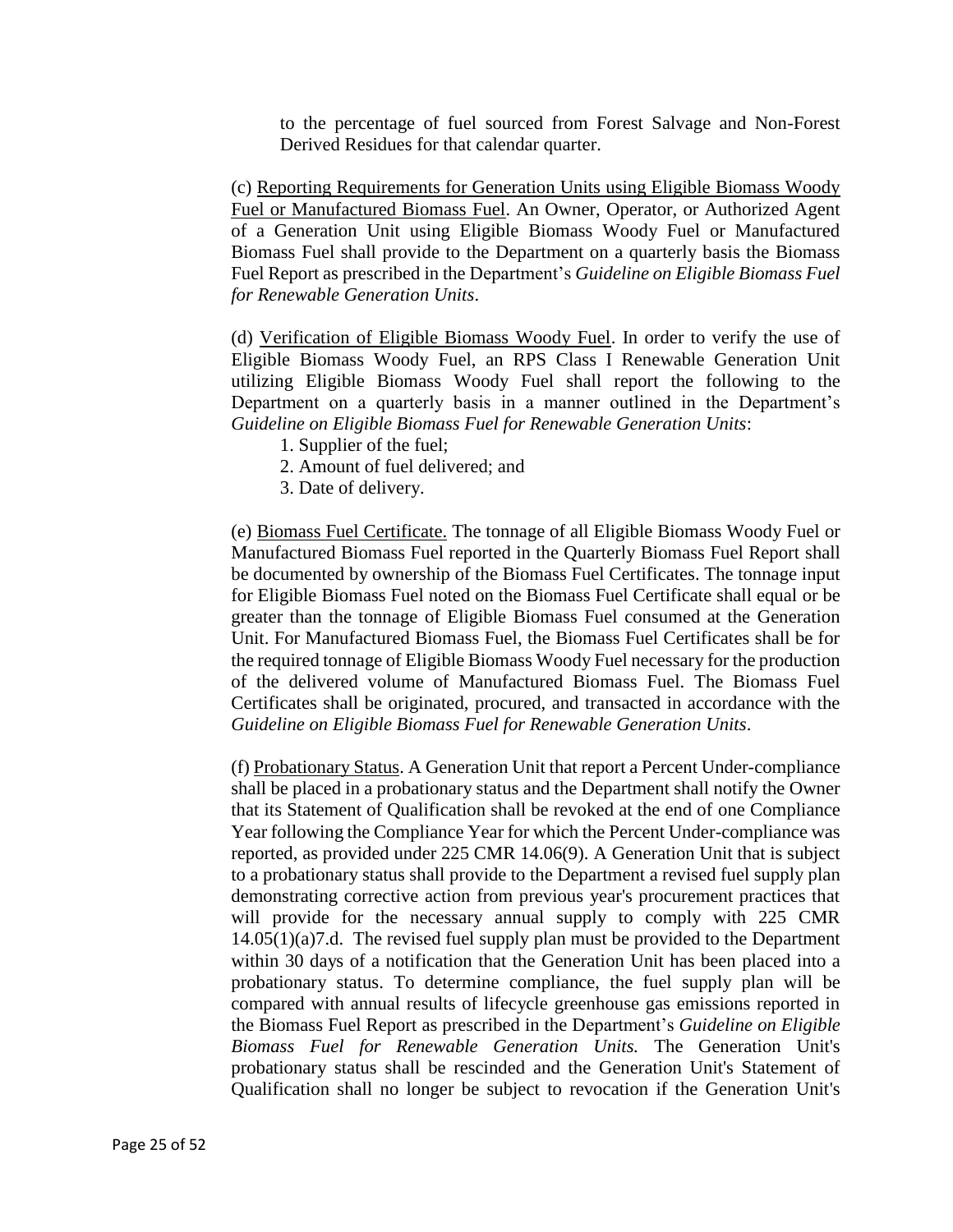to the percentage of fuel sourced from Forest Salvage and Non-Forest Derived Residues for that calendar quarter.

(c) Reporting Requirements for Generation Units using Eligible Biomass Woody Fuel or Manufactured Biomass Fuel. An Owner, Operator, or Authorized Agent of a Generation Unit using Eligible Biomass Woody Fuel or Manufactured Biomass Fuel shall provide to the Department on a quarterly basis the Biomass Fuel Report as prescribed in the Department's *Guideline on Eligible Biomass Fuel for Renewable Generation Units*.

(d) Verification of Eligible Biomass Woody Fuel. In order to verify the use of Eligible Biomass Woody Fuel, an RPS Class I Renewable Generation Unit utilizing Eligible Biomass Woody Fuel shall report the following to the Department on a quarterly basis in a manner outlined in the Department's *Guideline on Eligible Biomass Fuel for Renewable Generation Units*:

1. Supplier of the fuel;
2. Amount of fuel delivered; and
3. Date of delivery.

(e) Biomass Fuel Certificate. The tonnage of all Eligible Biomass Woody Fuel or Manufactured Biomass Fuel reported in the Quarterly Biomass Fuel Report shall be documented by ownership of the Biomass Fuel Certificates. The tonnage input for Eligible Biomass Fuel noted on the Biomass Fuel Certificate shall equal or be greater than the tonnage of Eligible Biomass Fuel consumed at the Generation Unit. For Manufactured Biomass Fuel, the Biomass Fuel Certificates shall be for the required tonnage of Eligible Biomass Woody Fuel necessary for the production of the delivered volume of Manufactured Biomass Fuel. The Biomass Fuel Certificates shall be originated, procured, and transacted in accordance with the *Guideline on Eligible Biomass Fuel for Renewable Generation Units*.

(f) Probationary Status. A Generation Unit that report a Percent Under-compliance shall be placed in a probationary status and the Department shall notify the Owner that its Statement of Qualification shall be revoked at the end of one Compliance Year following the Compliance Year for which the Percent Under-compliance was reported, as provided under 225 CMR 14.06(9). A Generation Unit that is subject to a probationary status shall provide to the Department a revised fuel supply plan demonstrating corrective action from previous year's procurement practices that will provide for the necessary annual supply to comply with 225 CMR 14.05(1)(a)7.d. The revised fuel supply plan must be provided to the Department within 30 days of a notification that the Generation Unit has been placed into a probationary status. To determine compliance, the fuel supply plan will be compared with annual results of lifecycle greenhouse gas emissions reported in the Biomass Fuel Report as prescribed in the Department's *Guideline on Eligible Biomass Fuel for Renewable Generation Units.* The Generation Unit's probationary status shall be rescinded and the Generation Unit's Statement of Qualification shall no longer be subject to revocation if the Generation Unit's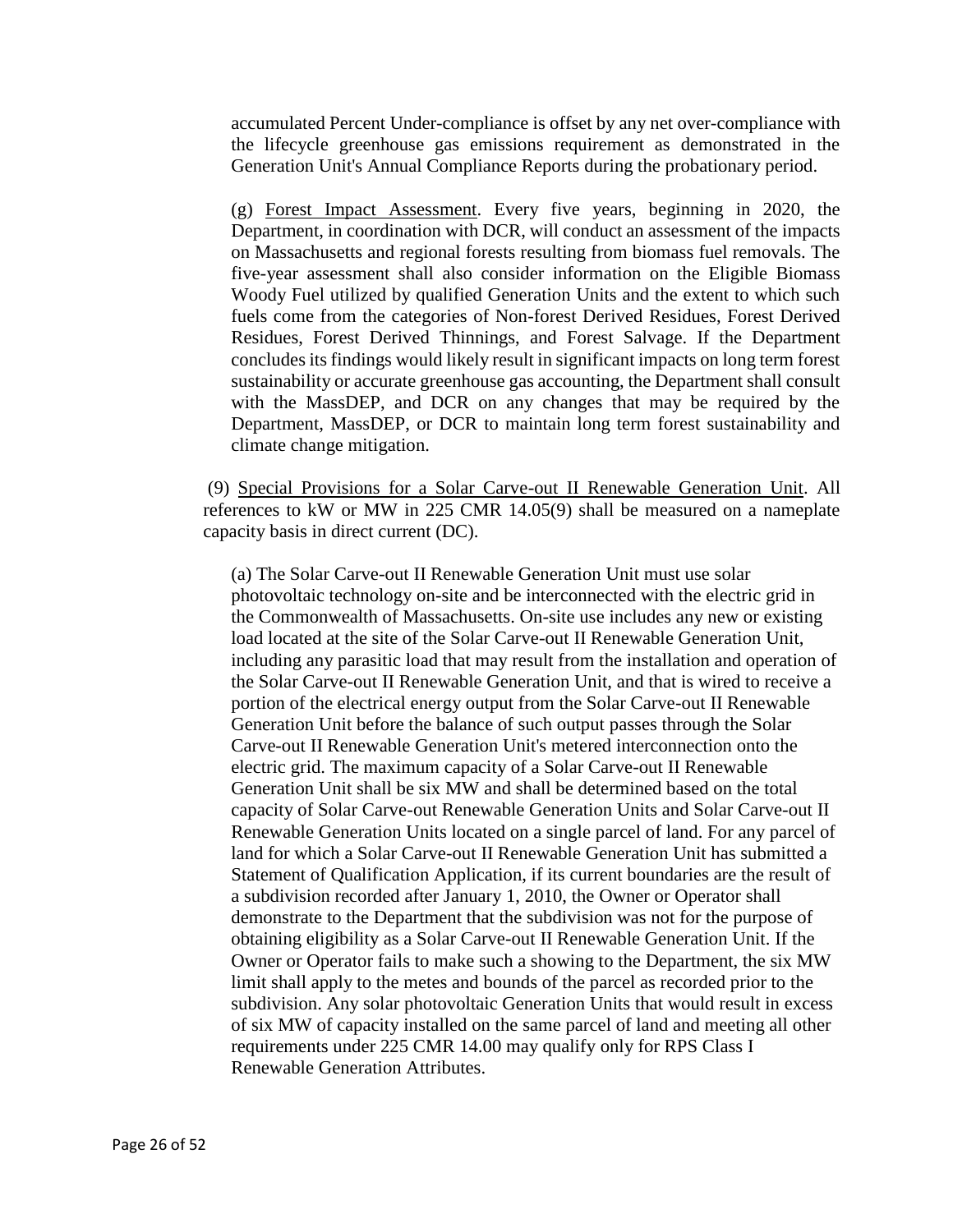accumulated Percent Under-compliance is offset by any net over-compliance with the lifecycle greenhouse gas emissions requirement as demonstrated in the Generation Unit's Annual Compliance Reports during the probationary period.

(g) Forest Impact Assessment. Every five years, beginning in 2020, the Department, in coordination with DCR, will conduct an assessment of the impacts on Massachusetts and regional forests resulting from biomass fuel removals. The five-year assessment shall also consider information on the Eligible Biomass Woody Fuel utilized by qualified Generation Units and the extent to which such fuels come from the categories of Non-forest Derived Residues, Forest Derived Residues, Forest Derived Thinnings, and Forest Salvage. If the Department concludes its findings would likely result in significant impacts on long term forest sustainability or accurate greenhouse gas accounting, the Department shall consult with the MassDEP, and DCR on any changes that may be required by the Department, MassDEP, or DCR to maintain long term forest sustainability and climate change mitigation.

(9) Special Provisions for a Solar Carve-out II Renewable Generation Unit. All references to kW or MW in 225 CMR 14.05(9) shall be measured on a nameplate capacity basis in direct current (DC).

(a) The Solar Carve-out II Renewable Generation Unit must use solar photovoltaic technology on-site and be interconnected with the electric grid in the Commonwealth of Massachusetts. On-site use includes any new or existing load located at the site of the Solar Carve-out II Renewable Generation Unit, including any parasitic load that may result from the installation and operation of the Solar Carve-out II Renewable Generation Unit, and that is wired to receive a portion of the electrical energy output from the Solar Carve-out II Renewable Generation Unit before the balance of such output passes through the Solar Carve-out II Renewable Generation Unit's metered interconnection onto the electric grid. The maximum capacity of a Solar Carve-out II Renewable Generation Unit shall be six MW and shall be determined based on the total capacity of Solar Carve-out Renewable Generation Units and Solar Carve-out II Renewable Generation Units located on a single parcel of land. For any parcel of land for which a Solar Carve-out II Renewable Generation Unit has submitted a Statement of Qualification Application, if its current boundaries are the result of a subdivision recorded after January 1, 2010, the Owner or Operator shall demonstrate to the Department that the subdivision was not for the purpose of obtaining eligibility as a Solar Carve-out II Renewable Generation Unit. If the Owner or Operator fails to make such a showing to the Department, the six MW limit shall apply to the metes and bounds of the parcel as recorded prior to the subdivision. Any solar photovoltaic Generation Units that would result in excess of six MW of capacity installed on the same parcel of land and meeting all other requirements under 225 CMR 14.00 may qualify only for RPS Class I Renewable Generation Attributes.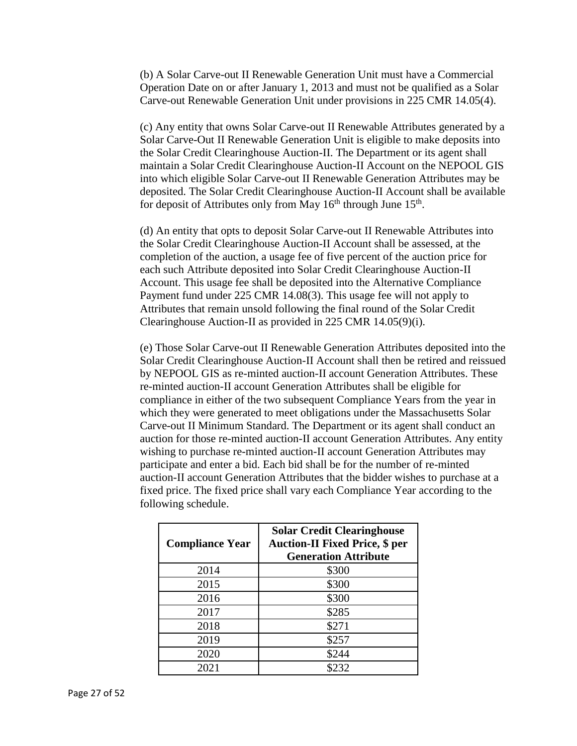(b) A Solar Carve-out II Renewable Generation Unit must have a Commercial Operation Date on or after January 1, 2013 and must not be qualified as a Solar Carve-out Renewable Generation Unit under provisions in 225 CMR 14.05(4).

(c) Any entity that owns Solar Carve-out II Renewable Attributes generated by a Solar Carve-Out II Renewable Generation Unit is eligible to make deposits into the Solar Credit Clearinghouse Auction-II. The Department or its agent shall maintain a Solar Credit Clearinghouse Auction-II Account on the NEPOOL GIS into which eligible Solar Carve-out II Renewable Generation Attributes may be deposited. The Solar Credit Clearinghouse Auction-II Account shall be available for deposit of Attributes only from May 16th through June 15th.

(d) An entity that opts to deposit Solar Carve-out II Renewable Attributes into the Solar Credit Clearinghouse Auction-II Account shall be assessed, at the completion of the auction, a usage fee of five percent of the auction price for each such Attribute deposited into Solar Credit Clearinghouse Auction-II Account. This usage fee shall be deposited into the Alternative Compliance Payment fund under 225 CMR 14.08(3). This usage fee will not apply to Attributes that remain unsold following the final round of the Solar Credit Clearinghouse Auction-II as provided in 225 CMR 14.05(9)(i).

(e) Those Solar Carve-out II Renewable Generation Attributes deposited into the Solar Credit Clearinghouse Auction-II Account shall then be retired and reissued by NEPOOL GIS as re-minted auction-II account Generation Attributes. These re-minted auction-II account Generation Attributes shall be eligible for compliance in either of the two subsequent Compliance Years from the year in which they were generated to meet obligations under the Massachusetts Solar Carve-out II Minimum Standard. The Department or its agent shall conduct an auction for those re-minted auction-II account Generation Attributes. Any entity wishing to purchase re-minted auction-II account Generation Attributes may participate and enter a bid. Each bid shall be for the number of re-minted auction-II account Generation Attributes that the bidder wishes to purchase at a fixed price. The fixed price shall vary each Compliance Year according to the following schedule.

| Compliance Year | Solar Credit Clearinghouse Auction-II Fixed Price, $ per Generation Attribute |
|---|---|
| 2014 | $300 |
| 2015 | $300 |
| 2016 | $300 |
| 2017 | $285 |
| 2018 | $271 |
| 2019 | $257 |
| 2020 | $244 |
| 2021 | $232 |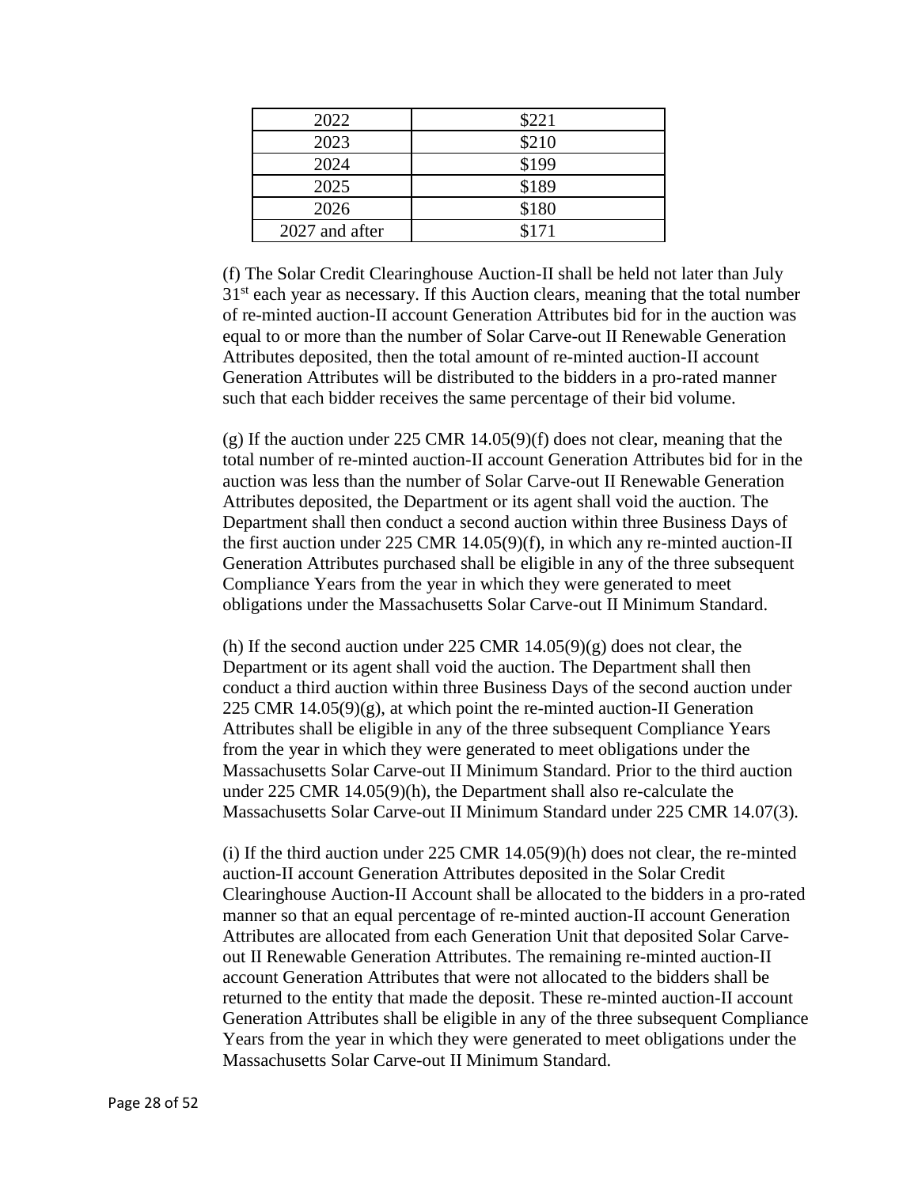| 2022 | $221 |
|---|---|
| 2023 | $210 |
| 2024 | $199 |
| 2025 | $189 |
| 2026 | $180 |
| 2027 and after | $171 |

(f) The Solar Credit Clearinghouse Auction-II shall be held not later than July 31st each year as necessary. If this Auction clears, meaning that the total number of re-minted auction-II account Generation Attributes bid for in the auction was equal to or more than the number of Solar Carve-out II Renewable Generation Attributes deposited, then the total amount of re-minted auction-II account Generation Attributes will be distributed to the bidders in a pro-rated manner such that each bidder receives the same percentage of their bid volume.

(g) If the auction under 225 CMR 14.05(9)(f) does not clear, meaning that the total number of re-minted auction-II account Generation Attributes bid for in the auction was less than the number of Solar Carve-out II Renewable Generation Attributes deposited, the Department or its agent shall void the auction. The Department shall then conduct a second auction within three Business Days of the first auction under 225 CMR 14.05(9)(f), in which any re-minted auction-II Generation Attributes purchased shall be eligible in any of the three subsequent Compliance Years from the year in which they were generated to meet obligations under the Massachusetts Solar Carve-out II Minimum Standard.

(h) If the second auction under 225 CMR 14.05(9)(g) does not clear, the Department or its agent shall void the auction. The Department shall then conduct a third auction within three Business Days of the second auction under 225 CMR 14.05(9)(g), at which point the re-minted auction-II Generation Attributes shall be eligible in any of the three subsequent Compliance Years from the year in which they were generated to meet obligations under the Massachusetts Solar Carve-out II Minimum Standard. Prior to the third auction under 225 CMR 14.05(9)(h), the Department shall also re-calculate the Massachusetts Solar Carve-out II Minimum Standard under 225 CMR 14.07(3).

(i) If the third auction under 225 CMR 14.05(9)(h) does not clear, the re-minted auction-II account Generation Attributes deposited in the Solar Credit Clearinghouse Auction-II Account shall be allocated to the bidders in a pro-rated manner so that an equal percentage of re-minted auction-II account Generation Attributes are allocated from each Generation Unit that deposited Solar Carve-out II Renewable Generation Attributes. The remaining re-minted auction-II account Generation Attributes that were not allocated to the bidders shall be returned to the entity that made the deposit. These re-minted auction-II account Generation Attributes shall be eligible in any of the three subsequent Compliance Years from the year in which they were generated to meet obligations under the Massachusetts Solar Carve-out II Minimum Standard.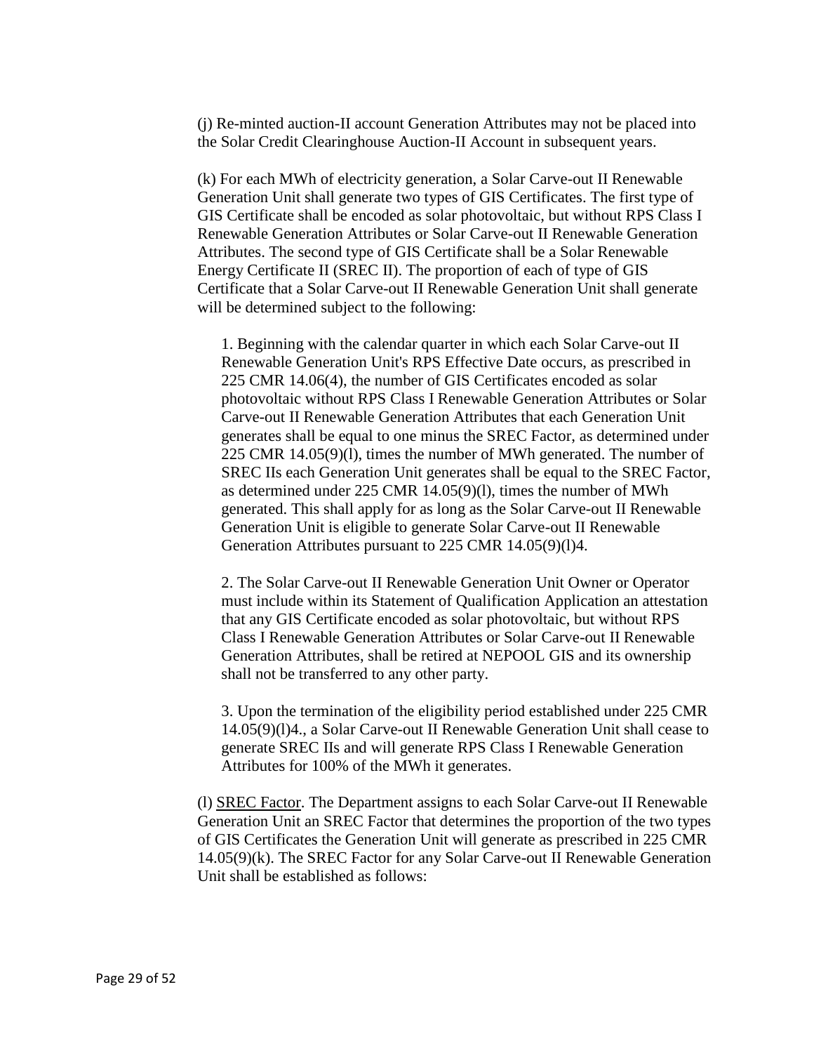(j) Re-minted auction-II account Generation Attributes may not be placed into the Solar Credit Clearinghouse Auction-II Account in subsequent years.

(k) For each MWh of electricity generation, a Solar Carve-out II Renewable Generation Unit shall generate two types of GIS Certificates. The first type of GIS Certificate shall be encoded as solar photovoltaic, but without RPS Class I Renewable Generation Attributes or Solar Carve-out II Renewable Generation Attributes. The second type of GIS Certificate shall be a Solar Renewable Energy Certificate II (SREC II). The proportion of each of type of GIS Certificate that a Solar Carve-out II Renewable Generation Unit shall generate will be determined subject to the following:

1. Beginning with the calendar quarter in which each Solar Carve-out II Renewable Generation Unit's RPS Effective Date occurs, as prescribed in 225 CMR 14.06(4), the number of GIS Certificates encoded as solar photovoltaic without RPS Class I Renewable Generation Attributes or Solar Carve-out II Renewable Generation Attributes that each Generation Unit generates shall be equal to one minus the SREC Factor, as determined under 225 CMR 14.05(9)(l), times the number of MWh generated. The number of SREC IIs each Generation Unit generates shall be equal to the SREC Factor, as determined under 225 CMR 14.05(9)(l), times the number of MWh generated. This shall apply for as long as the Solar Carve-out II Renewable Generation Unit is eligible to generate Solar Carve-out II Renewable Generation Attributes pursuant to 225 CMR 14.05(9)(l)4.

2. The Solar Carve-out II Renewable Generation Unit Owner or Operator must include within its Statement of Qualification Application an attestation that any GIS Certificate encoded as solar photovoltaic, but without RPS Class I Renewable Generation Attributes or Solar Carve-out II Renewable Generation Attributes, shall be retired at NEPOOL GIS and its ownership shall not be transferred to any other party.

3. Upon the termination of the eligibility period established under 225 CMR 14.05(9)(l)4., a Solar Carve-out II Renewable Generation Unit shall cease to generate SREC IIs and will generate RPS Class I Renewable Generation Attributes for 100% of the MWh it generates.

(l) <u>SREC Factor</u>. The Department assigns to each Solar Carve-out II Renewable Generation Unit an SREC Factor that determines the proportion of the two types of GIS Certificates the Generation Unit will generate as prescribed in 225 CMR 14.05(9)(k). The SREC Factor for any Solar Carve-out II Renewable Generation Unit shall be established as follows: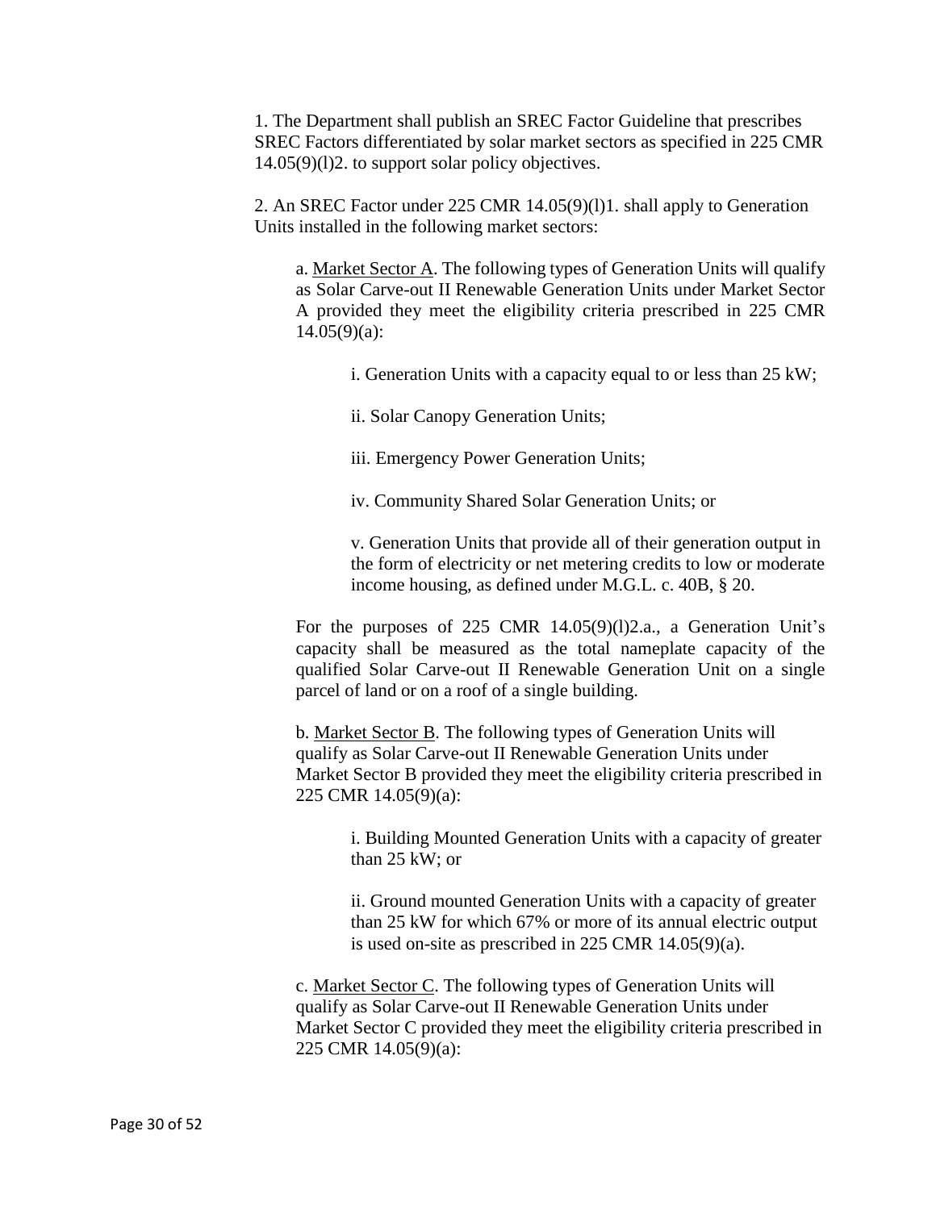1. The Department shall publish an SREC Factor Guideline that prescribes SREC Factors differentiated by solar market sectors as specified in 225 CMR 14.05(9)(l)2. to support solar policy objectives.

2. An SREC Factor under 225 CMR 14.05(9)(l)1. shall apply to Generation Units installed in the following market sectors:

a. <u>Market Sector A</u>. The following types of Generation Units will qualify as Solar Carve-out II Renewable Generation Units under Market Sector A provided they meet the eligibility criteria prescribed in 225 CMR 14.05(9)(a):

i. Generation Units with a capacity equal to or less than 25 kW;

ii. Solar Canopy Generation Units;

iii. Emergency Power Generation Units;

iv. Community Shared Solar Generation Units; or

v. Generation Units that provide all of their generation output in the form of electricity or net metering credits to low or moderate income housing, as defined under M.G.L. c. 40B, § 20.

For the purposes of 225 CMR 14.05(9)(l)2.a., a Generation Unit's capacity shall be measured as the total nameplate capacity of the qualified Solar Carve-out II Renewable Generation Unit on a single parcel of land or on a roof of a single building.

b. <u>Market Sector B</u>. The following types of Generation Units will qualify as Solar Carve-out II Renewable Generation Units under Market Sector B provided they meet the eligibility criteria prescribed in 225 CMR 14.05(9)(a):

i. Building Mounted Generation Units with a capacity of greater than 25 kW; or

ii. Ground mounted Generation Units with a capacity of greater than 25 kW for which 67% or more of its annual electric output is used on-site as prescribed in 225 CMR 14.05(9)(a).

c. <u>Market Sector C</u>. The following types of Generation Units will qualify as Solar Carve-out II Renewable Generation Units under Market Sector C provided they meet the eligibility criteria prescribed in 225 CMR 14.05(9)(a):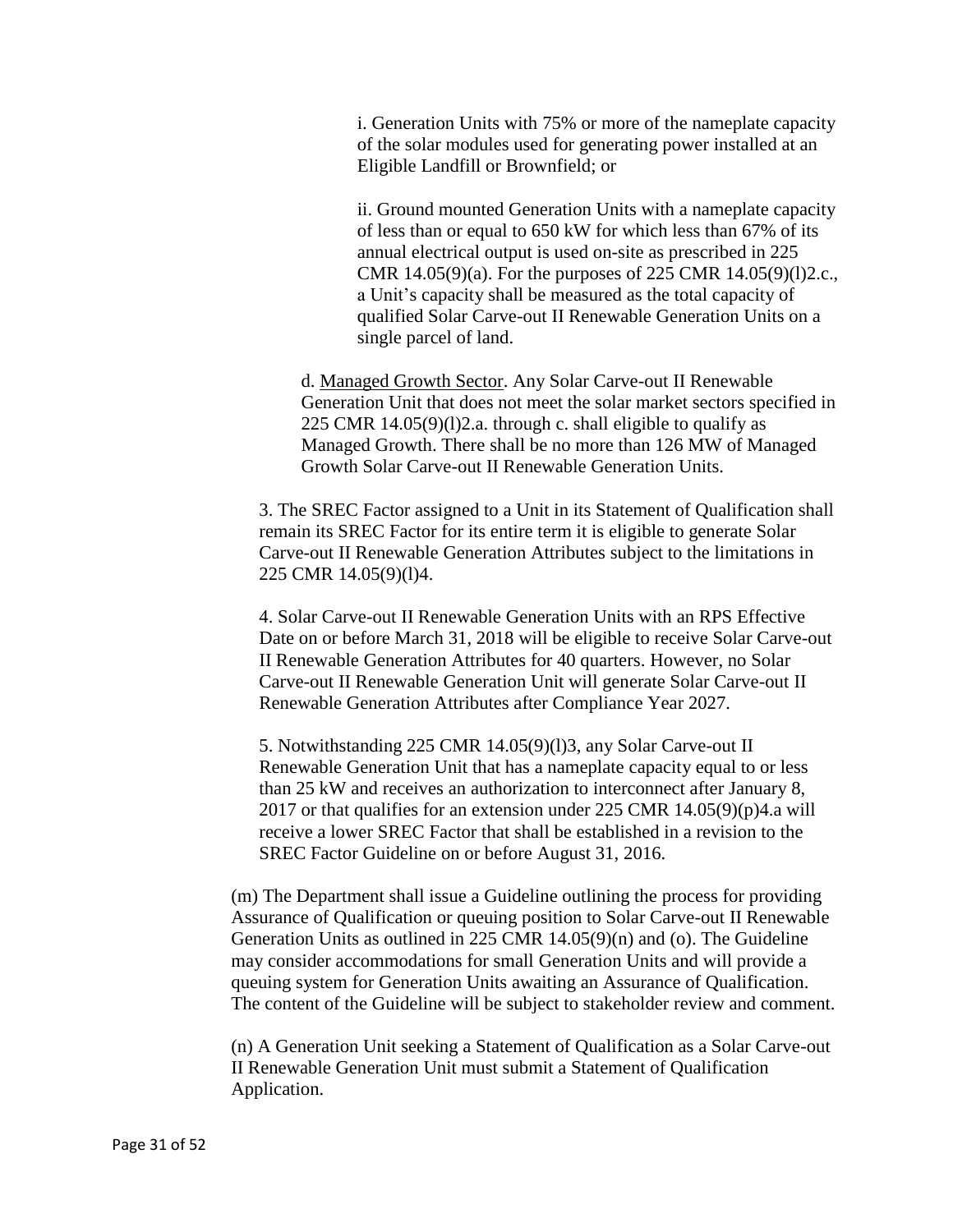i. Generation Units with 75% or more of the nameplate capacity of the solar modules used for generating power installed at an Eligible Landfill or Brownfield; or

ii. Ground mounted Generation Units with a nameplate capacity of less than or equal to 650 kW for which less than 67% of its annual electrical output is used on-site as prescribed in 225 CMR 14.05(9)(a). For the purposes of 225 CMR 14.05(9)(l)2.c., a Unit's capacity shall be measured as the total capacity of qualified Solar Carve-out II Renewable Generation Units on a single parcel of land.

d. Managed Growth Sector. Any Solar Carve-out II Renewable Generation Unit that does not meet the solar market sectors specified in 225 CMR 14.05(9)(l)2.a. through c. shall eligible to qualify as Managed Growth. There shall be no more than 126 MW of Managed Growth Solar Carve-out II Renewable Generation Units.

3. The SREC Factor assigned to a Unit in its Statement of Qualification shall remain its SREC Factor for its entire term it is eligible to generate Solar Carve-out II Renewable Generation Attributes subject to the limitations in 225 CMR 14.05(9)(l)4.

4. Solar Carve-out II Renewable Generation Units with an RPS Effective Date on or before March 31, 2018 will be eligible to receive Solar Carve-out II Renewable Generation Attributes for 40 quarters. However, no Solar Carve-out II Renewable Generation Unit will generate Solar Carve-out II Renewable Generation Attributes after Compliance Year 2027.

5. Notwithstanding 225 CMR 14.05(9)(l)3, any Solar Carve-out II Renewable Generation Unit that has a nameplate capacity equal to or less than 25 kW and receives an authorization to interconnect after January 8, 2017 or that qualifies for an extension under 225 CMR 14.05(9)(p)4.a will receive a lower SREC Factor that shall be established in a revision to the SREC Factor Guideline on or before August 31, 2016.

(m) The Department shall issue a Guideline outlining the process for providing Assurance of Qualification or queuing position to Solar Carve-out II Renewable Generation Units as outlined in 225 CMR 14.05(9)(n) and (o). The Guideline may consider accommodations for small Generation Units and will provide a queuing system for Generation Units awaiting an Assurance of Qualification. The content of the Guideline will be subject to stakeholder review and comment.

(n) A Generation Unit seeking a Statement of Qualification as a Solar Carve-out II Renewable Generation Unit must submit a Statement of Qualification Application.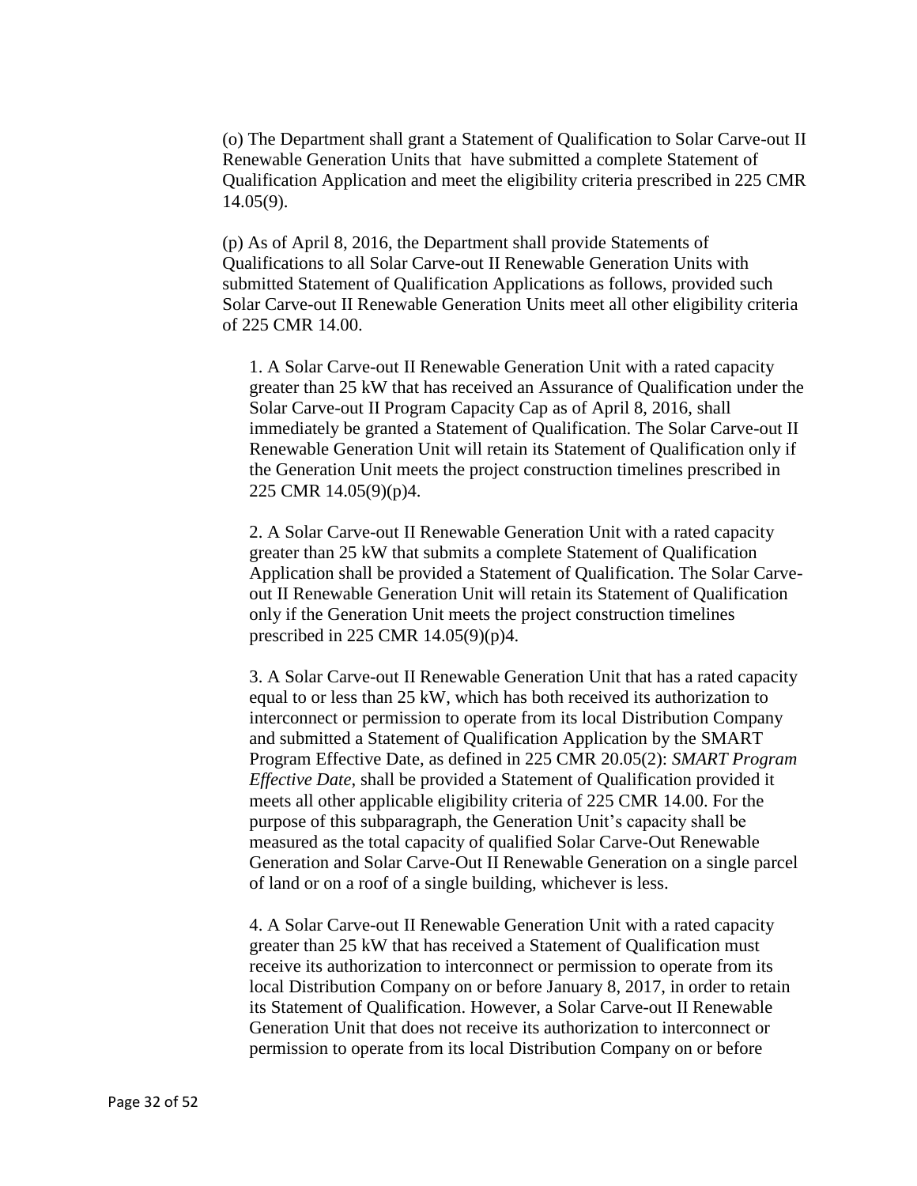(o) The Department shall grant a Statement of Qualification to Solar Carve-out II Renewable Generation Units that have submitted a complete Statement of Qualification Application and meet the eligibility criteria prescribed in 225 CMR 14.05(9).

(p) As of April 8, 2016, the Department shall provide Statements of Qualifications to all Solar Carve-out II Renewable Generation Units with submitted Statement of Qualification Applications as follows, provided such Solar Carve-out II Renewable Generation Units meet all other eligibility criteria of 225 CMR 14.00.

1. A Solar Carve-out II Renewable Generation Unit with a rated capacity greater than 25 kW that has received an Assurance of Qualification under the Solar Carve-out II Program Capacity Cap as of April 8, 2016, shall immediately be granted a Statement of Qualification. The Solar Carve-out II Renewable Generation Unit will retain its Statement of Qualification only if the Generation Unit meets the project construction timelines prescribed in 225 CMR 14.05(9)(p)4.

2. A Solar Carve-out II Renewable Generation Unit with a rated capacity greater than 25 kW that submits a complete Statement of Qualification Application shall be provided a Statement of Qualification. The Solar Carve-out II Renewable Generation Unit will retain its Statement of Qualification only if the Generation Unit meets the project construction timelines prescribed in 225 CMR 14.05(9)(p)4.

3. A Solar Carve-out II Renewable Generation Unit that has a rated capacity equal to or less than 25 kW, which has both received its authorization to interconnect or permission to operate from its local Distribution Company and submitted a Statement of Qualification Application by the SMART Program Effective Date, as defined in 225 CMR 20.05(2): *SMART Program Effective Date*, shall be provided a Statement of Qualification provided it meets all other applicable eligibility criteria of 225 CMR 14.00. For the purpose of this subparagraph, the Generation Unit's capacity shall be measured as the total capacity of qualified Solar Carve-Out Renewable Generation and Solar Carve-Out II Renewable Generation on a single parcel of land or on a roof of a single building, whichever is less.

4. A Solar Carve-out II Renewable Generation Unit with a rated capacity greater than 25 kW that has received a Statement of Qualification must receive its authorization to interconnect or permission to operate from its local Distribution Company on or before January 8, 2017, in order to retain its Statement of Qualification. However, a Solar Carve-out II Renewable Generation Unit that does not receive its authorization to interconnect or permission to operate from its local Distribution Company on or before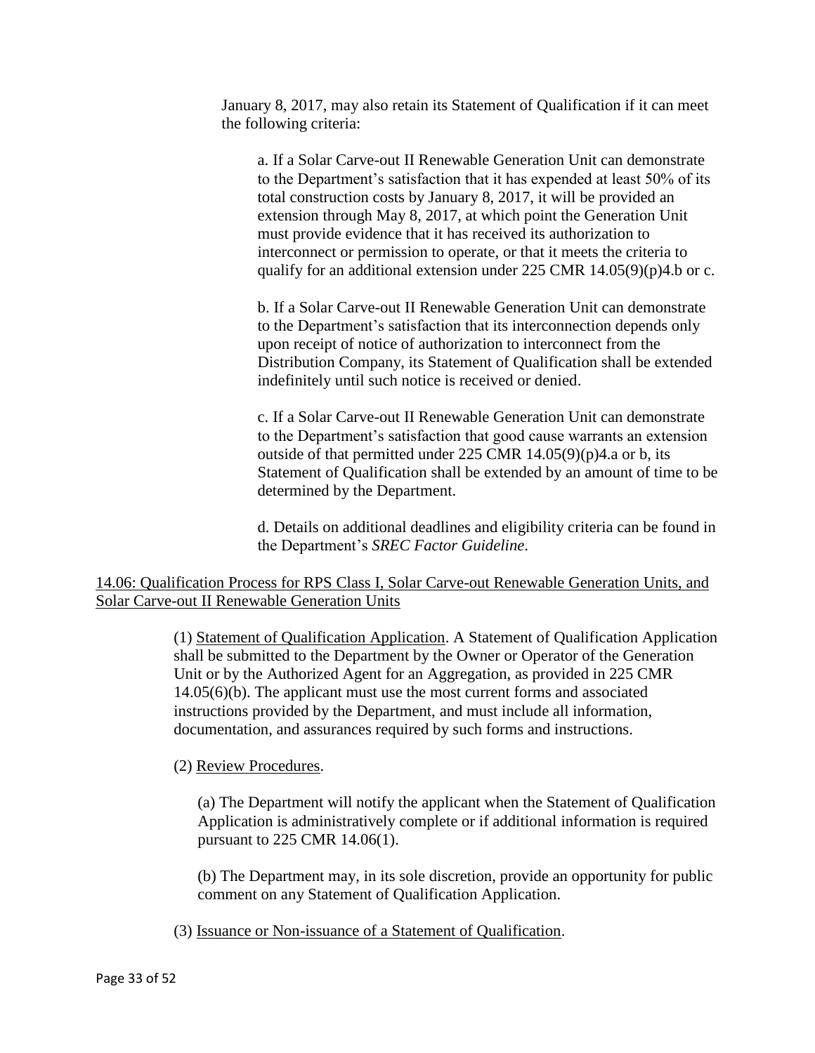January 8, 2017, may also retain its Statement of Qualification if it can meet the following criteria:

a. If a Solar Carve-out II Renewable Generation Unit can demonstrate to the Department's satisfaction that it has expended at least 50% of its total construction costs by January 8, 2017, it will be provided an extension through May 8, 2017, at which point the Generation Unit must provide evidence that it has received its authorization to interconnect or permission to operate, or that it meets the criteria to qualify for an additional extension under 225 CMR 14.05(9)(p)4.b or c.

b. If a Solar Carve-out II Renewable Generation Unit can demonstrate to the Department's satisfaction that its interconnection depends only upon receipt of notice of authorization to interconnect from the Distribution Company, its Statement of Qualification shall be extended indefinitely until such notice is received or denied.

c. If a Solar Carve-out II Renewable Generation Unit can demonstrate to the Department's satisfaction that good cause warrants an extension outside of that permitted under 225 CMR 14.05(9)(p)4.a or b, its Statement of Qualification shall be extended by an amount of time to be determined by the Department.

d. Details on additional deadlines and eligibility criteria can be found in the Department's *SREC Factor Guideline*.

14.06: Qualification Process for RPS Class I, Solar Carve-out Renewable Generation Units, and Solar Carve-out II Renewable Generation Units

(1) Statement of Qualification Application. A Statement of Qualification Application shall be submitted to the Department by the Owner or Operator of the Generation Unit or by the Authorized Agent for an Aggregation, as provided in 225 CMR 14.05(6)(b). The applicant must use the most current forms and associated instructions provided by the Department, and must include all information, documentation, and assurances required by such forms and instructions.

(2) Review Procedures.

(a) The Department will notify the applicant when the Statement of Qualification Application is administratively complete or if additional information is required pursuant to 225 CMR 14.06(1).

(b) The Department may, in its sole discretion, provide an opportunity for public comment on any Statement of Qualification Application.

(3) Issuance or Non-issuance of a Statement of Qualification.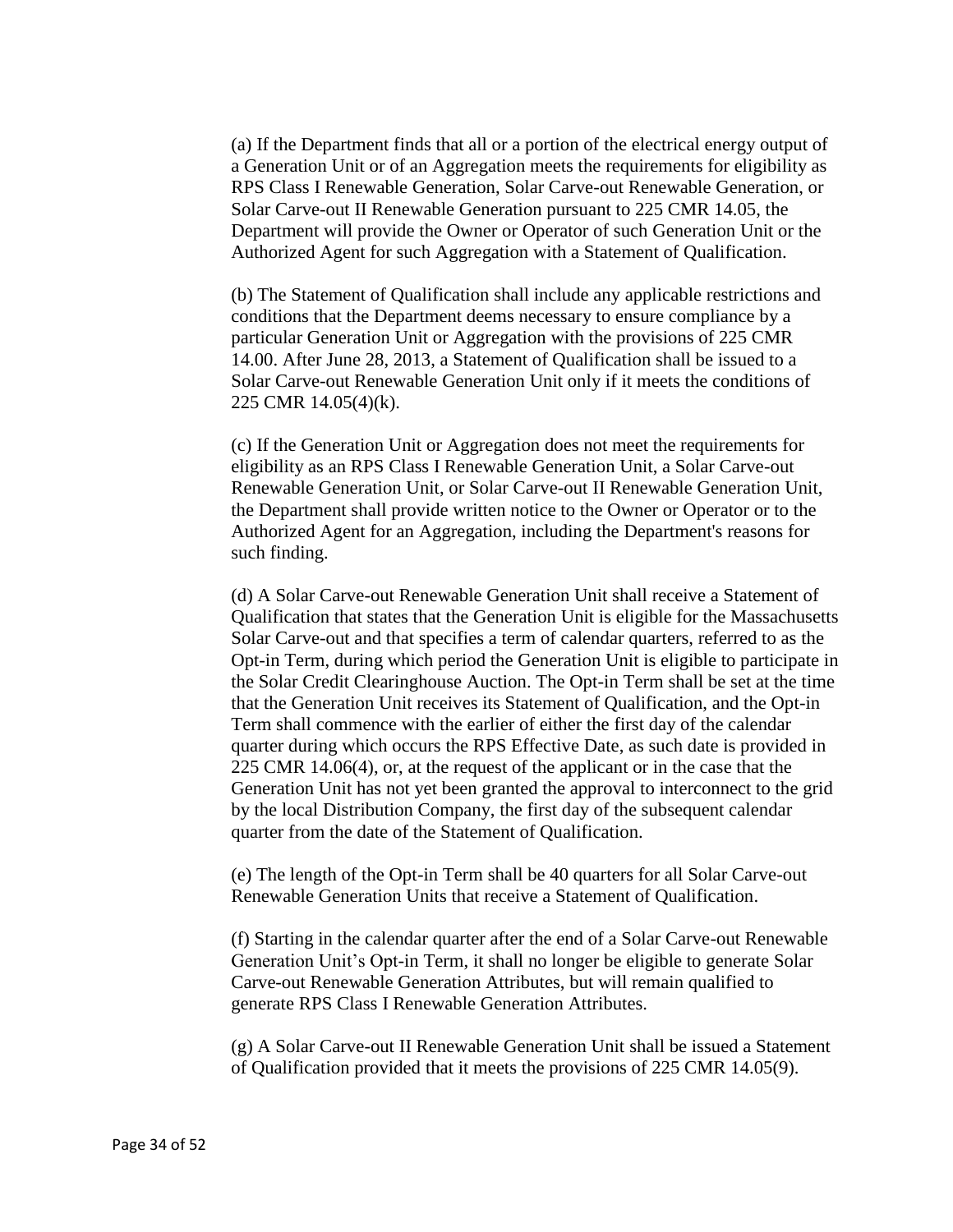(a) If the Department finds that all or a portion of the electrical energy output of a Generation Unit or of an Aggregation meets the requirements for eligibility as RPS Class I Renewable Generation, Solar Carve-out Renewable Generation, or Solar Carve-out II Renewable Generation pursuant to 225 CMR 14.05, the Department will provide the Owner or Operator of such Generation Unit or the Authorized Agent for such Aggregation with a Statement of Qualification.

(b) The Statement of Qualification shall include any applicable restrictions and conditions that the Department deems necessary to ensure compliance by a particular Generation Unit or Aggregation with the provisions of 225 CMR 14.00. After June 28, 2013, a Statement of Qualification shall be issued to a Solar Carve-out Renewable Generation Unit only if it meets the conditions of 225 CMR 14.05(4)(k).

(c) If the Generation Unit or Aggregation does not meet the requirements for eligibility as an RPS Class I Renewable Generation Unit, a Solar Carve-out Renewable Generation Unit, or Solar Carve-out II Renewable Generation Unit, the Department shall provide written notice to the Owner or Operator or to the Authorized Agent for an Aggregation, including the Department's reasons for such finding.

(d) A Solar Carve-out Renewable Generation Unit shall receive a Statement of Qualification that states that the Generation Unit is eligible for the Massachusetts Solar Carve-out and that specifies a term of calendar quarters, referred to as the Opt-in Term, during which period the Generation Unit is eligible to participate in the Solar Credit Clearinghouse Auction. The Opt-in Term shall be set at the time that the Generation Unit receives its Statement of Qualification, and the Opt-in Term shall commence with the earlier of either the first day of the calendar quarter during which occurs the RPS Effective Date, as such date is provided in 225 CMR 14.06(4), or, at the request of the applicant or in the case that the Generation Unit has not yet been granted the approval to interconnect to the grid by the local Distribution Company, the first day of the subsequent calendar quarter from the date of the Statement of Qualification.

(e) The length of the Opt-in Term shall be 40 quarters for all Solar Carve-out Renewable Generation Units that receive a Statement of Qualification.

(f) Starting in the calendar quarter after the end of a Solar Carve-out Renewable Generation Unit's Opt-in Term, it shall no longer be eligible to generate Solar Carve-out Renewable Generation Attributes, but will remain qualified to generate RPS Class I Renewable Generation Attributes.

(g) A Solar Carve-out II Renewable Generation Unit shall be issued a Statement of Qualification provided that it meets the provisions of 225 CMR 14.05(9).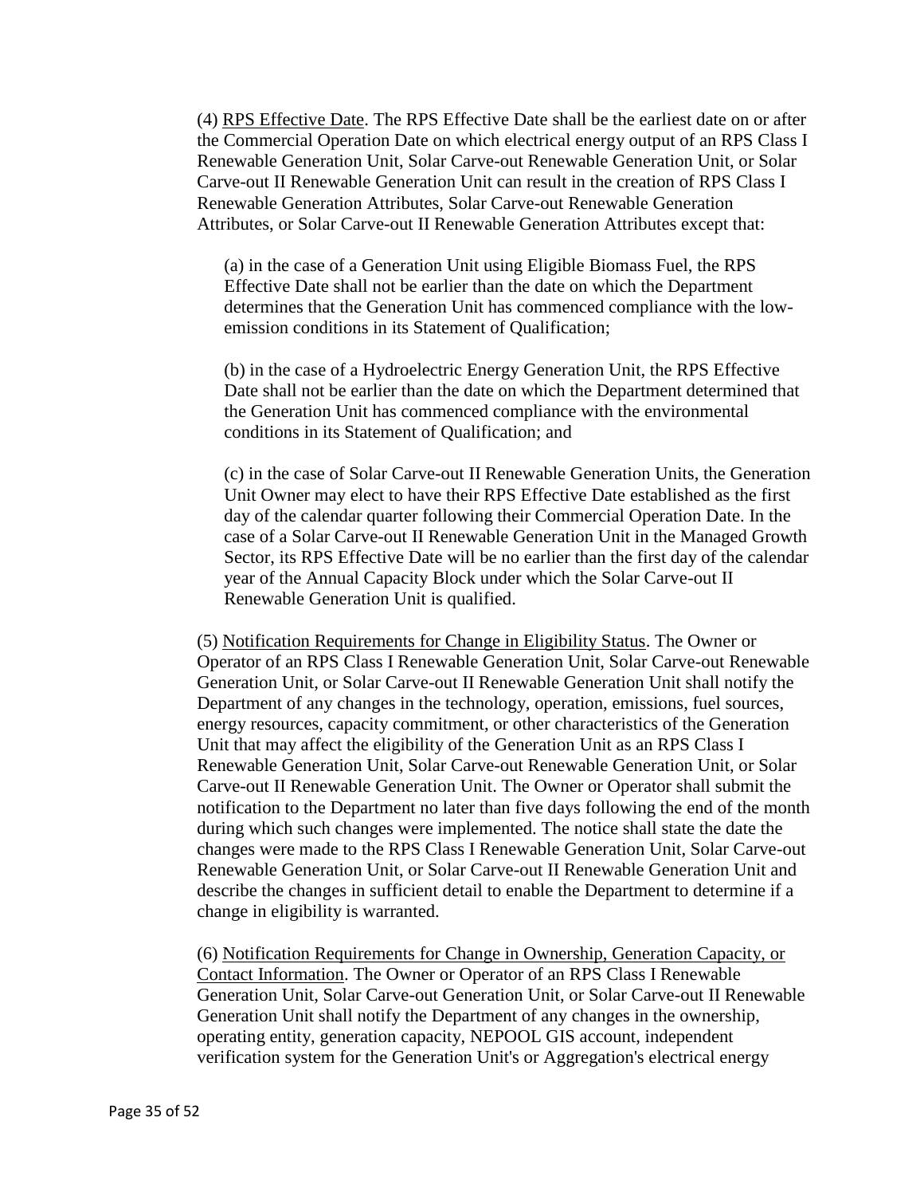(4) RPS Effective Date. The RPS Effective Date shall be the earliest date on or after the Commercial Operation Date on which electrical energy output of an RPS Class I Renewable Generation Unit, Solar Carve-out Renewable Generation Unit, or Solar Carve-out II Renewable Generation Unit can result in the creation of RPS Class I Renewable Generation Attributes, Solar Carve-out Renewable Generation Attributes, or Solar Carve-out II Renewable Generation Attributes except that:

(a) in the case of a Generation Unit using Eligible Biomass Fuel, the RPS Effective Date shall not be earlier than the date on which the Department determines that the Generation Unit has commenced compliance with the low-emission conditions in its Statement of Qualification;

(b) in the case of a Hydroelectric Energy Generation Unit, the RPS Effective Date shall not be earlier than the date on which the Department determined that the Generation Unit has commenced compliance with the environmental conditions in its Statement of Qualification; and

(c) in the case of Solar Carve-out II Renewable Generation Units, the Generation Unit Owner may elect to have their RPS Effective Date established as the first day of the calendar quarter following their Commercial Operation Date. In the case of a Solar Carve-out II Renewable Generation Unit in the Managed Growth Sector, its RPS Effective Date will be no earlier than the first day of the calendar year of the Annual Capacity Block under which the Solar Carve-out II Renewable Generation Unit is qualified.

(5) Notification Requirements for Change in Eligibility Status. The Owner or Operator of an RPS Class I Renewable Generation Unit, Solar Carve-out Renewable Generation Unit, or Solar Carve-out II Renewable Generation Unit shall notify the Department of any changes in the technology, operation, emissions, fuel sources, energy resources, capacity commitment, or other characteristics of the Generation Unit that may affect the eligibility of the Generation Unit as an RPS Class I Renewable Generation Unit, Solar Carve-out Renewable Generation Unit, or Solar Carve-out II Renewable Generation Unit. The Owner or Operator shall submit the notification to the Department no later than five days following the end of the month during which such changes were implemented. The notice shall state the date the changes were made to the RPS Class I Renewable Generation Unit, Solar Carve-out Renewable Generation Unit, or Solar Carve-out II Renewable Generation Unit and describe the changes in sufficient detail to enable the Department to determine if a change in eligibility is warranted.

(6) Notification Requirements for Change in Ownership, Generation Capacity, or Contact Information. The Owner or Operator of an RPS Class I Renewable Generation Unit, Solar Carve-out Generation Unit, or Solar Carve-out II Renewable Generation Unit shall notify the Department of any changes in the ownership, operating entity, generation capacity, NEPOOL GIS account, independent verification system for the Generation Unit's or Aggregation's electrical energy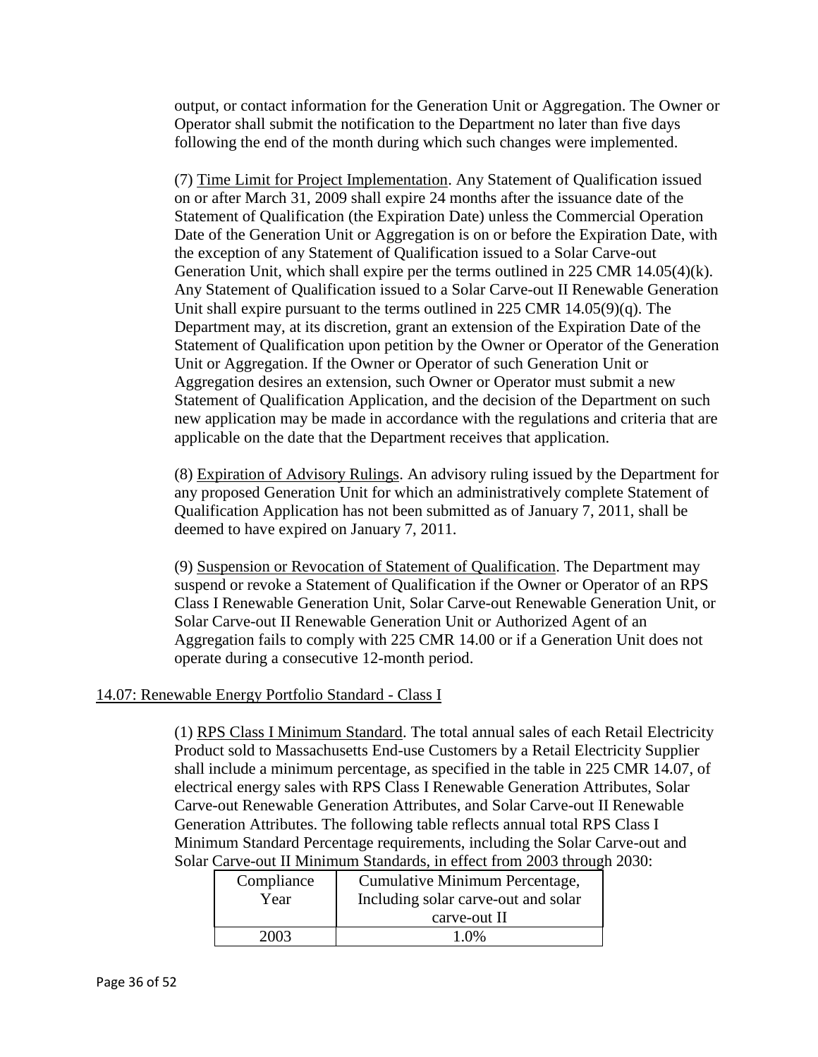output, or contact information for the Generation Unit or Aggregation. The Owner or Operator shall submit the notification to the Department no later than five days following the end of the month during which such changes were implemented.

(7) Time Limit for Project Implementation. Any Statement of Qualification issued on or after March 31, 2009 shall expire 24 months after the issuance date of the Statement of Qualification (the Expiration Date) unless the Commercial Operation Date of the Generation Unit or Aggregation is on or before the Expiration Date, with the exception of any Statement of Qualification issued to a Solar Carve-out Generation Unit, which shall expire per the terms outlined in 225 CMR 14.05(4)(k). Any Statement of Qualification issued to a Solar Carve-out II Renewable Generation Unit shall expire pursuant to the terms outlined in 225 CMR 14.05(9)(q). The Department may, at its discretion, grant an extension of the Expiration Date of the Statement of Qualification upon petition by the Owner or Operator of the Generation Unit or Aggregation. If the Owner or Operator of such Generation Unit or Aggregation desires an extension, such Owner or Operator must submit a new Statement of Qualification Application, and the decision of the Department on such new application may be made in accordance with the regulations and criteria that are applicable on the date that the Department receives that application.

(8) Expiration of Advisory Rulings. An advisory ruling issued by the Department for any proposed Generation Unit for which an administratively complete Statement of Qualification Application has not been submitted as of January 7, 2011, shall be deemed to have expired on January 7, 2011.

(9) Suspension or Revocation of Statement of Qualification. The Department may suspend or revoke a Statement of Qualification if the Owner or Operator of an RPS Class I Renewable Generation Unit, Solar Carve-out Renewable Generation Unit, or Solar Carve-out II Renewable Generation Unit or Authorized Agent of an Aggregation fails to comply with 225 CMR 14.00 or if a Generation Unit does not operate during a consecutive 12-month period.

## 14.07: Renewable Energy Portfolio Standard - Class I

(1) RPS Class I Minimum Standard. The total annual sales of each Retail Electricity Product sold to Massachusetts End-use Customers by a Retail Electricity Supplier shall include a minimum percentage, as specified in the table in 225 CMR 14.07, of electrical energy sales with RPS Class I Renewable Generation Attributes, Solar Carve-out Renewable Generation Attributes, and Solar Carve-out II Renewable Generation Attributes. The following table reflects annual total RPS Class I Minimum Standard Percentage requirements, including the Solar Carve-out and Solar Carve-out II Minimum Standards, in effect from 2003 through 2030:

| Compliance Year | Cumulative Minimum Percentage, Including solar carve-out and solar carve-out II |
|---|---|
| 2003 | 1.0% |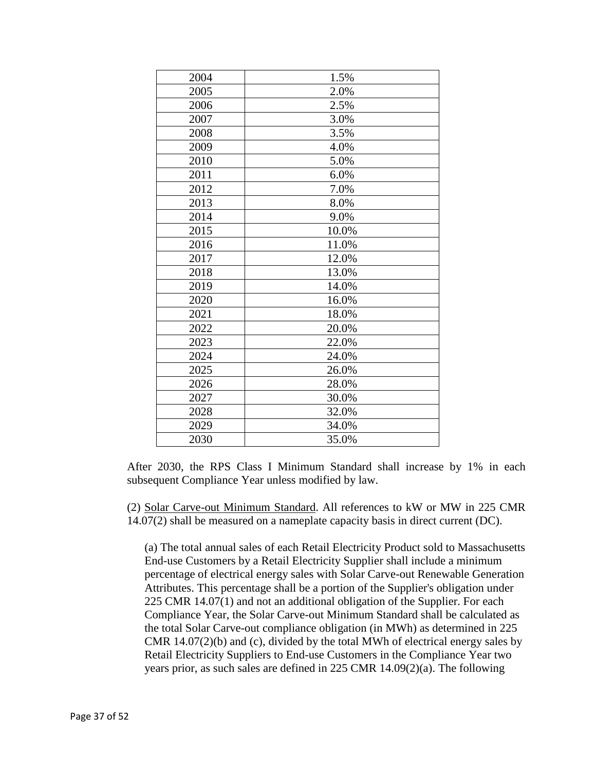| | |
|---|---|
| 2004 | 1.5% |
| 2005 | 2.0% |
| 2006 | 2.5% |
| 2007 | 3.0% |
| 2008 | 3.5% |
| 2009 | 4.0% |
| 2010 | 5.0% |
| 2011 | 6.0% |
| 2012 | 7.0% |
| 2013 | 8.0% |
| 2014 | 9.0% |
| 2015 | 10.0% |
| 2016 | 11.0% |
| 2017 | 12.0% |
| 2018 | 13.0% |
| 2019 | 14.0% |
| 2020 | 16.0% |
| 2021 | 18.0% |
| 2022 | 20.0% |
| 2023 | 22.0% |
| 2024 | 24.0% |
| 2025 | 26.0% |
| 2026 | 28.0% |
| 2027 | 30.0% |
| 2028 | 32.0% |
| 2029 | 34.0% |
| 2030 | 35.0% |

After 2030, the RPS Class I Minimum Standard shall increase by 1% in each subsequent Compliance Year unless modified by law.

(2) Solar Carve-out Minimum Standard. All references to kW or MW in 225 CMR 14.07(2) shall be measured on a nameplate capacity basis in direct current (DC).

(a) The total annual sales of each Retail Electricity Product sold to Massachusetts End-use Customers by a Retail Electricity Supplier shall include a minimum percentage of electrical energy sales with Solar Carve-out Renewable Generation Attributes. This percentage shall be a portion of the Supplier's obligation under 225 CMR 14.07(1) and not an additional obligation of the Supplier. For each Compliance Year, the Solar Carve-out Minimum Standard shall be calculated as the total Solar Carve-out compliance obligation (in MWh) as determined in 225 CMR 14.07(2)(b) and (c), divided by the total MWh of electrical energy sales by Retail Electricity Suppliers to End-use Customers in the Compliance Year two years prior, as such sales are defined in 225 CMR 14.09(2)(a). The following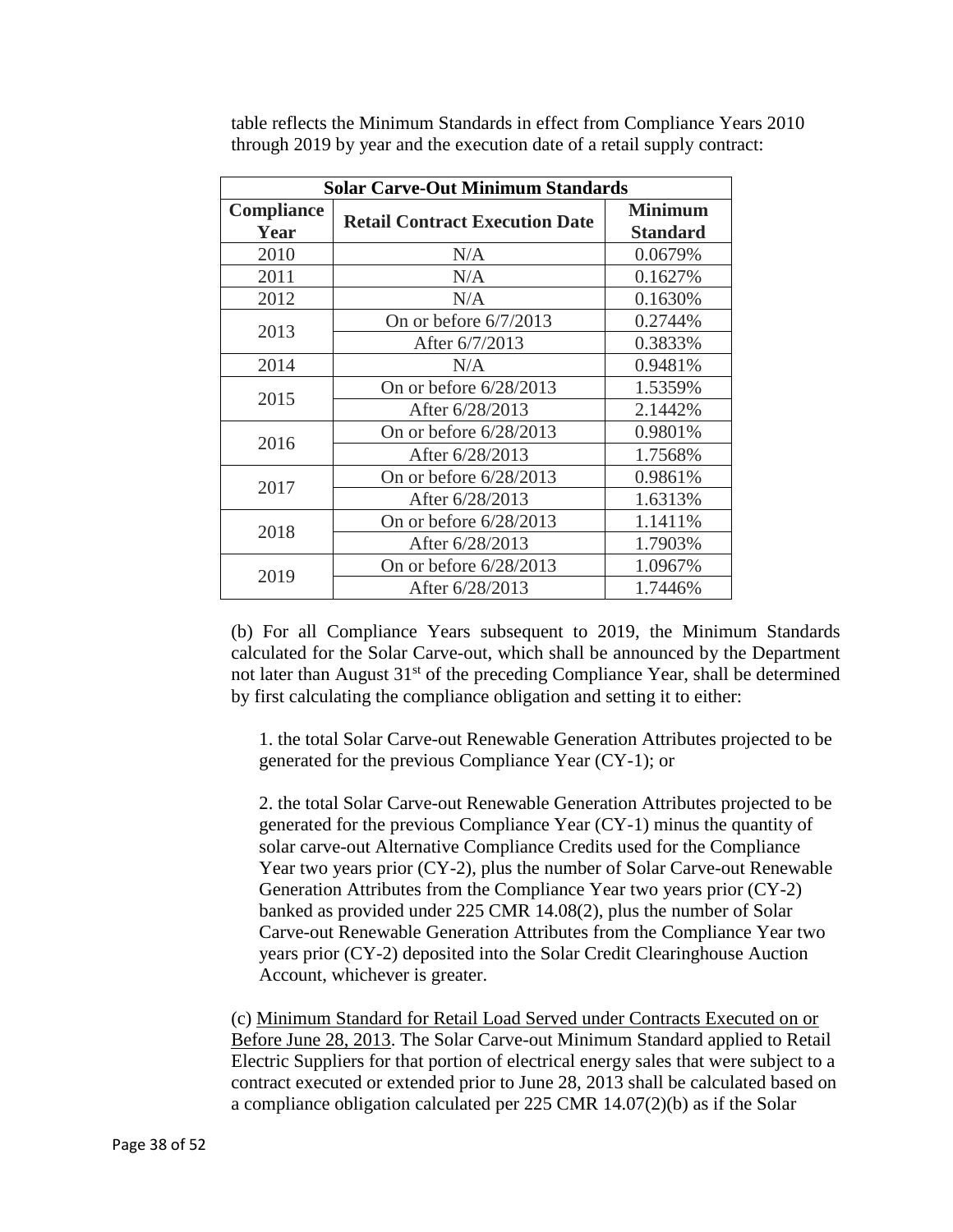table reflects the Minimum Standards in effect from Compliance Years 2010 through 2019 by year and the execution date of a retail supply contract:

| Solar Carve-Out Minimum Standards | | |
|---|---|---|
| **Compliance Year** | **Retail Contract Execution Date** | **Minimum Standard** |
| 2010 | N/A | 0.0679% |
| 2011 | N/A | 0.1627% |
| 2012 | N/A | 0.1630% |
| 2013 | On or before 6/7/2013 | 0.2744% |
| | After 6/7/2013 | 0.3833% |
| 2014 | N/A | 0.9481% |
| 2015 | On or before 6/28/2013 | 1.5359% |
| | After 6/28/2013 | 2.1442% |
| 2016 | On or before 6/28/2013 | 0.9801% |
| | After 6/28/2013 | 1.7568% |
| 2017 | On or before 6/28/2013 | 0.9861% |
| | After 6/28/2013 | 1.6313% |
| 2018 | On or before 6/28/2013 | 1.1411% |
| | After 6/28/2013 | 1.7903% |
| 2019 | On or before 6/28/2013 | 1.0967% |
| | After 6/28/2013 | 1.7446% |

(b) For all Compliance Years subsequent to 2019, the Minimum Standards calculated for the Solar Carve-out, which shall be announced by the Department not later than August 31st of the preceding Compliance Year, shall be determined by first calculating the compliance obligation and setting it to either:

1. the total Solar Carve-out Renewable Generation Attributes projected to be generated for the previous Compliance Year (CY-1); or

2. the total Solar Carve-out Renewable Generation Attributes projected to be generated for the previous Compliance Year (CY-1) minus the quantity of solar carve-out Alternative Compliance Credits used for the Compliance Year two years prior (CY-2), plus the number of Solar Carve-out Renewable Generation Attributes from the Compliance Year two years prior (CY-2) banked as provided under 225 CMR 14.08(2), plus the number of Solar Carve-out Renewable Generation Attributes from the Compliance Year two years prior (CY-2) deposited into the Solar Credit Clearinghouse Auction Account, whichever is greater.

(c) Minimum Standard for Retail Load Served under Contracts Executed on or Before June 28, 2013. The Solar Carve-out Minimum Standard applied to Retail Electric Suppliers for that portion of electrical energy sales that were subject to a contract executed or extended prior to June 28, 2013 shall be calculated based on a compliance obligation calculated per 225 CMR 14.07(2)(b) as if the Solar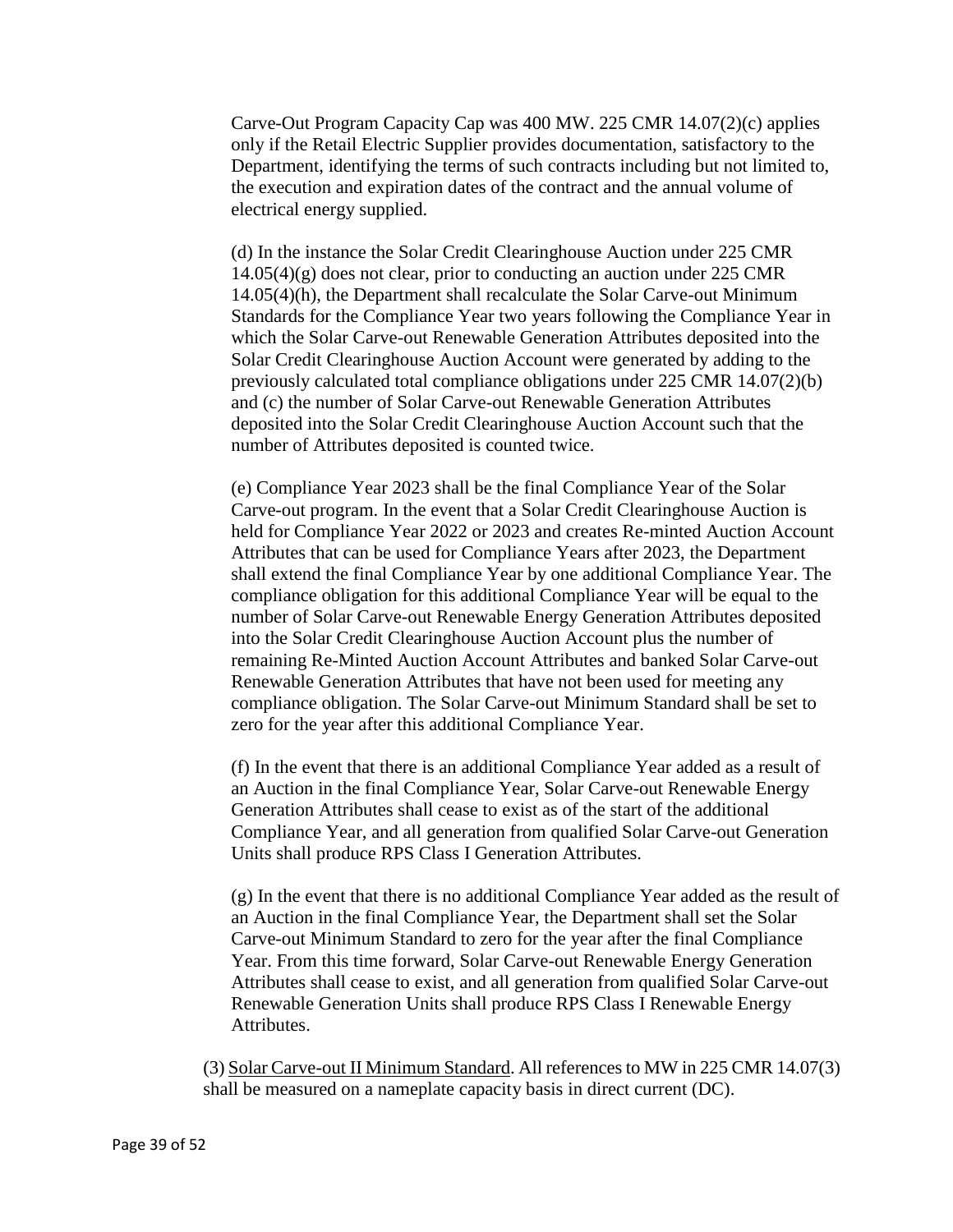Carve-Out Program Capacity Cap was 400 MW. 225 CMR 14.07(2)(c) applies only if the Retail Electric Supplier provides documentation, satisfactory to the Department, identifying the terms of such contracts including but not limited to, the execution and expiration dates of the contract and the annual volume of electrical energy supplied.

(d) In the instance the Solar Credit Clearinghouse Auction under 225 CMR 14.05(4)(g) does not clear, prior to conducting an auction under 225 CMR 14.05(4)(h), the Department shall recalculate the Solar Carve-out Minimum Standards for the Compliance Year two years following the Compliance Year in which the Solar Carve-out Renewable Generation Attributes deposited into the Solar Credit Clearinghouse Auction Account were generated by adding to the previously calculated total compliance obligations under 225 CMR 14.07(2)(b) and (c) the number of Solar Carve-out Renewable Generation Attributes deposited into the Solar Credit Clearinghouse Auction Account such that the number of Attributes deposited is counted twice.

(e) Compliance Year 2023 shall be the final Compliance Year of the Solar Carve-out program. In the event that a Solar Credit Clearinghouse Auction is held for Compliance Year 2022 or 2023 and creates Re-minted Auction Account Attributes that can be used for Compliance Years after 2023, the Department shall extend the final Compliance Year by one additional Compliance Year. The compliance obligation for this additional Compliance Year will be equal to the number of Solar Carve-out Renewable Energy Generation Attributes deposited into the Solar Credit Clearinghouse Auction Account plus the number of remaining Re-Minted Auction Account Attributes and banked Solar Carve-out Renewable Generation Attributes that have not been used for meeting any compliance obligation. The Solar Carve-out Minimum Standard shall be set to zero for the year after this additional Compliance Year.

(f) In the event that there is an additional Compliance Year added as a result of an Auction in the final Compliance Year, Solar Carve-out Renewable Energy Generation Attributes shall cease to exist as of the start of the additional Compliance Year, and all generation from qualified Solar Carve-out Generation Units shall produce RPS Class I Generation Attributes.

(g) In the event that there is no additional Compliance Year added as the result of an Auction in the final Compliance Year, the Department shall set the Solar Carve-out Minimum Standard to zero for the year after the final Compliance Year. From this time forward, Solar Carve-out Renewable Energy Generation Attributes shall cease to exist, and all generation from qualified Solar Carve-out Renewable Generation Units shall produce RPS Class I Renewable Energy Attributes.

(3) Solar Carve-out II Minimum Standard. All references to MW in 225 CMR 14.07(3) shall be measured on a nameplate capacity basis in direct current (DC).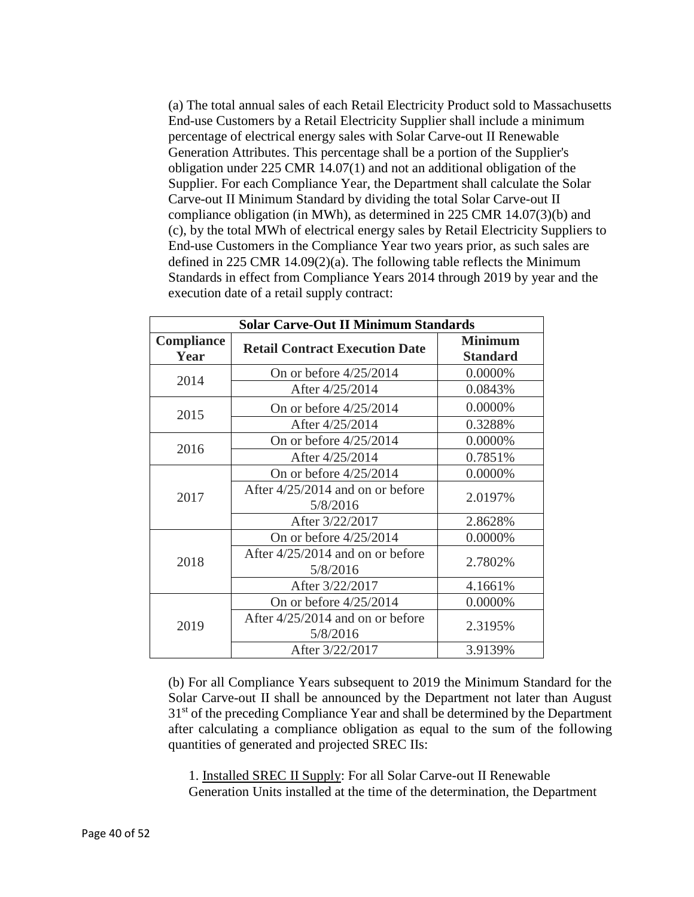(a) The total annual sales of each Retail Electricity Product sold to Massachusetts End-use Customers by a Retail Electricity Supplier shall include a minimum percentage of electrical energy sales with Solar Carve-out II Renewable Generation Attributes. This percentage shall be a portion of the Supplier's obligation under 225 CMR 14.07(1) and not an additional obligation of the Supplier. For each Compliance Year, the Department shall calculate the Solar Carve-out II Minimum Standard by dividing the total Solar Carve-out II compliance obligation (in MWh), as determined in 225 CMR 14.07(3)(b) and (c), by the total MWh of electrical energy sales by Retail Electricity Suppliers to End-use Customers in the Compliance Year two years prior, as such sales are defined in 225 CMR 14.09(2)(a). The following table reflects the Minimum Standards in effect from Compliance Years 2014 through 2019 by year and the execution date of a retail supply contract:

| Solar Carve-Out II Minimum Standards | | |
|---|---|---|
| **Compliance Year** | **Retail Contract Execution Date** | **Minimum Standard** |
| 2014 | On or before 4/25/2014 | 0.0000% |
| | After 4/25/2014 | 0.0843% |
| 2015 | On or before 4/25/2014 | 0.0000% |
| | After 4/25/2014 | 0.3288% |
| 2016 | On or before 4/25/2014 | 0.0000% |
| | After 4/25/2014 | 0.7851% |
| 2017 | On or before 4/25/2014 | 0.0000% |
| | After 4/25/2014 and on or before 5/8/2016 | 2.0197% |
| | After 3/22/2017 | 2.8628% |
| 2018 | On or before 4/25/2014 | 0.0000% |
| | After 4/25/2014 and on or before 5/8/2016 | 2.7802% |
| | After 3/22/2017 | 4.1661% |
| 2019 | On or before 4/25/2014 | 0.0000% |
| | After 4/25/2014 and on or before 5/8/2016 | 2.3195% |
| | After 3/22/2017 | 3.9139% |

(b) For all Compliance Years subsequent to 2019 the Minimum Standard for the Solar Carve-out II shall be announced by the Department not later than August 31st of the preceding Compliance Year and shall be determined by the Department after calculating a compliance obligation as equal to the sum of the following quantities of generated and projected SREC IIs:

1. Installed SREC II Supply: For all Solar Carve-out II Renewable Generation Units installed at the time of the determination, the Department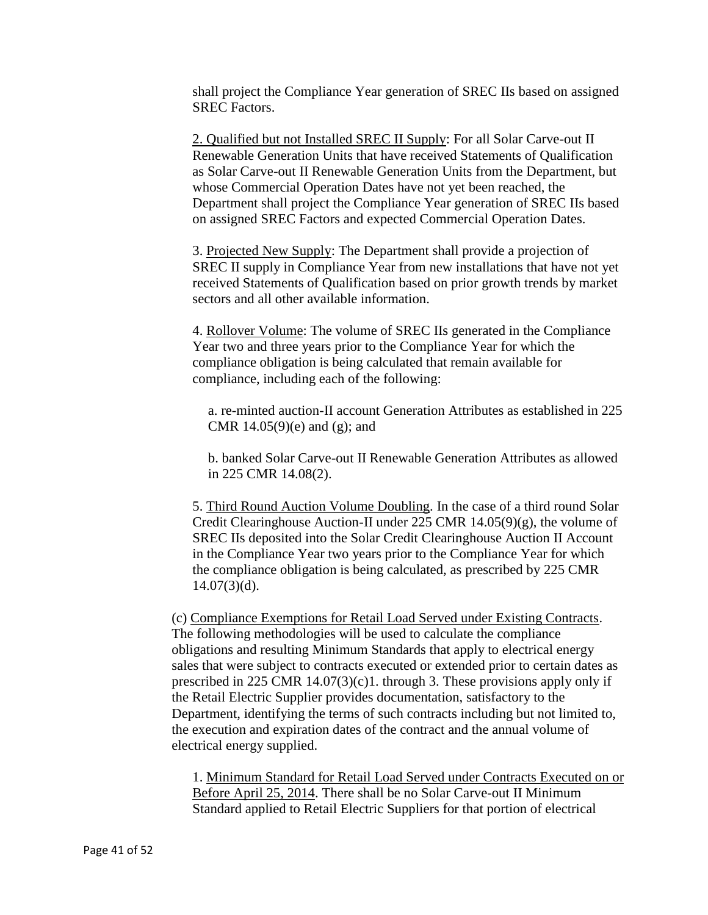shall project the Compliance Year generation of SREC IIs based on assigned SREC Factors.

2. Qualified but not Installed SREC II Supply: For all Solar Carve-out II Renewable Generation Units that have received Statements of Qualification as Solar Carve-out II Renewable Generation Units from the Department, but whose Commercial Operation Dates have not yet been reached, the Department shall project the Compliance Year generation of SREC IIs based on assigned SREC Factors and expected Commercial Operation Dates.

3. Projected New Supply: The Department shall provide a projection of SREC II supply in Compliance Year from new installations that have not yet received Statements of Qualification based on prior growth trends by market sectors and all other available information.

4. Rollover Volume: The volume of SREC IIs generated in the Compliance Year two and three years prior to the Compliance Year for which the compliance obligation is being calculated that remain available for compliance, including each of the following:

a. re-minted auction-II account Generation Attributes as established in 225 CMR 14.05(9)(e) and (g); and

b. banked Solar Carve-out II Renewable Generation Attributes as allowed in 225 CMR 14.08(2).

5. Third Round Auction Volume Doubling. In the case of a third round Solar Credit Clearinghouse Auction-II under 225 CMR 14.05(9)(g), the volume of SREC IIs deposited into the Solar Credit Clearinghouse Auction II Account in the Compliance Year two years prior to the Compliance Year for which the compliance obligation is being calculated, as prescribed by 225 CMR 14.07(3)(d).

(c) Compliance Exemptions for Retail Load Served under Existing Contracts. The following methodologies will be used to calculate the compliance obligations and resulting Minimum Standards that apply to electrical energy sales that were subject to contracts executed or extended prior to certain dates as prescribed in 225 CMR 14.07(3)(c)1. through 3. These provisions apply only if the Retail Electric Supplier provides documentation, satisfactory to the Department, identifying the terms of such contracts including but not limited to, the execution and expiration dates of the contract and the annual volume of electrical energy supplied.

1. Minimum Standard for Retail Load Served under Contracts Executed on or Before April 25, 2014. There shall be no Solar Carve-out II Minimum Standard applied to Retail Electric Suppliers for that portion of electrical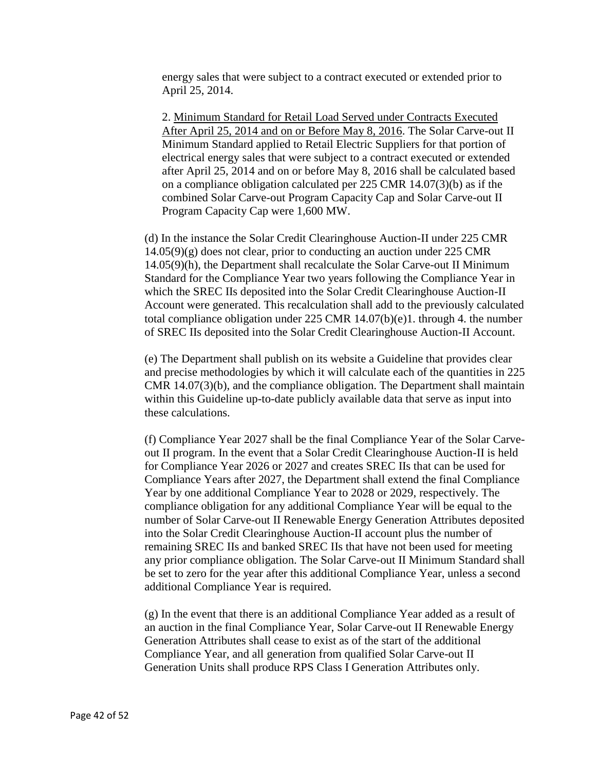energy sales that were subject to a contract executed or extended prior to April 25, 2014.

2. Minimum Standard for Retail Load Served under Contracts Executed After April 25, 2014 and on or Before May 8, 2016. The Solar Carve-out II Minimum Standard applied to Retail Electric Suppliers for that portion of electrical energy sales that were subject to a contract executed or extended after April 25, 2014 and on or before May 8, 2016 shall be calculated based on a compliance obligation calculated per 225 CMR 14.07(3)(b) as if the combined Solar Carve-out Program Capacity Cap and Solar Carve-out II Program Capacity Cap were 1,600 MW.

(d) In the instance the Solar Credit Clearinghouse Auction-II under 225 CMR 14.05(9)(g) does not clear, prior to conducting an auction under 225 CMR 14.05(9)(h), the Department shall recalculate the Solar Carve-out II Minimum Standard for the Compliance Year two years following the Compliance Year in which the SREC IIs deposited into the Solar Credit Clearinghouse Auction-II Account were generated. This recalculation shall add to the previously calculated total compliance obligation under 225 CMR 14.07(b)(e)1. through 4. the number of SREC IIs deposited into the Solar Credit Clearinghouse Auction-II Account.

(e) The Department shall publish on its website a Guideline that provides clear and precise methodologies by which it will calculate each of the quantities in 225 CMR 14.07(3)(b), and the compliance obligation. The Department shall maintain within this Guideline up-to-date publicly available data that serve as input into these calculations.

(f) Compliance Year 2027 shall be the final Compliance Year of the Solar Carve-out II program. In the event that a Solar Credit Clearinghouse Auction-II is held for Compliance Year 2026 or 2027 and creates SREC IIs that can be used for Compliance Years after 2027, the Department shall extend the final Compliance Year by one additional Compliance Year to 2028 or 2029, respectively. The compliance obligation for any additional Compliance Year will be equal to the number of Solar Carve-out II Renewable Energy Generation Attributes deposited into the Solar Credit Clearinghouse Auction-II account plus the number of remaining SREC IIs and banked SREC IIs that have not been used for meeting any prior compliance obligation. The Solar Carve-out II Minimum Standard shall be set to zero for the year after this additional Compliance Year, unless a second additional Compliance Year is required.

(g) In the event that there is an additional Compliance Year added as a result of an auction in the final Compliance Year, Solar Carve-out II Renewable Energy Generation Attributes shall cease to exist as of the start of the additional Compliance Year, and all generation from qualified Solar Carve-out II Generation Units shall produce RPS Class I Generation Attributes only.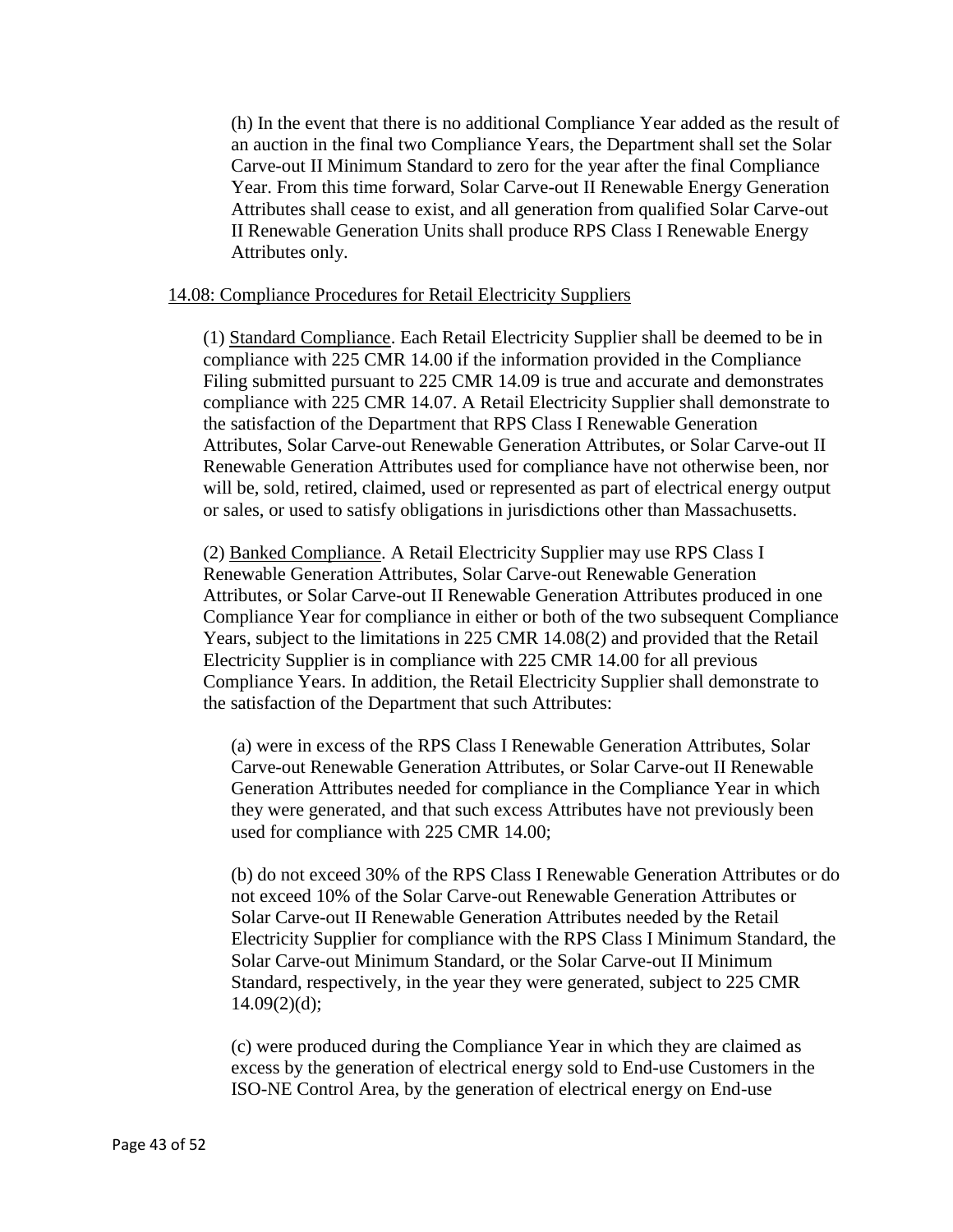(h) In the event that there is no additional Compliance Year added as the result of an auction in the final two Compliance Years, the Department shall set the Solar Carve-out II Minimum Standard to zero for the year after the final Compliance Year. From this time forward, Solar Carve-out II Renewable Energy Generation Attributes shall cease to exist, and all generation from qualified Solar Carve-out II Renewable Generation Units shall produce RPS Class I Renewable Energy Attributes only.

14.08: Compliance Procedures for Retail Electricity Suppliers

(1) Standard Compliance. Each Retail Electricity Supplier shall be deemed to be in compliance with 225 CMR 14.00 if the information provided in the Compliance Filing submitted pursuant to 225 CMR 14.09 is true and accurate and demonstrates compliance with 225 CMR 14.07. A Retail Electricity Supplier shall demonstrate to the satisfaction of the Department that RPS Class I Renewable Generation Attributes, Solar Carve-out Renewable Generation Attributes, or Solar Carve-out II Renewable Generation Attributes used for compliance have not otherwise been, nor will be, sold, retired, claimed, used or represented as part of electrical energy output or sales, or used to satisfy obligations in jurisdictions other than Massachusetts.

(2) Banked Compliance. A Retail Electricity Supplier may use RPS Class I Renewable Generation Attributes, Solar Carve-out Renewable Generation Attributes, or Solar Carve-out II Renewable Generation Attributes produced in one Compliance Year for compliance in either or both of the two subsequent Compliance Years, subject to the limitations in 225 CMR 14.08(2) and provided that the Retail Electricity Supplier is in compliance with 225 CMR 14.00 for all previous Compliance Years. In addition, the Retail Electricity Supplier shall demonstrate to the satisfaction of the Department that such Attributes:

(a) were in excess of the RPS Class I Renewable Generation Attributes, Solar Carve-out Renewable Generation Attributes, or Solar Carve-out II Renewable Generation Attributes needed for compliance in the Compliance Year in which they were generated, and that such excess Attributes have not previously been used for compliance with 225 CMR 14.00;

(b) do not exceed 30% of the RPS Class I Renewable Generation Attributes or do not exceed 10% of the Solar Carve-out Renewable Generation Attributes or Solar Carve-out II Renewable Generation Attributes needed by the Retail Electricity Supplier for compliance with the RPS Class I Minimum Standard, the Solar Carve-out Minimum Standard, or the Solar Carve-out II Minimum Standard, respectively, in the year they were generated, subject to 225 CMR 14.09(2)(d);

(c) were produced during the Compliance Year in which they are claimed as excess by the generation of electrical energy sold to End-use Customers in the ISO-NE Control Area, by the generation of electrical energy on End-use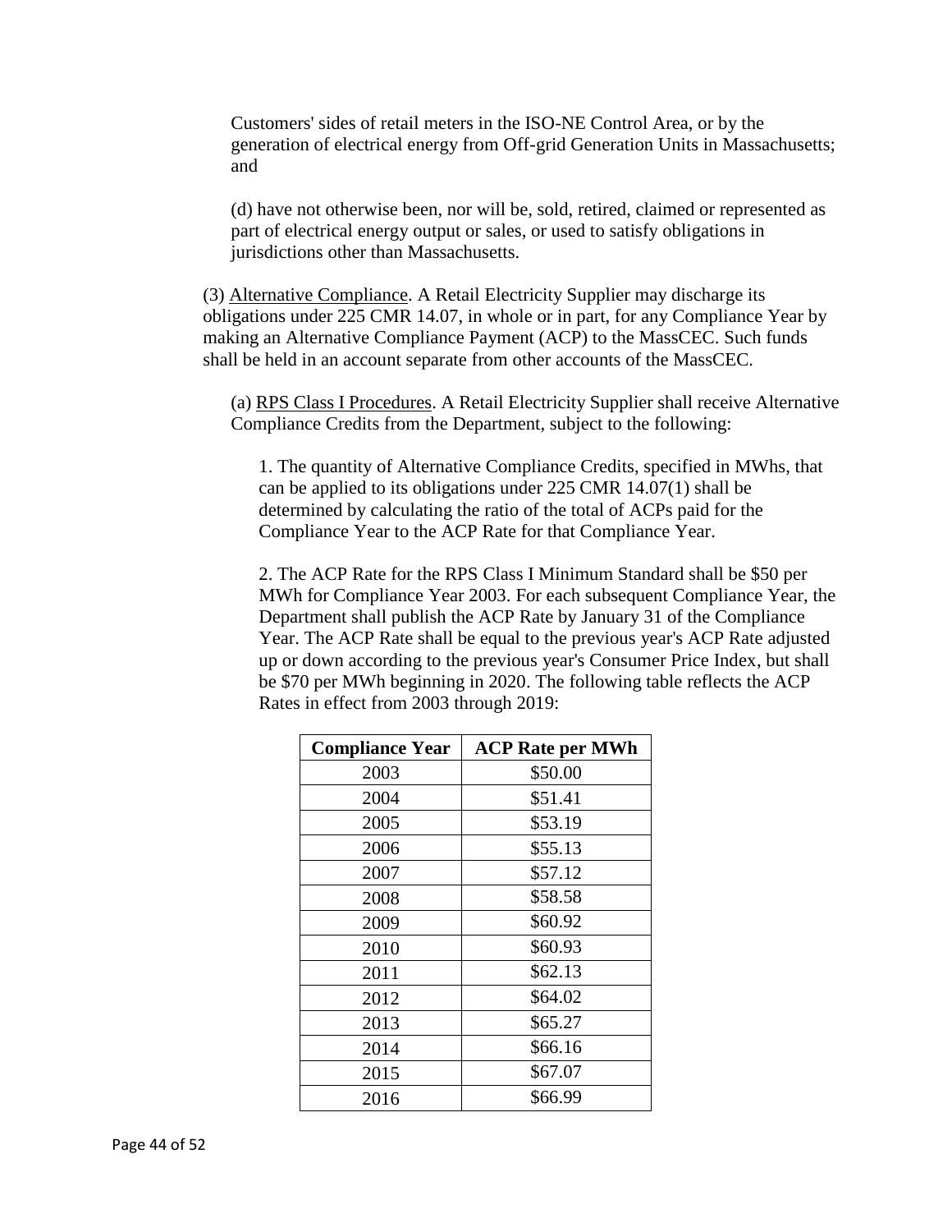Customers' sides of retail meters in the ISO-NE Control Area, or by the generation of electrical energy from Off-grid Generation Units in Massachusetts; and

(d) have not otherwise been, nor will be, sold, retired, claimed or represented as part of electrical energy output or sales, or used to satisfy obligations in jurisdictions other than Massachusetts.

(3) Alternative Compliance. A Retail Electricity Supplier may discharge its obligations under 225 CMR 14.07, in whole or in part, for any Compliance Year by making an Alternative Compliance Payment (ACP) to the MassCEC. Such funds shall be held in an account separate from other accounts of the MassCEC.

(a) RPS Class I Procedures. A Retail Electricity Supplier shall receive Alternative Compliance Credits from the Department, subject to the following:

1. The quantity of Alternative Compliance Credits, specified in MWhs, that can be applied to its obligations under 225 CMR 14.07(1) shall be determined by calculating the ratio of the total of ACPs paid for the Compliance Year to the ACP Rate for that Compliance Year.

2. The ACP Rate for the RPS Class I Minimum Standard shall be $50 per MWh for Compliance Year 2003. For each subsequent Compliance Year, the Department shall publish the ACP Rate by January 31 of the Compliance Year. The ACP Rate shall be equal to the previous year's ACP Rate adjusted up or down according to the previous year's Consumer Price Index, but shall be $70 per MWh beginning in 2020. The following table reflects the ACP Rates in effect from 2003 through 2019:

| Compliance Year | ACP Rate per MWh |
|---|---|
| 2003 | $50.00 |
| 2004 | $51.41 |
| 2005 | $53.19 |
| 2006 | $55.13 |
| 2007 | $57.12 |
| 2008 | $58.58 |
| 2009 | $60.92 |
| 2010 | $60.93 |
| 2011 | $62.13 |
| 2012 | $64.02 |
| 2013 | $65.27 |
| 2014 | $66.16 |
| 2015 | $67.07 |
| 2016 | $66.99 |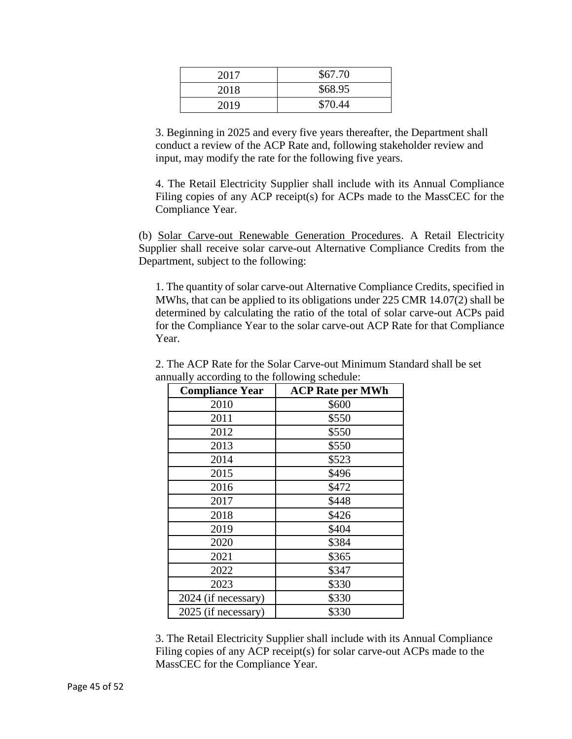| | |
|---|---|
| 2017 | \$67.70 |
| 2018 | \$68.95 |
| 2019 | \$70.44 |

3. Beginning in 2025 and every five years thereafter, the Department shall conduct a review of the ACP Rate and, following stakeholder review and input, may modify the rate for the following five years.

4. The Retail Electricity Supplier shall include with its Annual Compliance Filing copies of any ACP receipt(s) for ACPs made to the MassCEC for the Compliance Year.

(b) Solar Carve-out Renewable Generation Procedures. A Retail Electricity Supplier shall receive solar carve-out Alternative Compliance Credits from the Department, subject to the following:

1. The quantity of solar carve-out Alternative Compliance Credits, specified in MWhs, that can be applied to its obligations under 225 CMR 14.07(2) shall be determined by calculating the ratio of the total of solar carve-out ACPs paid for the Compliance Year to the solar carve-out ACP Rate for that Compliance Year.

2. The ACP Rate for the Solar Carve-out Minimum Standard shall be set annually according to the following schedule:

| Compliance Year | ACP Rate per MWh |
|---|---|
| 2010 | \$600 |
| 2011 | \$550 |
| 2012 | \$550 |
| 2013 | \$550 |
| 2014 | \$523 |
| 2015 | \$496 |
| 2016 | \$472 |
| 2017 | \$448 |
| 2018 | \$426 |
| 2019 | \$404 |
| 2020 | \$384 |
| 2021 | \$365 |
| 2022 | \$347 |
| 2023 | \$330 |
| 2024 (if necessary) | \$330 |
| 2025 (if necessary) | \$330 |

3. The Retail Electricity Supplier shall include with its Annual Compliance Filing copies of any ACP receipt(s) for solar carve-out ACPs made to the MassCEC for the Compliance Year.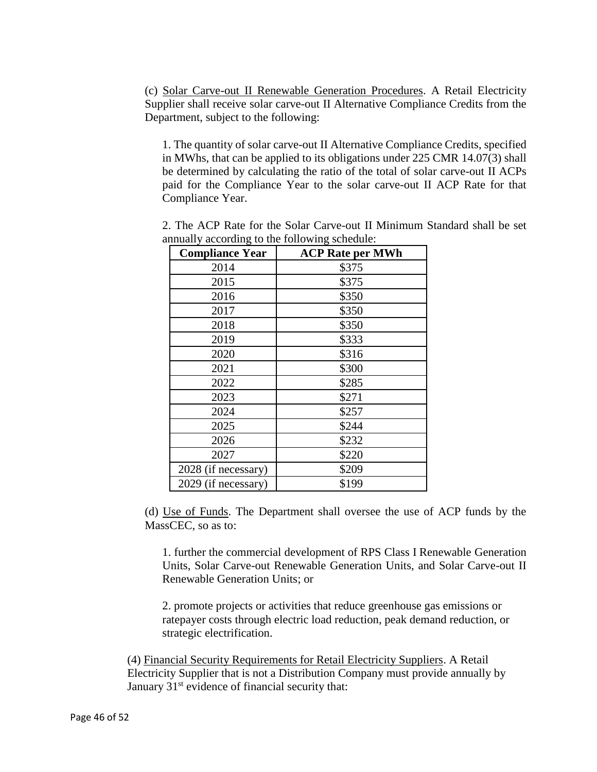(c) Solar Carve-out II Renewable Generation Procedures. A Retail Electricity Supplier shall receive solar carve-out II Alternative Compliance Credits from the Department, subject to the following:

1. The quantity of solar carve-out II Alternative Compliance Credits, specified in MWhs, that can be applied to its obligations under 225 CMR 14.07(3) shall be determined by calculating the ratio of the total of solar carve-out II ACPs paid for the Compliance Year to the solar carve-out II ACP Rate for that Compliance Year.

2. The ACP Rate for the Solar Carve-out II Minimum Standard shall be set annually according to the following schedule:

| Compliance Year | ACP Rate per MWh |
|---|---|
| 2014 | $375 |
| 2015 | $375 |
| 2016 | $350 |
| 2017 | $350 |
| 2018 | $350 |
| 2019 | $333 |
| 2020 | $316 |
| 2021 | $300 |
| 2022 | $285 |
| 2023 | $271 |
| 2024 | $257 |
| 2025 | $244 |
| 2026 | $232 |
| 2027 | $220 |
| 2028 (if necessary) | $209 |
| 2029 (if necessary) | $199 |

(d) Use of Funds. The Department shall oversee the use of ACP funds by the MassCEC, so as to:

1. further the commercial development of RPS Class I Renewable Generation Units, Solar Carve-out Renewable Generation Units, and Solar Carve-out II Renewable Generation Units; or

2. promote projects or activities that reduce greenhouse gas emissions or ratepayer costs through electric load reduction, peak demand reduction, or strategic electrification.

(4) Financial Security Requirements for Retail Electricity Suppliers. A Retail Electricity Supplier that is not a Distribution Company must provide annually by January 31st evidence of financial security that: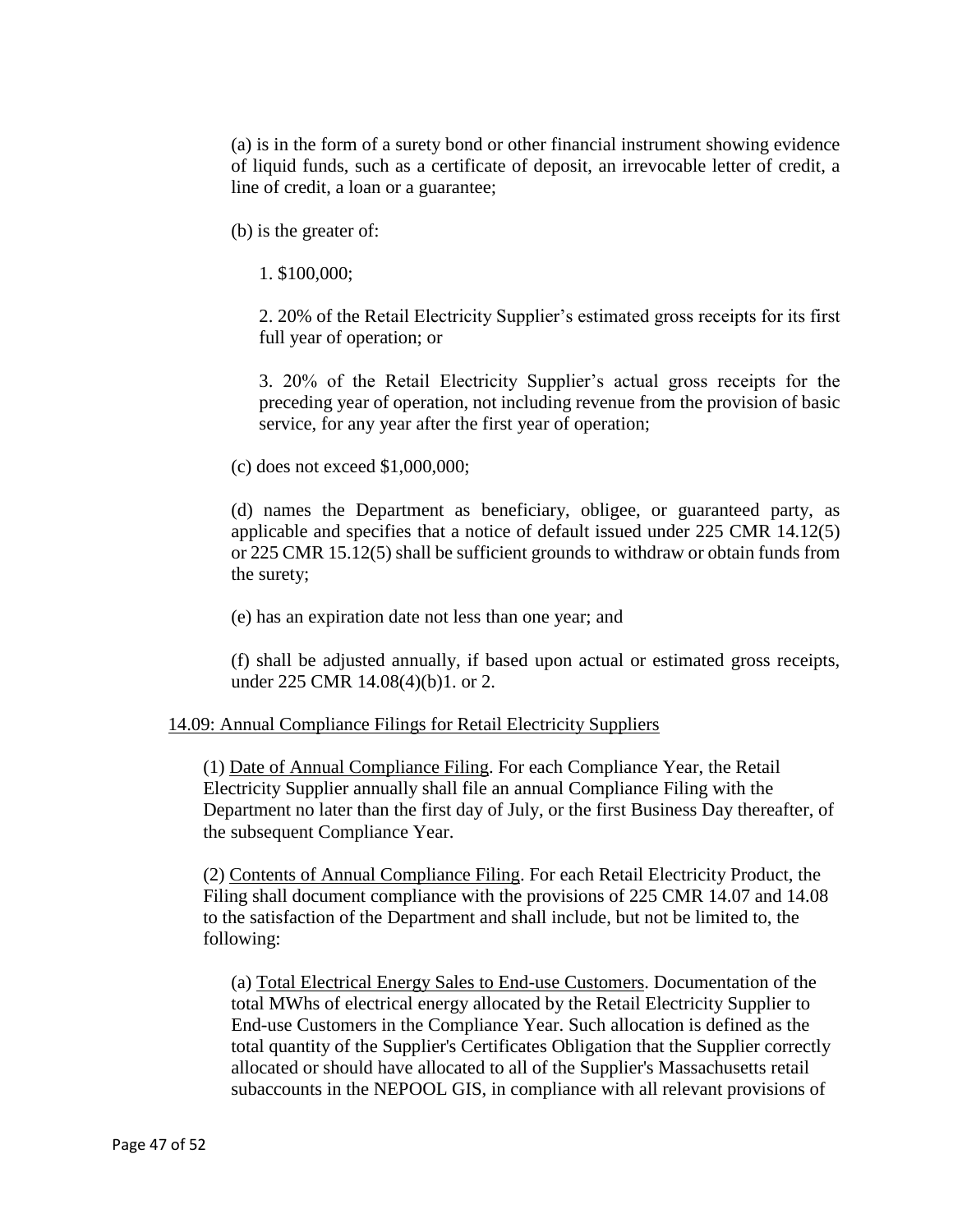(a) is in the form of a surety bond or other financial instrument showing evidence of liquid funds, such as a certificate of deposit, an irrevocable letter of credit, a line of credit, a loan or a guarantee;

(b) is the greater of:

1. $100,000;

2. 20% of the Retail Electricity Supplier's estimated gross receipts for its first full year of operation; or

3. 20% of the Retail Electricity Supplier's actual gross receipts for the preceding year of operation, not including revenue from the provision of basic service, for any year after the first year of operation;

(c) does not exceed $1,000,000;

(d) names the Department as beneficiary, obligee, or guaranteed party, as applicable and specifies that a notice of default issued under 225 CMR 14.12(5) or 225 CMR 15.12(5) shall be sufficient grounds to withdraw or obtain funds from the surety;

(e) has an expiration date not less than one year; and

(f) shall be adjusted annually, if based upon actual or estimated gross receipts, under 225 CMR 14.08(4)(b)1. or 2.

<u>14.09: Annual Compliance Filings for Retail Electricity Suppliers</u>

(1) <u>Date of Annual Compliance Filing</u>. For each Compliance Year, the Retail Electricity Supplier annually shall file an annual Compliance Filing with the Department no later than the first day of July, or the first Business Day thereafter, of the subsequent Compliance Year.

(2) <u>Contents of Annual Compliance Filing</u>. For each Retail Electricity Product, the Filing shall document compliance with the provisions of 225 CMR 14.07 and 14.08 to the satisfaction of the Department and shall include, but not be limited to, the following:

(a) <u>Total Electrical Energy Sales to End-use Customers</u>. Documentation of the total MWhs of electrical energy allocated by the Retail Electricity Supplier to End-use Customers in the Compliance Year. Such allocation is defined as the total quantity of the Supplier's Certificates Obligation that the Supplier correctly allocated or should have allocated to all of the Supplier's Massachusetts retail subaccounts in the NEPOOL GIS, in compliance with all relevant provisions of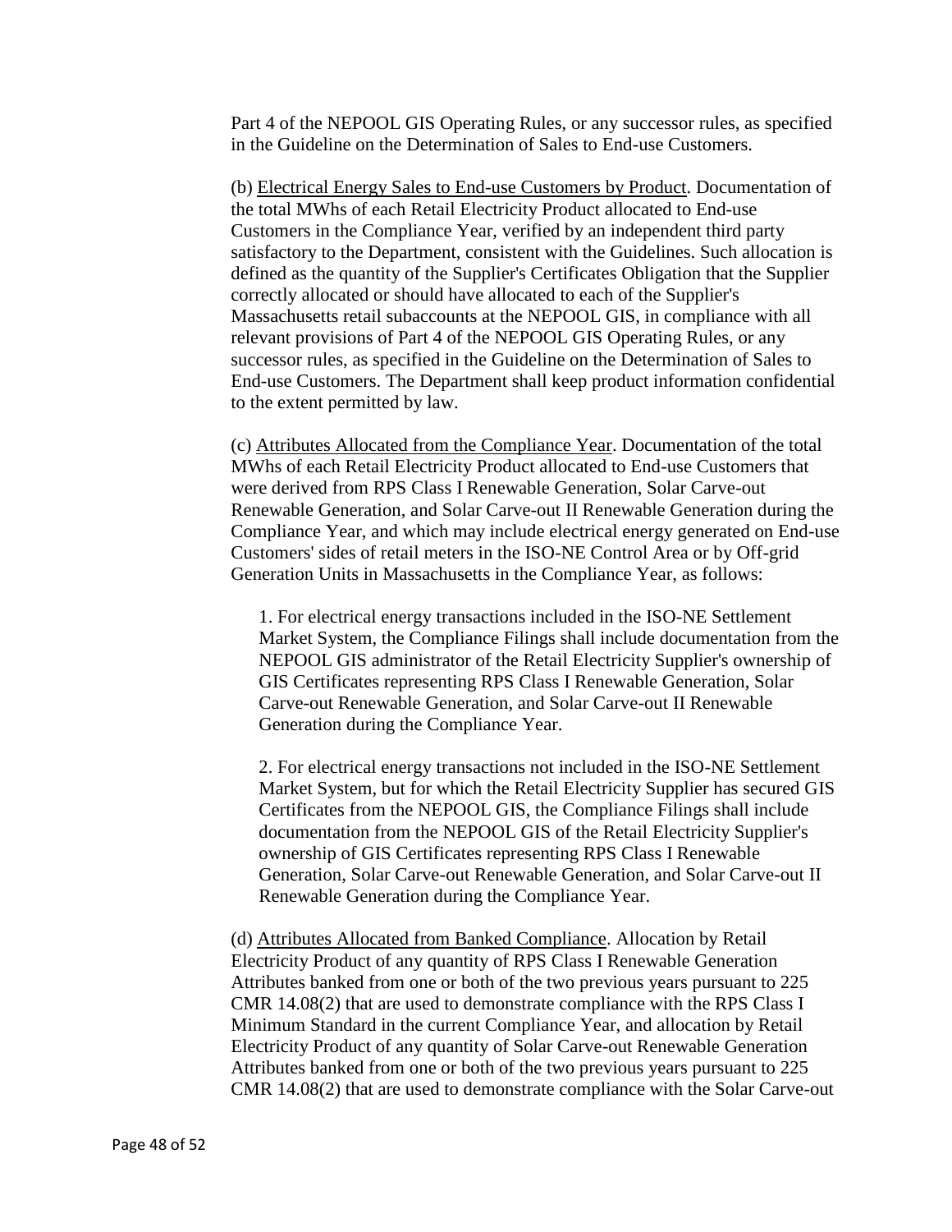Part 4 of the NEPOOL GIS Operating Rules, or any successor rules, as specified in the Guideline on the Determination of Sales to End-use Customers.

(b) <u>Electrical Energy Sales to End-use Customers by Product</u>. Documentation of the total MWhs of each Retail Electricity Product allocated to End-use Customers in the Compliance Year, verified by an independent third party satisfactory to the Department, consistent with the Guidelines. Such allocation is defined as the quantity of the Supplier's Certificates Obligation that the Supplier correctly allocated or should have allocated to each of the Supplier's Massachusetts retail subaccounts at the NEPOOL GIS, in compliance with all relevant provisions of Part 4 of the NEPOOL GIS Operating Rules, or any successor rules, as specified in the Guideline on the Determination of Sales to End-use Customers. The Department shall keep product information confidential to the extent permitted by law.

(c) <u>Attributes Allocated from the Compliance Year</u>. Documentation of the total MWhs of each Retail Electricity Product allocated to End-use Customers that were derived from RPS Class I Renewable Generation, Solar Carve-out Renewable Generation, and Solar Carve-out II Renewable Generation during the Compliance Year, and which may include electrical energy generated on End-use Customers' sides of retail meters in the ISO-NE Control Area or by Off-grid Generation Units in Massachusetts in the Compliance Year, as follows:

1. For electrical energy transactions included in the ISO-NE Settlement Market System, the Compliance Filings shall include documentation from the NEPOOL GIS administrator of the Retail Electricity Supplier's ownership of GIS Certificates representing RPS Class I Renewable Generation, Solar Carve-out Renewable Generation, and Solar Carve-out II Renewable Generation during the Compliance Year.

2. For electrical energy transactions not included in the ISO-NE Settlement Market System, but for which the Retail Electricity Supplier has secured GIS Certificates from the NEPOOL GIS, the Compliance Filings shall include documentation from the NEPOOL GIS of the Retail Electricity Supplier's ownership of GIS Certificates representing RPS Class I Renewable Generation, Solar Carve-out Renewable Generation, and Solar Carve-out II Renewable Generation during the Compliance Year.

(d) <u>Attributes Allocated from Banked Compliance</u>. Allocation by Retail Electricity Product of any quantity of RPS Class I Renewable Generation Attributes banked from one or both of the two previous years pursuant to 225 CMR 14.08(2) that are used to demonstrate compliance with the RPS Class I Minimum Standard in the current Compliance Year, and allocation by Retail Electricity Product of any quantity of Solar Carve-out Renewable Generation Attributes banked from one or both of the two previous years pursuant to 225 CMR 14.08(2) that are used to demonstrate compliance with the Solar Carve-out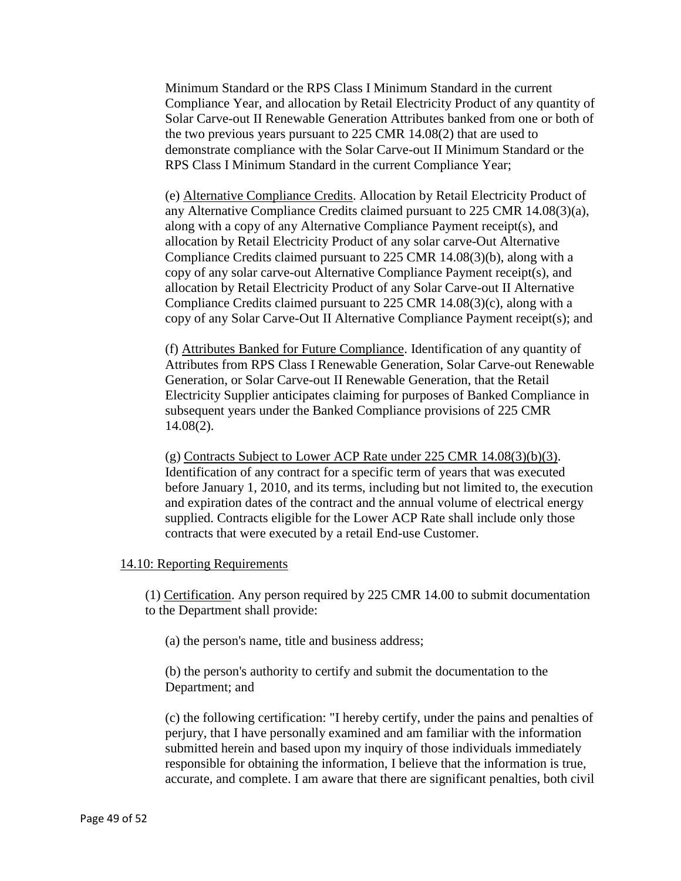Minimum Standard or the RPS Class I Minimum Standard in the current Compliance Year, and allocation by Retail Electricity Product of any quantity of Solar Carve-out II Renewable Generation Attributes banked from one or both of the two previous years pursuant to 225 CMR 14.08(2) that are used to demonstrate compliance with the Solar Carve-out II Minimum Standard or the RPS Class I Minimum Standard in the current Compliance Year;

(e) Alternative Compliance Credits. Allocation by Retail Electricity Product of any Alternative Compliance Credits claimed pursuant to 225 CMR 14.08(3)(a), along with a copy of any Alternative Compliance Payment receipt(s), and allocation by Retail Electricity Product of any solar carve-Out Alternative Compliance Credits claimed pursuant to 225 CMR 14.08(3)(b), along with a copy of any solar carve-out Alternative Compliance Payment receipt(s), and allocation by Retail Electricity Product of any Solar Carve-out II Alternative Compliance Credits claimed pursuant to 225 CMR 14.08(3)(c), along with a copy of any Solar Carve-Out II Alternative Compliance Payment receipt(s); and

(f) Attributes Banked for Future Compliance. Identification of any quantity of Attributes from RPS Class I Renewable Generation, Solar Carve-out Renewable Generation, or Solar Carve-out II Renewable Generation, that the Retail Electricity Supplier anticipates claiming for purposes of Banked Compliance in subsequent years under the Banked Compliance provisions of 225 CMR 14.08(2).

(g) Contracts Subject to Lower ACP Rate under 225 CMR 14.08(3)(b)(3). Identification of any contract for a specific term of years that was executed before January 1, 2010, and its terms, including but not limited to, the execution and expiration dates of the contract and the annual volume of electrical energy supplied. Contracts eligible for the Lower ACP Rate shall include only those contracts that were executed by a retail End-use Customer.

## 14.10: Reporting Requirements

(1) Certification. Any person required by 225 CMR 14.00 to submit documentation to the Department shall provide:

(a) the person's name, title and business address;

(b) the person's authority to certify and submit the documentation to the Department; and

(c) the following certification: "I hereby certify, under the pains and penalties of perjury, that I have personally examined and am familiar with the information submitted herein and based upon my inquiry of those individuals immediately responsible for obtaining the information, I believe that the information is true, accurate, and complete. I am aware that there are significant penalties, both civil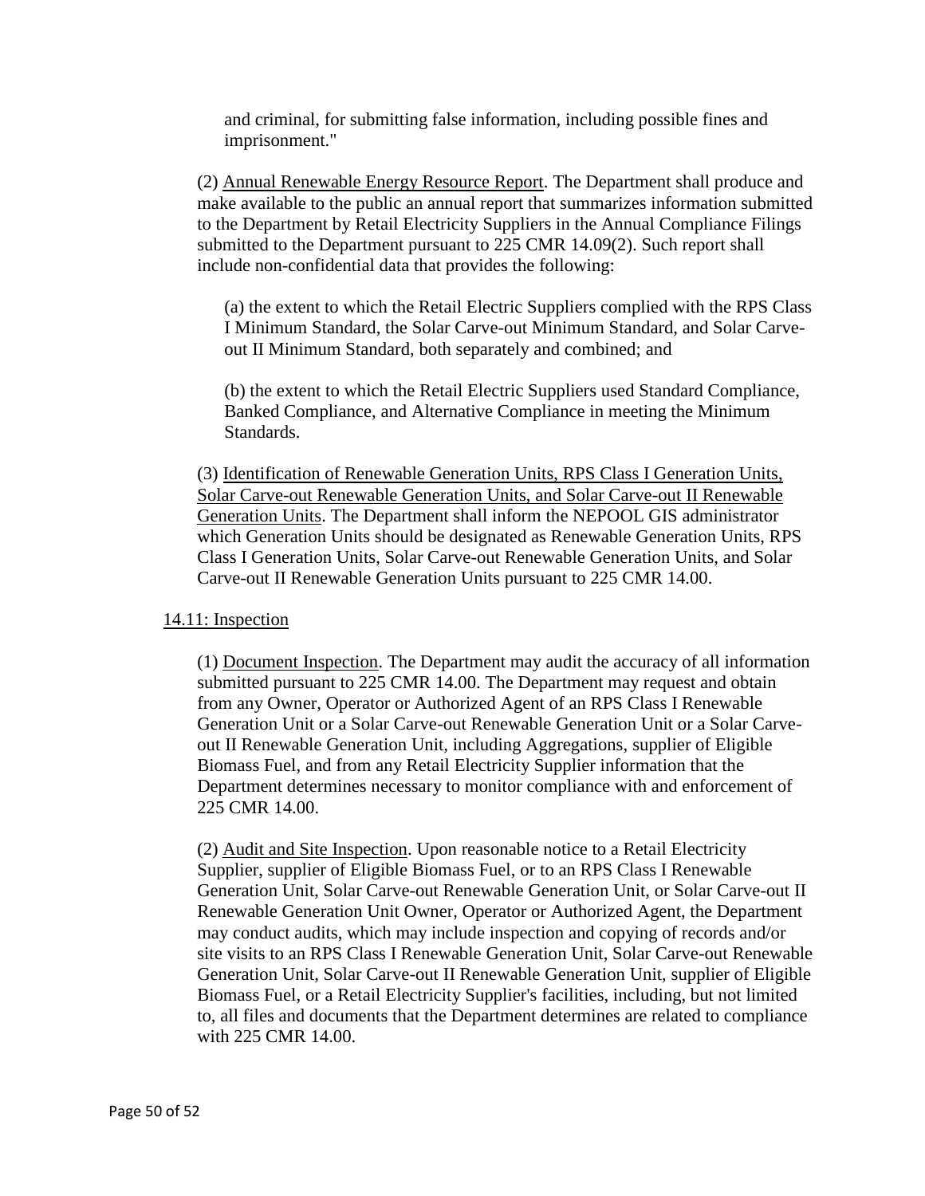and criminal, for submitting false information, including possible fines and imprisonment."

(2) Annual Renewable Energy Resource Report. The Department shall produce and make available to the public an annual report that summarizes information submitted to the Department by Retail Electricity Suppliers in the Annual Compliance Filings submitted to the Department pursuant to 225 CMR 14.09(2). Such report shall include non-confidential data that provides the following:

(a) the extent to which the Retail Electric Suppliers complied with the RPS Class I Minimum Standard, the Solar Carve-out Minimum Standard, and Solar Carve-out II Minimum Standard, both separately and combined; and

(b) the extent to which the Retail Electric Suppliers used Standard Compliance, Banked Compliance, and Alternative Compliance in meeting the Minimum Standards.

(3) Identification of Renewable Generation Units, RPS Class I Generation Units, Solar Carve-out Renewable Generation Units, and Solar Carve-out II Renewable Generation Units. The Department shall inform the NEPOOL GIS administrator which Generation Units should be designated as Renewable Generation Units, RPS Class I Generation Units, Solar Carve-out Renewable Generation Units, and Solar Carve-out II Renewable Generation Units pursuant to 225 CMR 14.00.

## 14.11: Inspection

(1) Document Inspection. The Department may audit the accuracy of all information submitted pursuant to 225 CMR 14.00. The Department may request and obtain from any Owner, Operator or Authorized Agent of an RPS Class I Renewable Generation Unit or a Solar Carve-out Renewable Generation Unit or a Solar Carve-out II Renewable Generation Unit, including Aggregations, supplier of Eligible Biomass Fuel, and from any Retail Electricity Supplier information that the Department determines necessary to monitor compliance with and enforcement of 225 CMR 14.00.

(2) Audit and Site Inspection. Upon reasonable notice to a Retail Electricity Supplier, supplier of Eligible Biomass Fuel, or to an RPS Class I Renewable Generation Unit, Solar Carve-out Renewable Generation Unit, or Solar Carve-out II Renewable Generation Unit Owner, Operator or Authorized Agent, the Department may conduct audits, which may include inspection and copying of records and/or site visits to an RPS Class I Renewable Generation Unit, Solar Carve-out Renewable Generation Unit, Solar Carve-out II Renewable Generation Unit, supplier of Eligible Biomass Fuel, or a Retail Electricity Supplier's facilities, including, but not limited to, all files and documents that the Department determines are related to compliance with 225 CMR 14.00.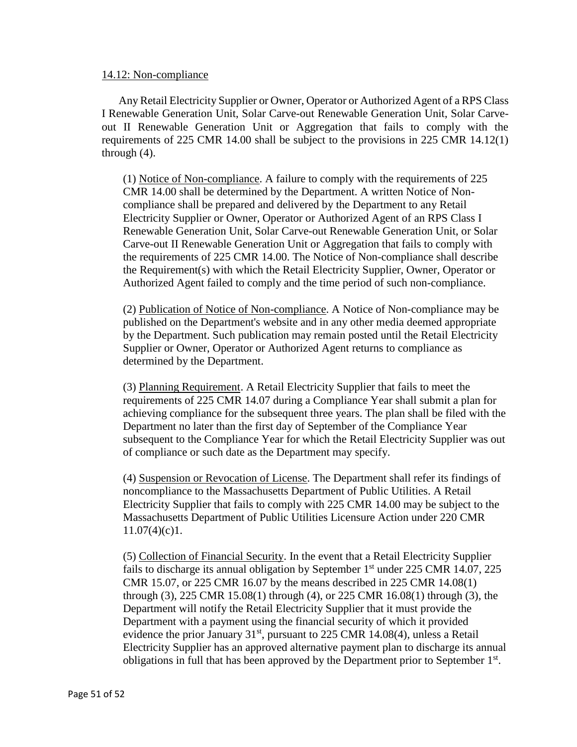14.12: Non-compliance

Any Retail Electricity Supplier or Owner, Operator or Authorized Agent of a RPS Class I Renewable Generation Unit, Solar Carve-out Renewable Generation Unit, Solar Carve-out II Renewable Generation Unit or Aggregation that fails to comply with the requirements of 225 CMR 14.00 shall be subject to the provisions in 225 CMR 14.12(1) through (4).

(1) Notice of Non-compliance. A failure to comply with the requirements of 225 CMR 14.00 shall be determined by the Department. A written Notice of Non-compliance shall be prepared and delivered by the Department to any Retail Electricity Supplier or Owner, Operator or Authorized Agent of an RPS Class I Renewable Generation Unit, Solar Carve-out Renewable Generation Unit, or Solar Carve-out II Renewable Generation Unit or Aggregation that fails to comply with the requirements of 225 CMR 14.00. The Notice of Non-compliance shall describe the Requirement(s) with which the Retail Electricity Supplier, Owner, Operator or Authorized Agent failed to comply and the time period of such non-compliance.

(2) Publication of Notice of Non-compliance. A Notice of Non-compliance may be published on the Department's website and in any other media deemed appropriate by the Department. Such publication may remain posted until the Retail Electricity Supplier or Owner, Operator or Authorized Agent returns to compliance as determined by the Department.

(3) Planning Requirement. A Retail Electricity Supplier that fails to meet the requirements of 225 CMR 14.07 during a Compliance Year shall submit a plan for achieving compliance for the subsequent three years. The plan shall be filed with the Department no later than the first day of September of the Compliance Year subsequent to the Compliance Year for which the Retail Electricity Supplier was out of compliance or such date as the Department may specify.

(4) Suspension or Revocation of License. The Department shall refer its findings of noncompliance to the Massachusetts Department of Public Utilities. A Retail Electricity Supplier that fails to comply with 225 CMR 14.00 may be subject to the Massachusetts Department of Public Utilities Licensure Action under 220 CMR 11.07(4)(c)1.

(5) Collection of Financial Security. In the event that a Retail Electricity Supplier fails to discharge its annual obligation by September 1st under 225 CMR 14.07, 225 CMR 15.07, or 225 CMR 16.07 by the means described in 225 CMR 14.08(1) through (3), 225 CMR 15.08(1) through (4), or 225 CMR 16.08(1) through (3), the Department will notify the Retail Electricity Supplier that it must provide the Department with a payment using the financial security of which it provided evidence the prior January 31st, pursuant to 225 CMR 14.08(4), unless a Retail Electricity Supplier has an approved alternative payment plan to discharge its annual obligations in full that has been approved by the Department prior to September 1st.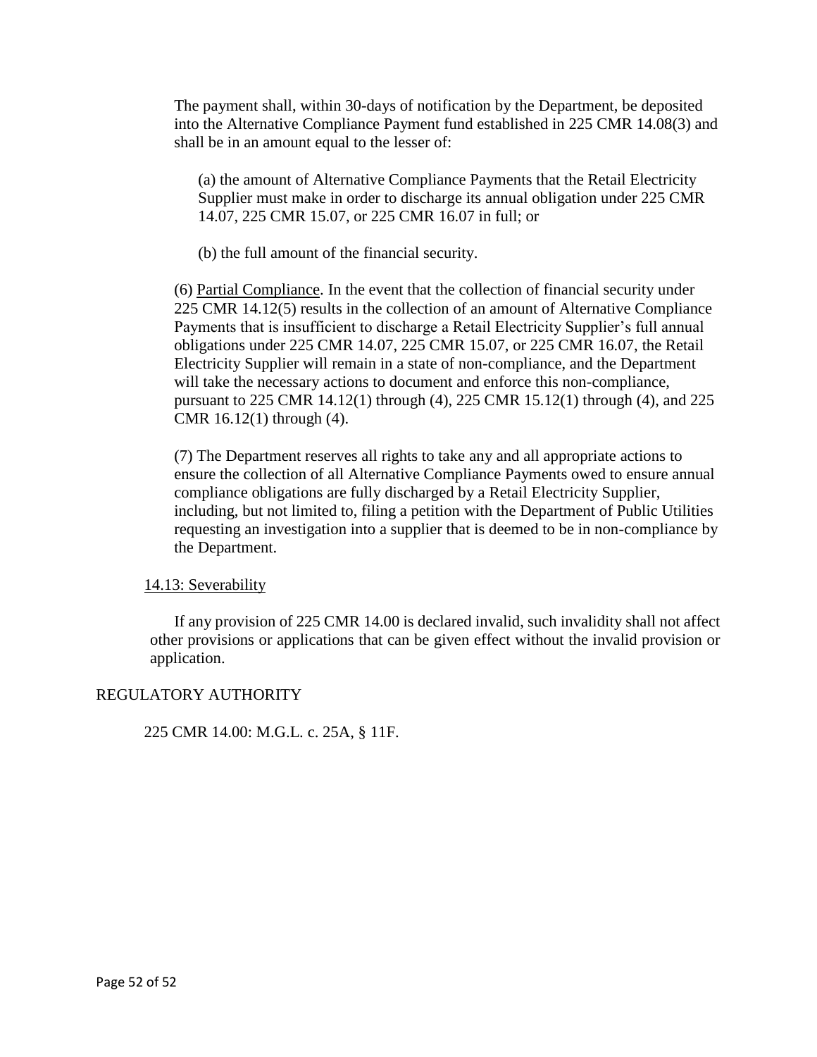The payment shall, within 30-days of notification by the Department, be deposited into the Alternative Compliance Payment fund established in 225 CMR 14.08(3) and shall be in an amount equal to the lesser of:

(a) the amount of Alternative Compliance Payments that the Retail Electricity Supplier must make in order to discharge its annual obligation under 225 CMR 14.07, 225 CMR 15.07, or 225 CMR 16.07 in full; or

(b) the full amount of the financial security.

(6) Partial Compliance. In the event that the collection of financial security under 225 CMR 14.12(5) results in the collection of an amount of Alternative Compliance Payments that is insufficient to discharge a Retail Electricity Supplier's full annual obligations under 225 CMR 14.07, 225 CMR 15.07, or 225 CMR 16.07, the Retail Electricity Supplier will remain in a state of non-compliance, and the Department will take the necessary actions to document and enforce this non-compliance, pursuant to 225 CMR 14.12(1) through (4), 225 CMR 15.12(1) through (4), and 225 CMR 16.12(1) through (4).

(7) The Department reserves all rights to take any and all appropriate actions to ensure the collection of all Alternative Compliance Payments owed to ensure annual compliance obligations are fully discharged by a Retail Electricity Supplier, including, but not limited to, filing a petition with the Department of Public Utilities requesting an investigation into a supplier that is deemed to be in non-compliance by the Department.

14.13: Severability

If any provision of 225 CMR 14.00 is declared invalid, such invalidity shall not affect other provisions or applications that can be given effect without the invalid provision or application.

REGULATORY AUTHORITY

225 CMR 14.00: M.G.L. c. 25A, § 11F.